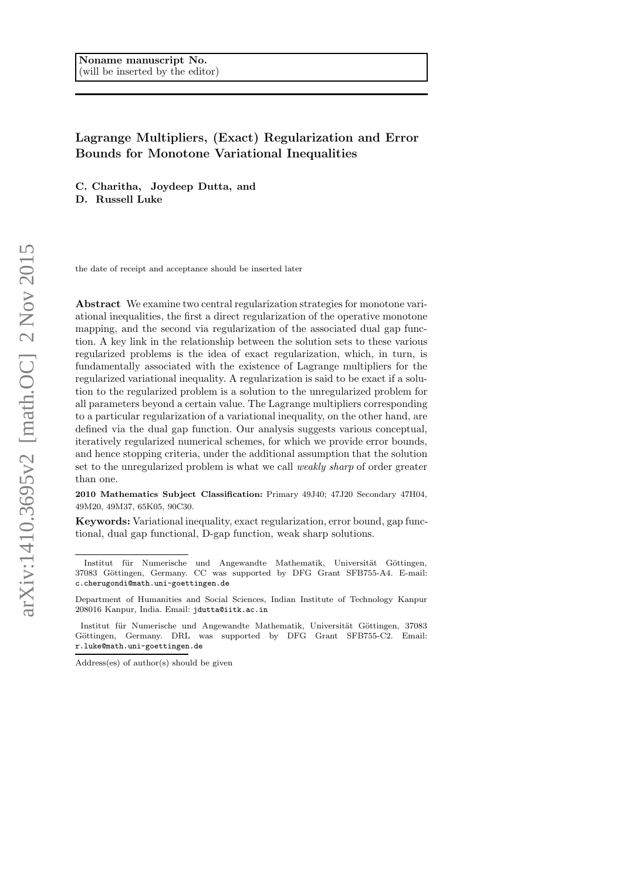Noname manuscript No.
(will be inserted by the editor)

# Lagrange Multipliers, (Exact) Regularization and Error Bounds for Monotone Variational Inequalities

**C. Charitha, Joydeep Dutta, and D. Russell Luke**

the date of receipt and acceptance should be inserted later

**Abstract** We examine two central regularization strategies for monotone variational inequalities, the first a direct regularization of the operative monotone mapping, and the second via regularization of the associated dual gap function. A key link in the relationship between the solution sets to these various regularized problems is the idea of exact regularization, which, in turn, is fundamentally associated with the existence of Lagrange multipliers for the regularized variational inequality. A regularization is said to be exact if a solution to the regularized problem is a solution to the unregularized problem for all parameters beyond a certain value. The Lagrange multipliers corresponding to a particular regularization of a variational inequality, on the other hand, are defined via the dual gap function. Our analysis suggests various conceptual, iteratively regularized numerical schemes, for which we provide error bounds, and hence stopping criteria, under the additional assumption that the solution set to the unregularized problem is what we call *weakly sharp* of order greater than one.

**2010 Mathematics Subject Classification:** Primary 49J40; 47J20 Secondary 47H04, 49M20, 49M37, 65K05, 90C30.

**Keywords:** Variational inequality, exact regularization, error bound, gap functional, dual gap functional, D-gap function, weak sharp solutions.

---

Institut für Numerische und Angewandte Mathematik, Universität Göttingen, 37083 Göttingen, Germany. CC was supported by DFG Grant SFB755-A4. E-mail: c.cherugondi@math.uni-goettingen.de

Department of Humanities and Social Sciences, Indian Institute of Technology Kanpur 208016 Kanpur, India. Email: jdutta@iitk.ac.in

Institut für Numerische und Angewandte Mathematik, Universität Göttingen, 37083 Göttingen, Germany. DRL was supported by DFG Grant SFB755-C2. Email: r.luke@math.uni-goettingen.de

Address(es) of author(s) should be given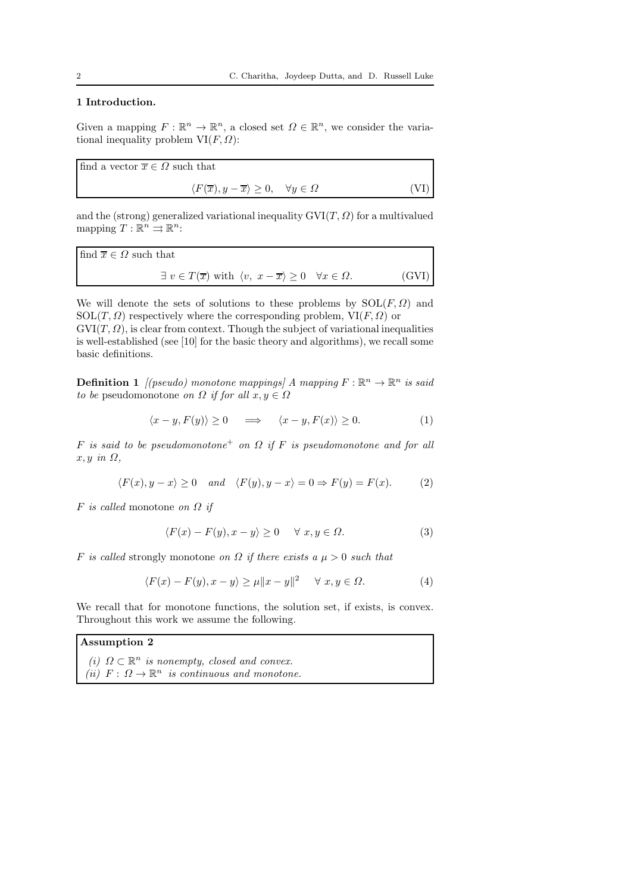## 1 Introduction.

Given a mapping $F : \mathbb{R}^n \to \mathbb{R}^n$, a closed set $\Omega \in \mathbb{R}^n$, we consider the variational inequality problem $\mathrm{VI}(F, \Omega)$:

find a vector $\overline{x} \in \Omega$ such that

$$\langle F(\overline{x}), y - \overline{x} \rangle \geq 0, \quad \forall y \in \Omega \tag{VI}$$

and the (strong) generalized variational inequality $\mathrm{GVI}(T, \Omega)$ for a multivalued mapping $T : \mathbb{R}^n \rightrightarrows \mathbb{R}^n$:

find $\overline{x} \in \Omega$ such that

$$\exists\, v \in T(\overline{x}) \text{ with } \langle v,\ x - \overline{x} \rangle \geq 0 \quad \forall x \in \Omega. \tag{GVI}$$

We will denote the sets of solutions to these problems by $\mathrm{SOL}(F, \Omega)$ and $\mathrm{SOL}(T, \Omega)$ respectively where the corresponding problem, $\mathrm{VI}(F, \Omega)$ or $\mathrm{GVI}(T, \Omega)$, is clear from context. Though the subject of variational inequalities is well-established (see [10] for the basic theory and algorithms), we recall some basic definitions.

**Definition 1** *[(pseudo) monotone mappings] A mapping $F : \mathbb{R}^n \to \mathbb{R}^n$ is said to be* pseudomonotone *on $\Omega$ if for all $x, y \in \Omega$*

$$\langle x - y, F(y) \rangle \geq 0 \quad \Longrightarrow \quad \langle x - y, F(x) \rangle \geq 0. \tag{1}$$

*$F$ is said to be pseudomonotone$^+$ on $\Omega$ if $F$ is pseudomonotone and for all $x, y$ in $\Omega$,*

$$\langle F(x), y - x \rangle \geq 0 \quad \text{and} \quad \langle F(y), y - x \rangle = 0 \Rightarrow F(y) = F(x). \tag{2}$$

*$F$ is called* monotone *on $\Omega$ if*

$$\langle F(x) - F(y), x - y \rangle \geq 0 \quad \forall\ x, y \in \Omega. \tag{3}$$

*$F$ is called* strongly monotone *on $\Omega$ if there exists a $\mu > 0$ such that*

$$\langle F(x) - F(y), x - y \rangle \geq \mu \|x - y\|^2 \quad \forall\ x, y \in \Omega. \tag{4}$$

We recall that for monotone functions, the solution set, if exists, is convex. Throughout this work we assume the following.

**Assumption 2**

*(i) $\Omega \subset \mathbb{R}^n$ is nonempty, closed and convex.*
*(ii) $F : \Omega \to \mathbb{R}^n$ is continuous and monotone.*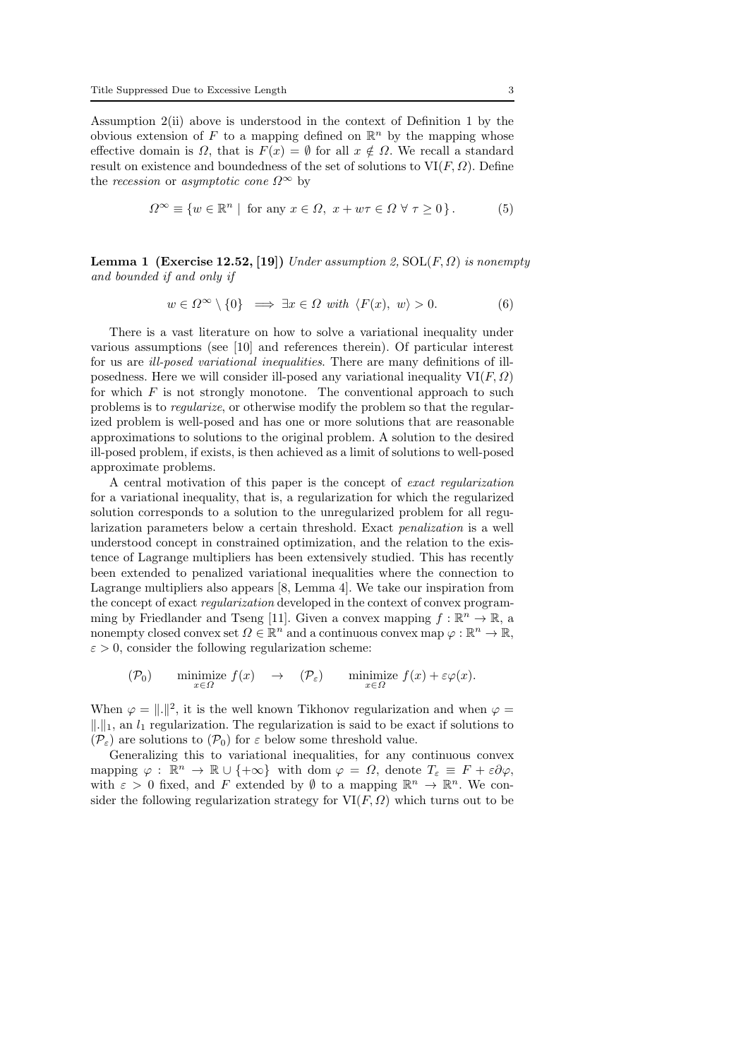Assumption 2(ii) above is understood in the context of Definition 1 by the obvious extension of $F$ to a mapping defined on $\mathbb{R}^n$ by the mapping whose effective domain is $\Omega$, that is $F(x) = \emptyset$ for all $x \notin \Omega$. We recall a standard result on existence and boundedness of the set of solutions to $\mathrm{VI}(F, \Omega)$. Define the *recession* or *asymptotic cone* $\Omega^\infty$ by

$$\Omega^\infty \equiv \{ w \in \mathbb{R}^n \mid \text{ for any } x \in \Omega,\ x + w\tau \in \Omega\ \forall\ \tau \geq 0 \}. \tag{5}$$

**Lemma 1 (Exercise 12.52, [19])** *Under assumption 2,* $\mathrm{SOL}(F, \Omega)$ *is nonempty and bounded if and only if*

$$w \in \Omega^\infty \setminus \{0\} \implies \exists x \in \Omega \text{ with } \langle F(x),\ w \rangle > 0. \tag{6}$$

There is a vast literature on how to solve a variational inequality under various assumptions (see [10] and references therein). Of particular interest for us are *ill-posed variational inequalities*. There are many definitions of ill-posedness. Here we will consider ill-posed any variational inequality $\mathrm{VI}(F, \Omega)$ for which $F$ is not strongly monotone. The conventional approach to such problems is to *regularize*, or otherwise modify the problem so that the regularized problem is well-posed and has one or more solutions that are reasonable approximations to solutions to the original problem. A solution to the desired ill-posed problem, if exists, is then achieved as a limit of solutions to well-posed approximate problems.

A central motivation of this paper is the concept of *exact regularization* for a variational inequality, that is, a regularization for which the regularized solution corresponds to a solution to the unregularized problem for all regularization parameters below a certain threshold. Exact *penalization* is a well understood concept in constrained optimization, and the relation to the existence of Lagrange multipliers has been extensively studied. This has recently been extended to penalized variational inequalities where the connection to Lagrange multipliers also appears [8, Lemma 4]. We take our inspiration from the concept of exact *regularization* developed in the context of convex programming by Friedlander and Tseng [11]. Given a convex mapping $f : \mathbb{R}^n \to \mathbb{R}$, a nonempty closed convex set $\Omega \in \mathbb{R}^n$ and a continuous convex map $\varphi : \mathbb{R}^n \to \mathbb{R}$, $\varepsilon > 0$, consider the following regularization scheme:

$$(\mathcal{P}_0) \qquad \underset{x \in \Omega}{\text{minimize}}\ f(x) \quad \to \quad (\mathcal{P}_\varepsilon) \qquad \underset{x \in \Omega}{\text{minimize}}\ f(x) + \varepsilon\varphi(x).$$

When $\varphi = \|.\|^2$, it is the well known Tikhonov regularization and when $\varphi = \|.\|_1$, an $l_1$ regularization. The regularization is said to be exact if solutions to $(\mathcal{P}_\varepsilon)$ are solutions to $(\mathcal{P}_0)$ for $\varepsilon$ below some threshold value.

Generalizing this to variational inequalities, for any continuous convex mapping $\varphi : \mathbb{R}^n \to \mathbb{R} \cup \{+\infty\}$ with $\mathrm{dom}\ \varphi = \Omega$, denote $T_\varepsilon \equiv F + \varepsilon\partial\varphi$, with $\varepsilon > 0$ fixed, and $F$ extended by $\emptyset$ to a mapping $\mathbb{R}^n \to \mathbb{R}^n$. We consider the following regularization strategy for $\mathrm{VI}(F, \Omega)$ which turns out to be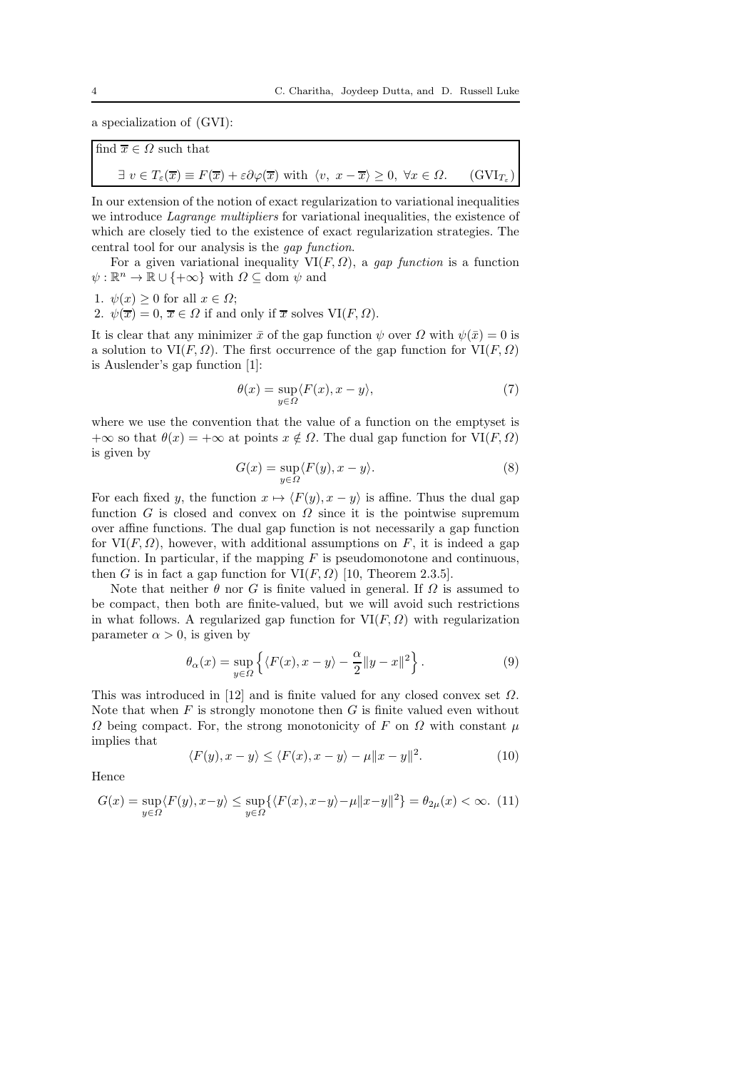a specialization of (GVI):

> find $\overline{x} \in \Omega$ such that
>
> $$\exists\ v \in T_\varepsilon(\overline{x}) \equiv F(\overline{x}) + \varepsilon\partial\varphi(\overline{x}) \text{ with } \langle v,\ x - \overline{x}\rangle \geq 0,\ \forall x \in \Omega. \qquad (\mathrm{GVI}_{T_\varepsilon})$$

In our extension of the notion of exact regularization to variational inequalities we introduce *Lagrange multipliers* for variational inequalities, the existence of which are closely tied to the existence of exact regularization strategies. The central tool for our analysis is the *gap function*.

For a given variational inequality $\mathrm{VI}(F, \Omega)$, a *gap function* is a function $\psi : \mathbb{R}^n \to \mathbb{R} \cup \{+\infty\}$ with $\Omega \subseteq \mathrm{dom}\ \psi$ and

1. $\psi(x) \geq 0$ for all $x \in \Omega$;
2. $\psi(\overline{x}) = 0$, $\overline{x} \in \Omega$ if and only if $\overline{x}$ solves $\mathrm{VI}(F, \Omega)$.

It is clear that any minimizer $\bar{x}$ of the gap function $\psi$ over $\Omega$ with $\psi(\bar{x}) = 0$ is a solution to $\mathrm{VI}(F, \Omega)$. The first occurrence of the gap function for $\mathrm{VI}(F, \Omega)$ is Auslender's gap function [1]:

$$\theta(x) = \sup_{y \in \Omega} \langle F(x), x - y\rangle, \tag{7}$$

where we use the convention that the value of a function on the emptyset is $+\infty$ so that $\theta(x) = +\infty$ at points $x \notin \Omega$. The dual gap function for $\mathrm{VI}(F, \Omega)$ is given by

$$G(x) = \sup_{y \in \Omega} \langle F(y), x - y\rangle. \tag{8}$$

For each fixed $y$, the function $x \mapsto \langle F(y), x - y\rangle$ is affine. Thus the dual gap function $G$ is closed and convex on $\Omega$ since it is the pointwise supremum over affine functions. The dual gap function is not necessarily a gap function for $\mathrm{VI}(F, \Omega)$, however, with additional assumptions on $F$, it is indeed a gap function. In particular, if the mapping $F$ is pseudomonotone and continuous, then $G$ is in fact a gap function for $\mathrm{VI}(F, \Omega)$ [10, Theorem 2.3.5].

Note that neither $\theta$ nor $G$ is finite valued in general. If $\Omega$ is assumed to be compact, then both are finite-valued, but we will avoid such restrictions in what follows. A regularized gap function for $\mathrm{VI}(F, \Omega)$ with regularization parameter $\alpha > 0$, is given by

$$\theta_\alpha(x) = \sup_{y \in \Omega} \left\{ \langle F(x), x - y\rangle - \frac{\alpha}{2}\|y - x\|^2 \right\}. \tag{9}$$

This was introduced in [12] and is finite valued for any closed convex set $\Omega$. Note that when $F$ is strongly monotone then $G$ is finite valued even without $\Omega$ being compact. For, the strong monotonicity of $F$ on $\Omega$ with constant $\mu$ implies that

$$\langle F(y), x - y\rangle \leq \langle F(x), x - y\rangle - \mu\|x - y\|^2. \tag{10}$$

Hence

$$G(x) = \sup_{y \in \Omega} \langle F(y), x - y\rangle \leq \sup_{y \in \Omega} \{\langle F(x), x - y\rangle - \mu\|x - y\|^2\} = \theta_{2\mu}(x) < \infty. \tag{11}$$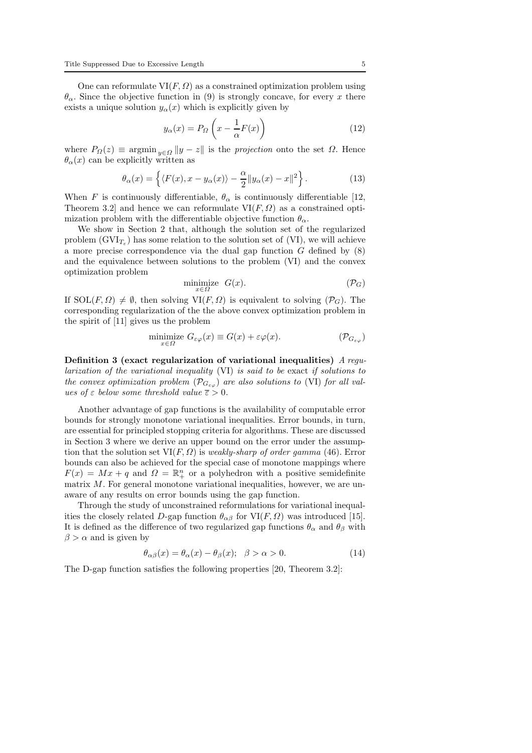One can reformulate $\mathrm{VI}(F, \Omega)$ as a constrained optimization problem using $\theta_\alpha$. Since the objective function in (9) is strongly concave, for every $x$ there exists a unique solution $y_\alpha(x)$ which is explicitly given by

$$y_\alpha(x) = P_\Omega\left(x - \frac{1}{\alpha}F(x)\right) \tag{12}$$

where $P_\Omega(z) \equiv \operatorname{argmin}_{y \in \Omega} \|y - z\|$ is the *projection* onto the set $\Omega$. Hence $\theta_\alpha(x)$ can be explicitly written as

$$\theta_\alpha(x) = \left\{\langle F(x), x - y_\alpha(x)\rangle - \frac{\alpha}{2}\|y_\alpha(x) - x\|^2\right\}. \tag{13}$$

When $F$ is continuously differentiable, $\theta_\alpha$ is continuously differentiable [12, Theorem 3.2] and hence we can reformulate $\mathrm{VI}(F, \Omega)$ as a constrained optimization problem with the differentiable objective function $\theta_\alpha$.

We show in Section 2 that, although the solution set of the regularized problem ($\mathrm{GVI}_{T_\varepsilon}$) has some relation to the solution set of (VI), we will achieve a more precise correspondence via the dual gap function $G$ defined by (8) and the equivalence between solutions to the problem (VI) and the convex optimization problem

$$\underset{x \in \Omega}{\text{minimize}} \;\; G(x). \tag{$\mathcal{P}_G$}$$

If $\mathrm{SOL}(F, \Omega) \neq \emptyset$, then solving $\mathrm{VI}(F, \Omega)$ is equivalent to solving ($\mathcal{P}_G$). The corresponding regularization of the the above convex optimization problem in the spirit of [11] gives us the problem

$$\underset{x \in \Omega}{\text{minimize}} \;\; G_{\varepsilon\varphi}(x) \equiv G(x) + \varepsilon\varphi(x). \tag{$\mathcal{P}_{G_{\varepsilon\varphi}}$}$$

**Definition 3 (exact regularization of variational inequalities)** *A regularization of the variational inequality* (VI) *is said to be* exact *if solutions to the convex optimization problem* ($\mathcal{P}_{G_{\varepsilon\varphi}}$) *are also solutions to* (VI) *for all values of $\varepsilon$ below some threshold value $\overline{\varepsilon} > 0$.*

Another advantage of gap functions is the availability of computable error bounds for strongly monotone variational inequalities. Error bounds, in turn, are essential for principled stopping criteria for algorithms. These are discussed in Section 3 where we derive an upper bound on the error under the assumption that the solution set $\mathrm{VI}(F, \Omega)$ is *weakly-sharp of order gamma* (46). Error bounds can also be achieved for the special case of monotone mappings where $F(x) = Mx + q$ and $\Omega = \mathbb{R}^n_+$ or a polyhedron with a positive semidefinite matrix $M$. For general monotone variational inequalities, however, we are unaware of any results on error bounds using the gap function.

Through the study of unconstrained reformulations for variational inequalities the closely related $D$-gap function $\theta_{\alpha\beta}$ for $\mathrm{VI}(F, \Omega)$ was introduced [15]. It is defined as the difference of two regularized gap functions $\theta_\alpha$ and $\theta_\beta$ with $\beta > \alpha$ and is given by

$$\theta_{\alpha\beta}(x) = \theta_\alpha(x) - \theta_\beta(x); \quad \beta > \alpha > 0. \tag{14}$$

The D-gap function satisfies the following properties [20, Theorem 3.2]: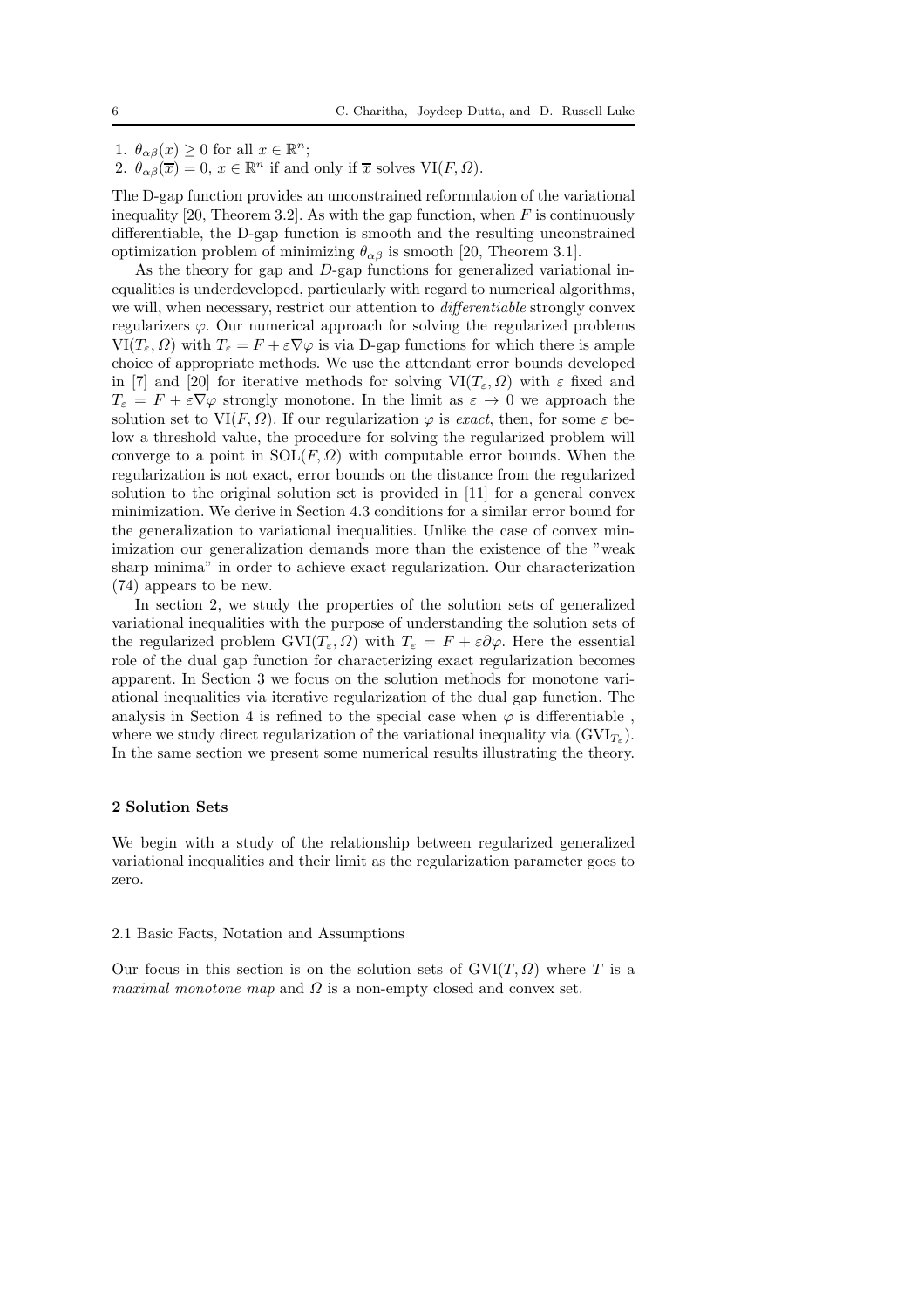1. $\theta_{\alpha\beta}(x) \geq 0$ for all $x \in \mathbb{R}^n$;
2. $\theta_{\alpha\beta}(\overline{x}) = 0$, $x \in \mathbb{R}^n$ if and only if $\overline{x}$ solves $\mathrm{VI}(F, \Omega)$.

The D-gap function provides an unconstrained reformulation of the variational inequality [20, Theorem 3.2]. As with the gap function, when $F$ is continuously differentiable, the D-gap function is smooth and the resulting unconstrained optimization problem of minimizing $\theta_{\alpha\beta}$ is smooth [20, Theorem 3.1].

As the theory for gap and $D$-gap functions for generalized variational inequalities is underdeveloped, particularly with regard to numerical algorithms, we will, when necessary, restrict our attention to *differentiable* strongly convex regularizers $\varphi$. Our numerical approach for solving the regularized problems $\mathrm{VI}(T_\varepsilon, \Omega)$ with $T_\varepsilon = F + \varepsilon\nabla\varphi$ is via D-gap functions for which there is ample choice of appropriate methods. We use the attendant error bounds developed in [7] and [20] for iterative methods for solving $\mathrm{VI}(T_\varepsilon, \Omega)$ with $\varepsilon$ fixed and $T_\varepsilon = F + \varepsilon\nabla\varphi$ strongly monotone. In the limit as $\varepsilon \to 0$ we approach the solution set to $\mathrm{VI}(F, \Omega)$. If our regularization $\varphi$ is *exact*, then, for some $\varepsilon$ below a threshold value, the procedure for solving the regularized problem will converge to a point in $\mathrm{SOL}(F, \Omega)$ with computable error bounds. When the regularization is not exact, error bounds on the distance from the regularized solution to the original solution set is provided in [11] for a general convex minimization. We derive in Section 4.3 conditions for a similar error bound for the generalization to variational inequalities. Unlike the case of convex minimization our generalization demands more than the existence of the "weak sharp minima" in order to achieve exact regularization. Our characterization (74) appears to be new.

In section 2, we study the properties of the solution sets of generalized variational inequalities with the purpose of understanding the solution sets of the regularized problem $\mathrm{GVI}(T_\varepsilon, \Omega)$ with $T_\varepsilon = F + \varepsilon\partial\varphi$. Here the essential role of the dual gap function for characterizing exact regularization becomes apparent. In Section 3 we focus on the solution methods for monotone variational inequalities via iterative regularization of the dual gap function. The analysis in Section 4 is refined to the special case when $\varphi$ is differentiable , where we study direct regularization of the variational inequality via $(\mathrm{GVI}_{T_\varepsilon})$. In the same section we present some numerical results illustrating the theory.

## 2 Solution Sets

We begin with a study of the relationship between regularized generalized variational inequalities and their limit as the regularization parameter goes to zero.

### 2.1 Basic Facts, Notation and Assumptions

Our focus in this section is on the solution sets of $\mathrm{GVI}(T, \Omega)$ where $T$ is a *maximal monotone map* and $\Omega$ is a non-empty closed and convex set.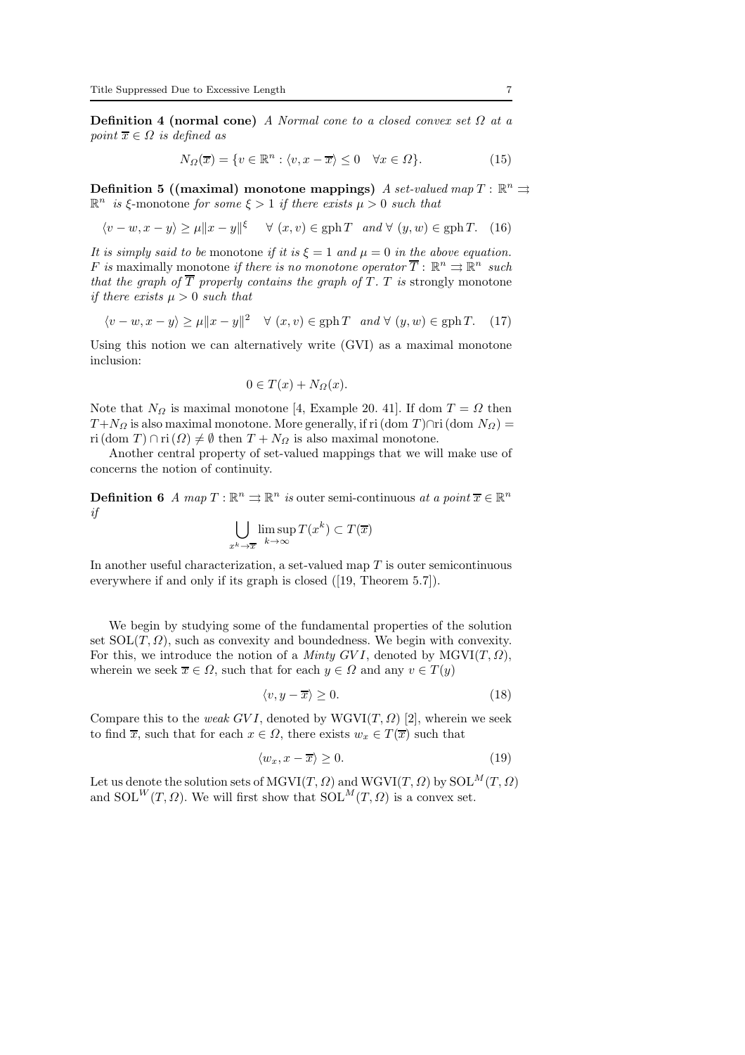**Definition 4 (normal cone)** *A Normal cone to a closed convex set $\Omega$ at a point $\overline{x} \in \Omega$ is defined as*

$$N_\Omega(\overline{x}) = \{v \in \mathbb{R}^n : \langle v, x - \overline{x}\rangle \leq 0 \quad \forall x \in \Omega\}. \tag{15}$$

**Definition 5 ((maximal) monotone mappings)** *A set-valued map $T : \mathbb{R}^n \rightrightarrows \mathbb{R}^n$ is* $\xi$-monotone *for some $\xi > 1$ if there exists $\mu > 0$ such that*

$$\langle v - w, x - y\rangle \geq \mu \|x - y\|^\xi \quad \forall\ (x, v) \in \operatorname{gph} T \quad \textit{and}\ \forall\ (y, w) \in \operatorname{gph} T. \tag{16}$$

*It is simply said to be* monotone *if it is $\xi = 1$ and $\mu = 0$ in the above equation. $F$ is* maximally monotone *if there is no monotone operator $\overline{T} : \mathbb{R}^n \rightrightarrows \mathbb{R}^n$ such that the graph of $\overline{T}$ properly contains the graph of $T$. $T$ is* strongly monotone *if there exists $\mu > 0$ such that*

$$\langle v - w, x - y\rangle \geq \mu \|x - y\|^2 \quad \forall\ (x, v) \in \operatorname{gph} T \quad \textit{and}\ \forall\ (y, w) \in \operatorname{gph} T. \tag{17}$$

Using this notion we can alternatively write (GVI) as a maximal monotone inclusion:

$$0 \in T(x) + N_\Omega(x).$$

Note that $N_\Omega$ is maximal monotone [4, Example 20. 41]. If $\operatorname{dom} T = \Omega$ then $T + N_\Omega$ is also maximal monotone. More generally, if $\operatorname{ri}(\operatorname{dom} T) \cap \operatorname{ri}(\operatorname{dom} N_\Omega) = \operatorname{ri}(\operatorname{dom} T) \cap \operatorname{ri}(\Omega) \neq \emptyset$ then $T + N_\Omega$ is also maximal monotone.

Another central property of set-valued mappings that we will make use of concerns the notion of continuity.

**Definition 6** *A map $T : \mathbb{R}^n \rightrightarrows \mathbb{R}^n$ is* outer semi-continuous *at a point $\overline{x} \in \mathbb{R}^n$ if*

$$\bigcup_{x^k \to \overline{x}} \limsup_{k \to \infty} T(x^k) \subset T(\overline{x})$$

In another useful characterization, a set-valued map $T$ is outer semicontinuous everywhere if and only if its graph is closed ([19, Theorem 5.7]).

We begin by studying some of the fundamental properties of the solution set $\mathrm{SOL}(T, \Omega)$, such as convexity and boundedness. We begin with convexity. For this, we introduce the notion of a *Minty GVI*, denoted by $\mathrm{MGVI}(T, \Omega)$, wherein we seek $\overline{x} \in \Omega$, such that for each $y \in \Omega$ and any $v \in T(y)$

$$\langle v, y - \overline{x}\rangle \geq 0. \tag{18}$$

Compare this to the *weak GVI*, denoted by $\mathrm{WGVI}(T, \Omega)$ [2], wherein we seek to find $\overline{x}$, such that for each $x \in \Omega$, there exists $w_x \in T(\overline{x})$ such that

$$\langle w_x, x - \overline{x}\rangle \geq 0. \tag{19}$$

Let us denote the solution sets of $\mathrm{MGVI}(T, \Omega)$ and $\mathrm{WGVI}(T, \Omega)$ by $\mathrm{SOL}^M(T, \Omega)$ and $\mathrm{SOL}^W(T, \Omega)$. We will first show that $\mathrm{SOL}^M(T, \Omega)$ is a convex set.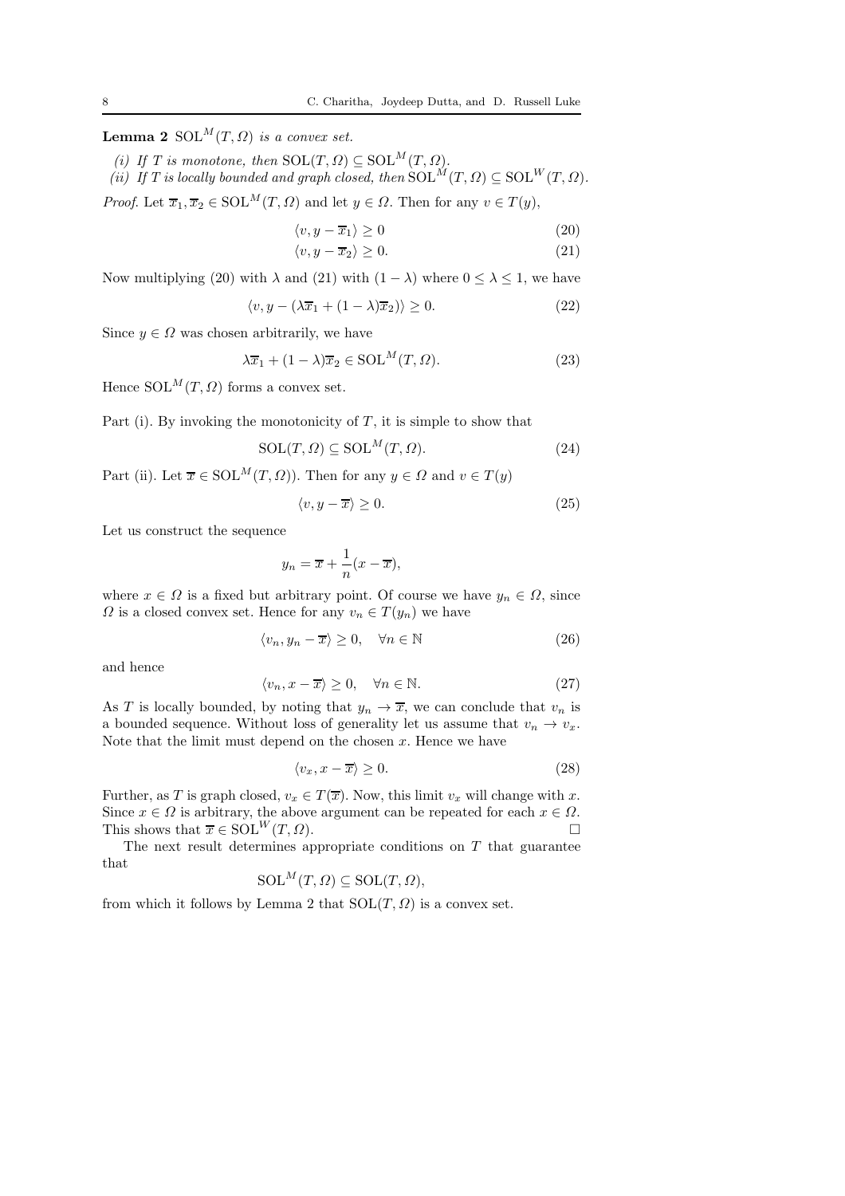**Lemma 2** $\mathrm{SOL}^M(T,\Omega)$ *is a convex set.*

*(i) If $T$ is monotone, then $\mathrm{SOL}(T,\Omega) \subseteq \mathrm{SOL}^M(T,\Omega)$.*
*(ii) If $T$ is locally bounded and graph closed, then $\mathrm{SOL}^M(T,\Omega) \subseteq \mathrm{SOL}^W(T,\Omega)$.*

*Proof.* Let $\overline{x}_1, \overline{x}_2 \in \mathrm{SOL}^M(T,\Omega)$ and let $y \in \Omega$. Then for any $v \in T(y)$,

$$\langle v, y - \overline{x}_1 \rangle \geq 0 \tag{20}$$

$$\langle v, y - \overline{x}_2 \rangle \geq 0. \tag{21}$$

Now multiplying (20) with $\lambda$ and (21) with $(1-\lambda)$ where $0 \leq \lambda \leq 1$, we have

$$\langle v, y - (\lambda \overline{x}_1 + (1-\lambda)\overline{x}_2) \rangle \geq 0. \tag{22}$$

Since $y \in \Omega$ was chosen arbitrarily, we have

$$\lambda \overline{x}_1 + (1-\lambda)\overline{x}_2 \in \mathrm{SOL}^M(T,\Omega). \tag{23}$$

Hence $\mathrm{SOL}^M(T,\Omega)$ forms a convex set.

Part (i). By invoking the monotonicity of $T$, it is simple to show that

$$\mathrm{SOL}(T,\Omega) \subseteq \mathrm{SOL}^M(T,\Omega). \tag{24}$$

Part (ii). Let $\overline{x} \in \mathrm{SOL}^M(T,\Omega))$. Then for any $y \in \Omega$ and $v \in T(y)$

$$\langle v, y - \overline{x} \rangle \geq 0. \tag{25}$$

Let us construct the sequence

$$y_n = \overline{x} + \frac{1}{n}(x - \overline{x}),$$

where $x \in \Omega$ is a fixed but arbitrary point. Of course we have $y_n \in \Omega$, since $\Omega$ is a closed convex set. Hence for any $v_n \in T(y_n)$ we have

$$\langle v_n, y_n - \overline{x} \rangle \geq 0, \quad \forall n \in \mathbb{N} \tag{26}$$

and hence

$$\langle v_n, x - \overline{x} \rangle \geq 0, \quad \forall n \in \mathbb{N}. \tag{27}$$

As $T$ is locally bounded, by noting that $y_n \to \overline{x}$, we can conclude that $v_n$ is a bounded sequence. Without loss of generality let us assume that $v_n \to v_x$. Note that the limit must depend on the chosen $x$. Hence we have

$$\langle v_x, x - \overline{x} \rangle \geq 0. \tag{28}$$

Further, as $T$ is graph closed, $v_x \in T(\overline{x})$. Now, this limit $v_x$ will change with $x$. Since $x \in \Omega$ is arbitrary, the above argument can be repeated for each $x \in \Omega$. This shows that $\overline{x} \in \mathrm{SOL}^W(T,\Omega)$. □

The next result determines appropriate conditions on $T$ that guarantee that

$$\mathrm{SOL}^M(T,\Omega) \subseteq \mathrm{SOL}(T,\Omega),$$

from which it follows by Lemma 2 that $\mathrm{SOL}(T,\Omega)$ is a convex set.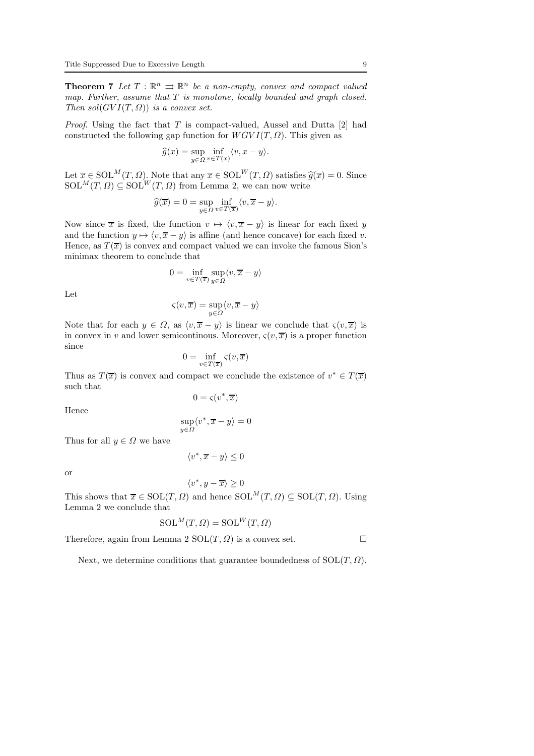**Theorem 7** *Let $T : \mathbb{R}^n \rightrightarrows \mathbb{R}^n$ be a non-empty, convex and compact valued map. Further, assume that $T$ is monotone, locally bounded and graph closed. Then $sol(GVI(T, \Omega))$ is a convex set.*

*Proof.* Using the fact that $T$ is compact-valued, Aussel and Dutta [2] had constructed the following gap function for $WGVI(T, \Omega)$. This given as

$$\widehat{g}(x) = \sup_{y \in \Omega} \inf_{v \in T(x)} \langle v, x - y \rangle.$$

Let $\overline{x} \in \mathrm{SOL}^M(T, \Omega)$. Note that any $\overline{x} \in \mathrm{SOL}^W(T, \Omega)$ satisfies $\widehat{g}(\overline{x}) = 0$. Since $\mathrm{SOL}^M(T, \Omega) \subseteq \mathrm{SOL}^W(T, \Omega)$ from Lemma 2, we can now write

$$\widehat{g}(\overline{x}) = 0 = \sup_{y \in \Omega} \inf_{v \in T(\overline{x})} \langle v, \overline{x} - y \rangle.$$

Now since $\overline{x}$ is fixed, the function $v \mapsto \langle v, \overline{x} - y \rangle$ is linear for each fixed $y$ and the function $y \mapsto \langle v, \overline{x} - y \rangle$ is affine (and hence concave) for each fixed $v$. Hence, as $T(\overline{x})$ is convex and compact valued we can invoke the famous Sion's minimax theorem to conclude that

$$0 = \inf_{v \in T(\overline{x})} \sup_{y \in \Omega} \langle v, \overline{x} - y \rangle$$

Let

$$\varsigma(v, \overline{x}) = \sup_{y \in \Omega} \langle v, \overline{x} - y \rangle$$

Note that for each $y \in \Omega$, as $\langle v, \overline{x} - y \rangle$ is linear we conclude that $\varsigma(v, \overline{x})$ is in convex in $v$ and lower semicontinous. Moreover, $\varsigma(v, \overline{x})$ is a proper function since

$$0 = \inf_{v \in T(\overline{x})} \varsigma(v, \overline{x})$$

Thus as $T(\overline{x})$ is convex and compact we conclude the existence of $v^* \in T(\overline{x})$ such that

$$0 = \varsigma(v^*, \overline{x})$$

Hence

$$\sup_{y \in \Omega} \langle v^*, \overline{x} - y \rangle = 0$$

Thus for all $y \in \Omega$ we have

$$\langle v^*, \overline{x} - y \rangle \leq 0$$

or

$$\langle v^*, y - \overline{x} \rangle \geq 0$$

This shows that $\overline{x} \in \mathrm{SOL}(T, \Omega)$ and hence $\mathrm{SOL}^M(T, \Omega) \subseteq \mathrm{SOL}(T, \Omega)$. Using Lemma 2 we conclude that

$$\mathrm{SOL}^M(T, \Omega) = \mathrm{SOL}^W(T, \Omega)$$

Therefore, again from Lemma 2 $\mathrm{SOL}(T, \Omega)$ is a convex set. □

Next, we determine conditions that guarantee boundedness of $\mathrm{SOL}(T, \Omega)$.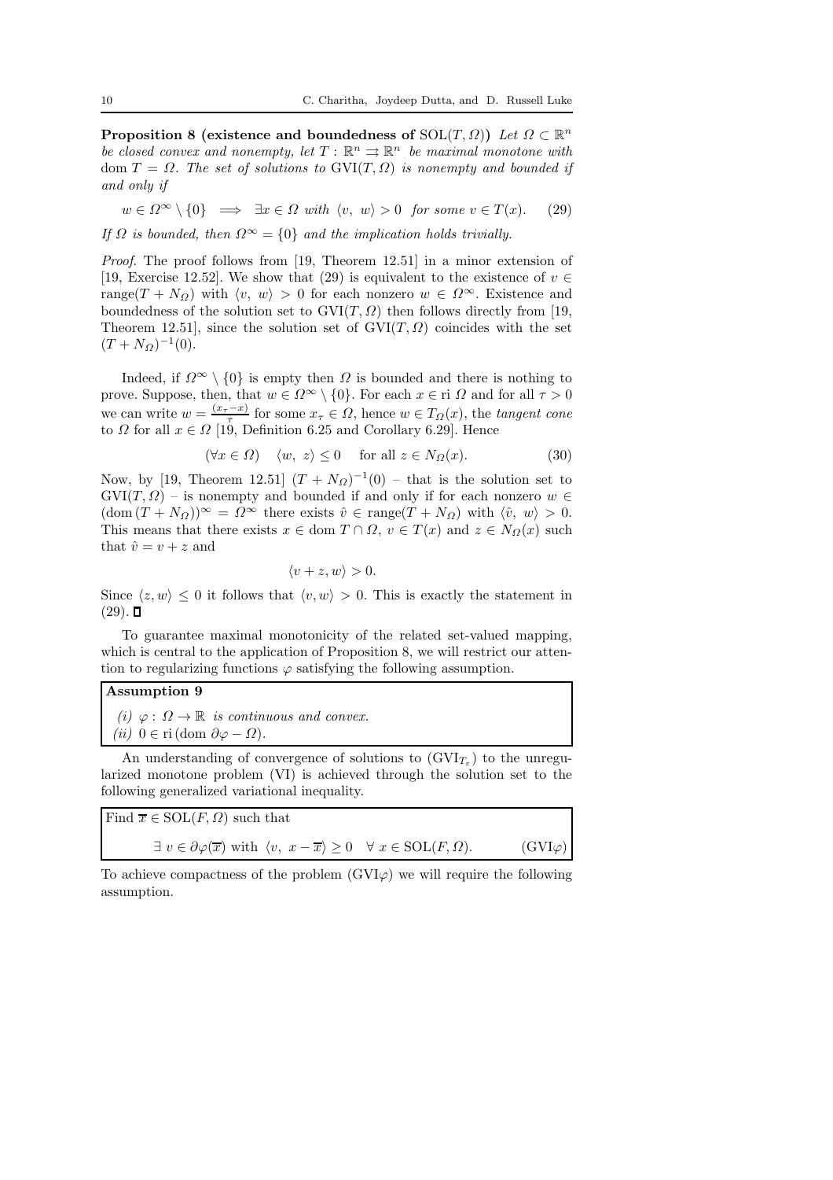**Proposition 8 (existence and boundedness of $\mathrm{SOL}(T,\Omega)$)** *Let $\Omega \subset \mathbb{R}^n$ be closed convex and nonempty, let $T : \mathbb{R}^n \rightrightarrows \mathbb{R}^n$ be maximal monotone with $\mathrm{dom}\, T = \Omega$. The set of solutions to $\mathrm{GVI}(T,\Omega)$ is nonempty and bounded if and only if*

$$w \in \Omega^\infty \setminus \{0\} \implies \exists x \in \Omega \text{ with } \langle v,\ w\rangle > 0 \text{ for some } v \in T(x). \qquad (29)$$

*If $\Omega$ is bounded, then $\Omega^\infty = \{0\}$ and the implication holds trivially.*

*Proof.* The proof follows from [19, Theorem 12.51] in a minor extension of [19, Exercise 12.52]. We show that (29) is equivalent to the existence of $v \in \mathrm{range}(T + N_\Omega)$ with $\langle v,\ w\rangle > 0$ for nonzero $w \in \Omega^\infty$. Existence and boundedness of the solution set to $\mathrm{GVI}(T,\Omega)$ then follows directly from [19, Theorem 12.51], since the solution set of $\mathrm{GVI}(T,\Omega)$ coincides with the set $(T + N_\Omega)^{-1}(0)$.

Indeed, if $\Omega^\infty \setminus \{0\}$ is empty then $\Omega$ is bounded and there is nothing to prove. Suppose, then, that $w \in \Omega^\infty \setminus \{0\}$. For each $x \in \mathrm{ri}\ \Omega$ and for all $\tau > 0$ we can write $w = \frac{(x_\tau - x)}{\tau}$ for some $x_\tau \in \Omega$, hence $w \in T_\Omega(x)$, the *tangent cone* to $\Omega$ for all $x \in \Omega$ [19, Definition 6.25 and Corollary 6.29]. Hence

$$(\forall x \in \Omega) \quad \langle w,\ z\rangle \le 0 \quad \text{ for all } z \in N_\Omega(x). \qquad (30)$$

Now, by [19, Theorem 12.51] $(T + N_\Omega)^{-1}(0)$ – that is the solution set to $\mathrm{GVI}(T,\Omega)$ – is nonempty and bounded if and only if for each nonzero $w \in (\mathrm{dom}\,(T + N_\Omega))^\infty = \Omega^\infty$ there exists $\hat{v} \in \mathrm{range}(T + N_\Omega)$ with $\langle \hat{v},\ w\rangle > 0$. This means that there exists $x \in \mathrm{dom}\, T \cap \Omega$, $v \in T(x)$ and $z \in N_\Omega(x)$ such that $\hat{v} = v + z$ and

$$\langle v + z, w\rangle > 0.$$

Since $\langle z, w\rangle \le 0$ it follows that $\langle v, w\rangle > 0$. This is exactly the statement in (29). $\square$

To guarantee maximal monotonicity of the related set-valued mapping, which is central to the application of Proposition 8, we will restrict our attention to regularizing functions $\varphi$ satisfying the following assumption.

**Assumption 9**

*(i)* $\varphi : \Omega \to \mathbb{R}$ *is continuous and convex.*
*(ii)* $0 \in \mathrm{ri}\,(\mathrm{dom}\ \partial\varphi - \Omega)$.

An understanding of convergence of solutions to ($\mathrm{GVI}_{T_\varepsilon}$) to the unregularized monotone problem (VI) is achieved through the solution set to the following generalized variational inequality.

Find $\overline{x} \in \mathrm{SOL}(F,\Omega)$ such that

$$\exists\ v \in \partial\varphi(\overline{x}) \text{ with } \langle v,\ x - \overline{x}\rangle \ge 0 \quad \forall\ x \in \mathrm{SOL}(F,\Omega). \qquad (\mathrm{GVI}\varphi)$$

To achieve compactness of the problem ($\mathrm{GVI}\varphi$) we will require the following assumption.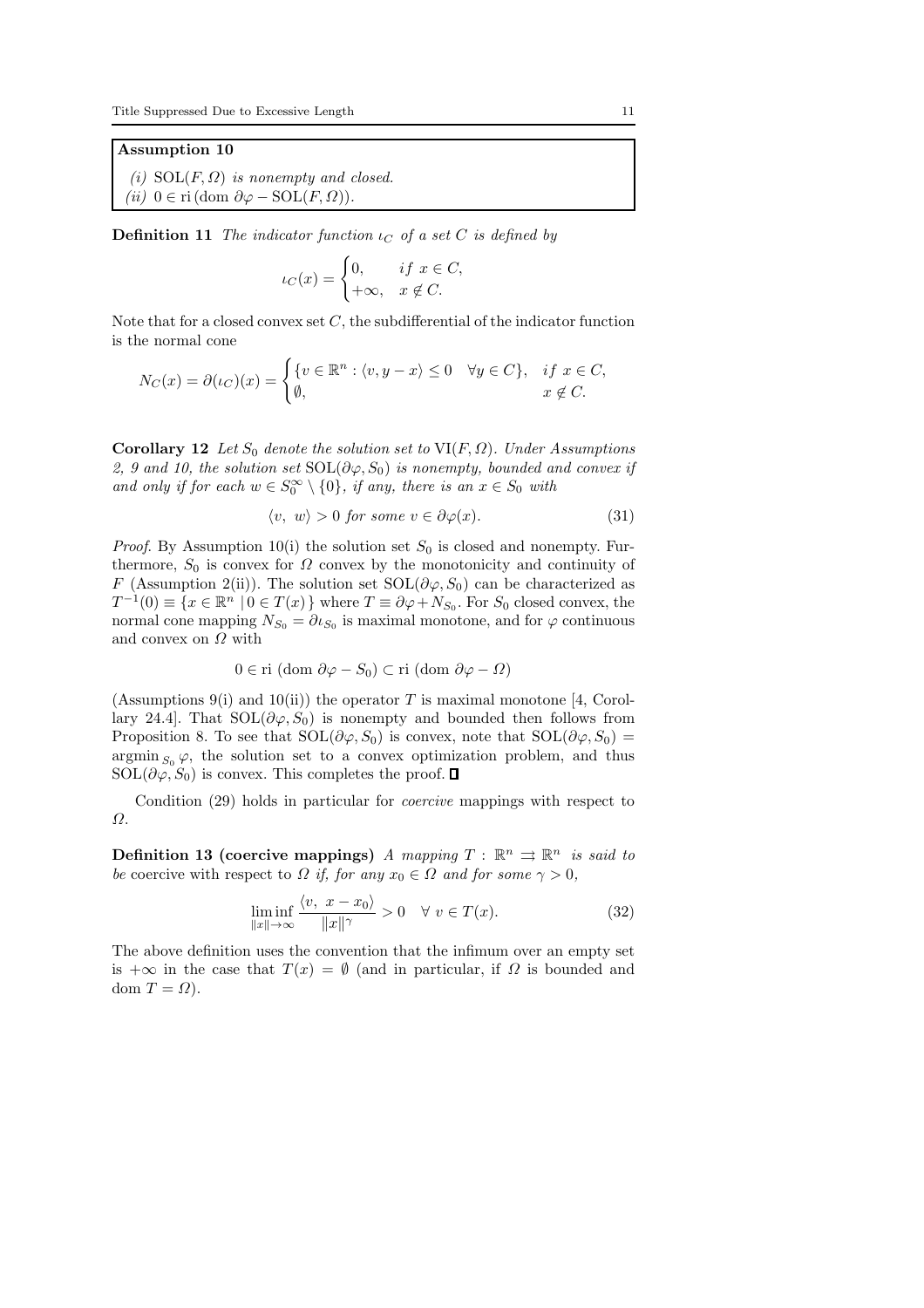**Assumption 10**

*(i)* $\mathrm{SOL}(F, \Omega)$ *is nonempty and closed.*
*(ii)* $0 \in \mathrm{ri}\,(\mathrm{dom}\;\partial\varphi - \mathrm{SOL}(F, \Omega))$.

**Definition 11** *The indicator function $\iota_C$ of a set $C$ is defined by*

$$\iota_C(x) = \begin{cases} 0, & if\ x \in C, \\ +\infty, & x \notin C. \end{cases}$$

Note that for a closed convex set $C$, the subdifferential of the indicator function is the normal cone

$$N_C(x) = \partial(\iota_C)(x) = \begin{cases} \{v \in \mathbb{R}^n : \langle v, y - x\rangle \leq 0 \quad \forall y \in C\}, & if\ x \in C, \\ \emptyset, & x \notin C. \end{cases}$$

**Corollary 12** *Let $S_0$ denote the solution set to $\mathrm{VI}(F, \Omega)$. Under Assumptions 2, 9 and 10, the solution set $\mathrm{SOL}(\partial\varphi, S_0)$ is nonempty, bounded and convex if and only if for each $w \in S_0^\infty \setminus \{0\}$, if any, there is an $x \in S_0$ with*

$$\langle v,\ w\rangle > 0 \text{ for some } v \in \partial\varphi(x). \tag{31}$$

*Proof.* By Assumption 10(i) the solution set $S_0$ is closed and nonempty. Furthermore, $S_0$ is convex for $\Omega$ convex by the monotonicity and continuity of $F$ (Assumption 2(ii)). The solution set $\mathrm{SOL}(\partial\varphi, S_0)$ can be characterized as $T^{-1}(0) \equiv \{x \in \mathbb{R}^n \mid 0 \in T(x)\}$ where $T \equiv \partial\varphi + N_{S_0}$. For $S_0$ closed convex, the normal cone mapping $N_{S_0} = \partial\iota_{S_0}$ is maximal monotone, and for $\varphi$ continuous and convex on $\Omega$ with

$$0 \in \mathrm{ri}\ (\mathrm{dom}\ \partial\varphi - S_0) \subset \mathrm{ri}\ (\mathrm{dom}\ \partial\varphi - \Omega)$$

(Assumptions 9(i) and 10(ii)) the operator $T$ is maximal monotone [4, Corollary 24.4]. That $\mathrm{SOL}(\partial\varphi, S_0)$ is nonempty and bounded then follows from Proposition 8. To see that $\mathrm{SOL}(\partial\varphi, S_0)$ is convex, note that $\mathrm{SOL}(\partial\varphi, S_0) = \mathrm{argmin}_{S_0}\,\varphi$, the solution set to a convex optimization problem, and thus $\mathrm{SOL}(\partial\varphi, S_0)$ is convex. This completes the proof. $\square$

Condition (29) holds in particular for *coercive* mappings with respect to $\Omega$.

**Definition 13 (coercive mappings)** *A mapping $T : \mathbb{R}^n \rightrightarrows \mathbb{R}^n$ is said to be* coercive with respect to $\Omega$ *if, for any $x_0 \in \Omega$ and for some $\gamma > 0$,*

$$\liminf_{\|x\|\to\infty} \frac{\langle v,\ x - x_0\rangle}{\|x\|^\gamma} > 0 \quad \forall\ v \in T(x). \tag{32}$$

The above definition uses the convention that the infimum over an empty set is $+\infty$ in the case that $T(x) = \emptyset$ (and in particular, if $\Omega$ is bounded and $\mathrm{dom}\ T = \Omega$).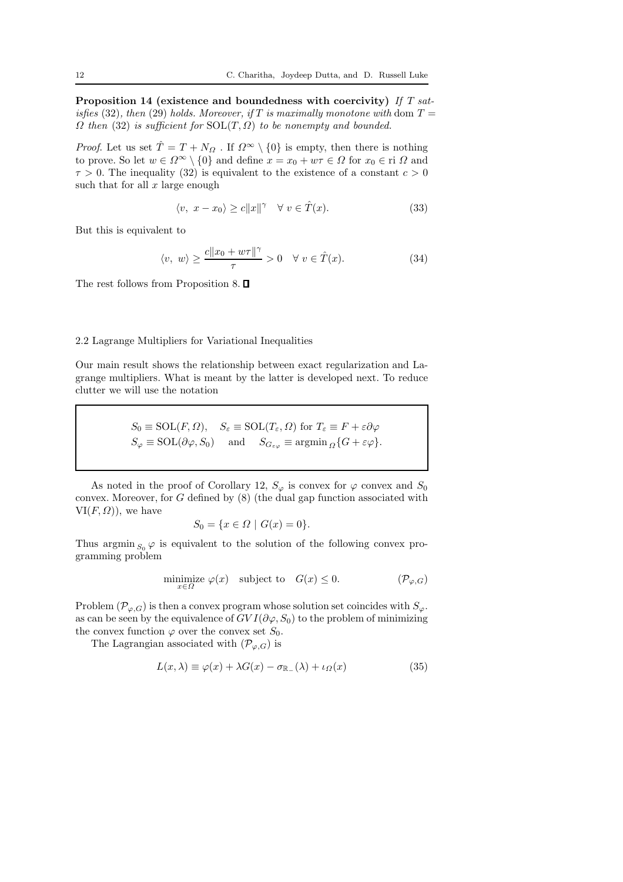**Proposition 14 (existence and boundedness with coercivity)** *If $T$ satisfies* (32)*, then* (29) *holds. Moreover, if $T$ is maximally monotone with* $\operatorname{dom} T = \Omega$ *then* (32) *is sufficient for* $\mathrm{SOL}(T, \Omega)$ *to be nonempty and bounded.*

*Proof.* Let us set $\hat{T} = T + N_\Omega$ . If $\Omega^\infty \setminus \{0\}$ is empty, then there is nothing to prove. So let $w \in \Omega^\infty \setminus \{0\}$ and define $x = x_0 + w\tau \in \Omega$ for $x_0 \in \operatorname{ri} \Omega$ and $\tau > 0$. The inequality (32) is equivalent to the existence of a constant $c > 0$ such that for all $x$ large enough

$$\langle v,\ x - x_0\rangle \geq c\|x\|^\gamma \quad \forall\ v \in \hat{T}(x). \tag{33}$$

But this is equivalent to

$$\langle v,\ w\rangle \geq \frac{c\|x_0 + w\tau\|^\gamma}{\tau} > 0 \quad \forall\ v \in \hat{T}(x). \tag{34}$$

The rest follows from Proposition 8. □

## 2.2 Lagrange Multipliers for Variational Inequalities

Our main result shows the relationship between exact regularization and Lagrange multipliers. What is meant by the latter is developed next. To reduce clutter we will use the notation

$$S_0 \equiv \mathrm{SOL}(F, \Omega), \quad S_\varepsilon \equiv \mathrm{SOL}(T_\varepsilon, \Omega) \text{ for } T_\varepsilon \equiv F + \varepsilon\partial\varphi$$
$$S_\varphi \equiv \mathrm{SOL}(\partial\varphi, S_0) \quad \text{and} \quad S_{G_{\varepsilon\varphi}} \equiv \operatorname{argmin}_\Omega\{G + \varepsilon\varphi\}.$$

As noted in the proof of Corollary 12, $S_\varphi$ is convex for $\varphi$ convex and $S_0$ convex. Moreover, for $G$ defined by (8) (the dual gap function associated with $\mathrm{VI}(F, \Omega)$), we have

$$S_0 = \{x \in \Omega \mid G(x) = 0\}.$$

Thus $\operatorname{argmin}_{S_0} \varphi$ is equivalent to the solution of the following convex programming problem

$$\underset{x\in\Omega}{\text{minimize}}\ \varphi(x) \quad \text{subject to} \quad G(x) \leq 0. \tag{$\mathcal{P}_{\varphi,G}$}$$

Problem $(\mathcal{P}_{\varphi,G})$ is then a convex program whose solution set coincides with $S_\varphi$. as can be seen by the equivalence of $GVI(\partial\varphi, S_0)$ to the problem of minimizing the convex function $\varphi$ over the convex set $S_0$.

The Lagrangian associated with $(\mathcal{P}_{\varphi,G})$ is

$$L(x, \lambda) \equiv \varphi(x) + \lambda G(x) - \sigma_{\mathbb{R}_-}(\lambda) + \iota_\Omega(x) \tag{35}$$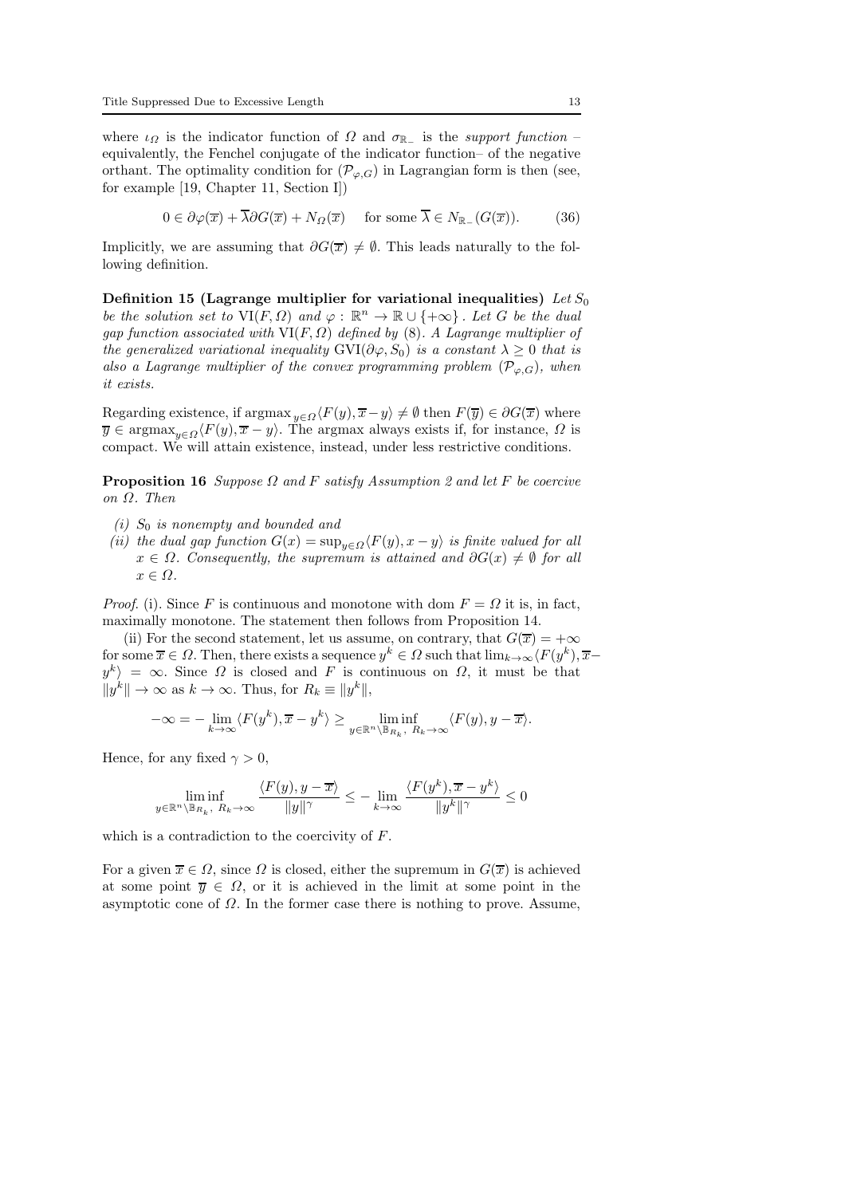where $\iota_\Omega$ is the indicator function of $\Omega$ and $\sigma_{\mathbb{R}_-}$ is the *support function* – equivalently, the Fenchel conjugate of the indicator function– of the negative orthant. The optimality condition for $(\mathcal{P}_{\varphi,G})$ in Lagrangian form is then (see, for example [19, Chapter 11, Section I])

$$0 \in \partial\varphi(\overline{x}) + \overline{\lambda}\partial G(\overline{x}) + N_\Omega(\overline{x}) \quad \text{ for some } \overline{\lambda} \in N_{\mathbb{R}_-}(G(\overline{x})). \tag{36}$$

Implicitly, we are assuming that $\partial G(\overline{x}) \neq \emptyset$. This leads naturally to the following definition.

**Definition 15 (Lagrange multiplier for variational inequalities)** *Let $S_0$ be the solution set to* $\mathrm{VI}(F,\Omega)$ *and* $\varphi : \mathbb{R}^n \to \mathbb{R} \cup \{+\infty\}$ *. Let $G$ be the dual gap function associated with* $\mathrm{VI}(F,\Omega)$ *defined by* (8)*. A Lagrange multiplier of the generalized variational inequality* $\mathrm{GVI}(\partial\varphi, S_0)$ *is a constant* $\lambda \geq 0$ *that is also a Lagrange multiplier of the convex programming problem* $(\mathcal{P}_{\varphi,G})$*, when it exists.*

Regarding existence, if $\operatorname{argmax}_{y\in\Omega}\langle F(y), \overline{x}-y\rangle \neq \emptyset$ then $F(\overline{y}) \in \partial G(\overline{x})$ where $\overline{y} \in \operatorname{argmax}_{y\in\Omega}\langle F(y), \overline{x}-y\rangle$. The argmax always exists if, for instance, $\Omega$ is compact. We will attain existence, instead, under less restrictive conditions.

**Proposition 16** *Suppose $\Omega$ and $F$ satisfy Assumption 2 and let $F$ be coercive on $\Omega$. Then*

- *(i) $S_0$ is nonempty and bounded and*
- *(ii) the dual gap function $G(x) = \sup_{y\in\Omega}\langle F(y), x-y\rangle$ is finite valued for all $x \in \Omega$. Consequently, the supremum is attained and $\partial G(x) \neq \emptyset$ for all $x \in \Omega$.*

*Proof.* (i). Since $F$ is continuous and monotone with $\operatorname{dom} F = \Omega$ it is, in fact, maximally monotone. The statement then follows from Proposition 14.

(ii) For the second statement, let us assume, on contrary, that $G(\overline{x}) = +\infty$ for some $\overline{x} \in \Omega$. Then, there exists a sequence $y^k \in \Omega$ such that $\lim_{k\to\infty}\langle F(y^k), \overline{x}-y^k\rangle = \infty$. Since $\Omega$ is closed and $F$ is continuous on $\Omega$, it must be that $\|y^k\| \to \infty$ as $k \to \infty$. Thus, for $R_k \equiv \|y^k\|$,

$$-\infty = -\lim_{k\to\infty}\langle F(y^k), \overline{x}-y^k\rangle \geq \liminf_{y\in\mathbb{R}^n\setminus\mathbb{B}_{R_k},\ R_k\to\infty}\langle F(y), y-\overline{x}\rangle.$$

Hence, for any fixed $\gamma > 0$,

$$\liminf_{y\in\mathbb{R}^n\setminus\mathbb{B}_{R_k},\ R_k\to\infty}\frac{\langle F(y), y-\overline{x}\rangle}{\|y\|^\gamma} \leq -\lim_{k\to\infty}\frac{\langle F(y^k), \overline{x}-y^k\rangle}{\|y^k\|^\gamma} \leq 0$$

which is a contradiction to the coercivity of $F$.

For a given $\overline{x} \in \Omega$, since $\Omega$ is closed, either the supremum in $G(\overline{x})$ is achieved at some point $\overline{y} \in \Omega$, or it is achieved in the limit at some point in the asymptotic cone of $\Omega$. In the former case there is nothing to prove. Assume,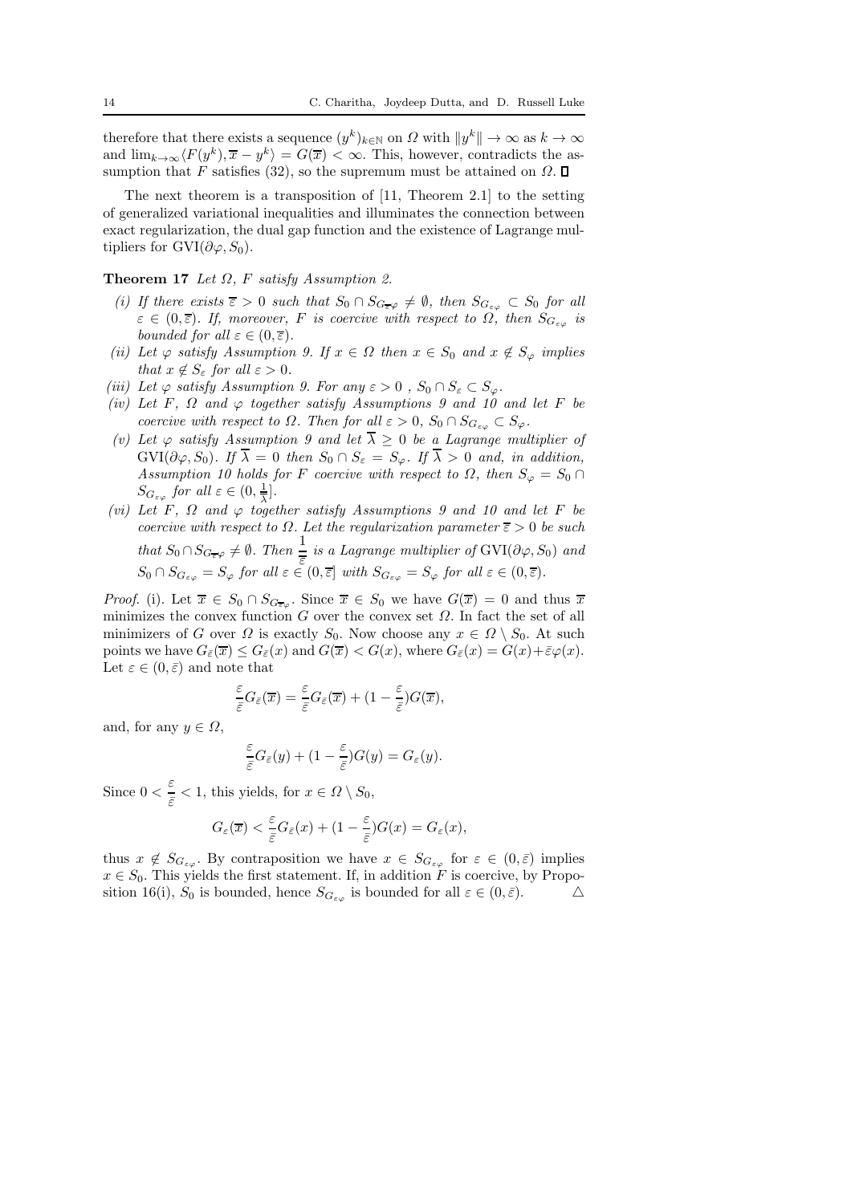therefore that there exists a sequence $(y^k)_{k\in\mathbb{N}}$ on $\Omega$ with $\|y^k\| \to \infty$ as $k \to \infty$ and $\lim_{k\to\infty}\langle F(y^k), \overline{x} - y^k\rangle = G(\overline{x}) < \infty$. This, however, contradicts the assumption that $F$ satisfies (32), so the supremum must be attained on $\Omega$. $\square$

The next theorem is a transposition of [11, Theorem 2.1] to the setting of generalized variational inequalities and illuminates the connection between exact regularization, the dual gap function and the existence of Lagrange multipliers for $\mathrm{GVI}(\partial\varphi, S_0)$.

**Theorem 17** *Let $\Omega$, $F$ satisfy Assumption 2.*

*(i) If there exists $\overline{\varepsilon} > 0$ such that $S_0 \cap S_{G_{\overline{\varepsilon}\varphi}} \neq \emptyset$, then $S_{G_{\varepsilon\varphi}} \subset S_0$ for all $\varepsilon \in (0, \overline{\varepsilon})$. If, moreover, $F$ is coercive with respect to $\Omega$, then $S_{G_{\varepsilon\varphi}}$ is bounded for all $\varepsilon \in (0, \overline{\varepsilon})$.*

*(ii) Let $\varphi$ satisfy Assumption 9. If $x \in \Omega$ then $x \in S_0$ and $x \notin S_\varphi$ implies that $x \notin S_\varepsilon$ for all $\varepsilon > 0$.*

*(iii) Let $\varphi$ satisfy Assumption 9. For any $\varepsilon > 0$ , $S_0 \cap S_\varepsilon \subset S_\varphi$.*

*(iv) Let $F$, $\Omega$ and $\varphi$ together satisfy Assumptions 9 and 10 and let $F$ be coercive with respect to $\Omega$. Then for all $\varepsilon > 0$, $S_0 \cap S_{G_{\varepsilon\varphi}} \subset S_\varphi$.*

*(v) Let $\varphi$ satisfy Assumption 9 and let $\overline{\lambda} \geq 0$ be a Lagrange multiplier of $\mathrm{GVI}(\partial\varphi, S_0)$. If $\overline{\lambda} = 0$ then $S_0 \cap S_\varepsilon = S_\varphi$. If $\overline{\lambda} > 0$ and, in addition, Assumption 10 holds for $F$ coercive with respect to $\Omega$, then $S_\varphi = S_0 \cap S_{G_{\varepsilon\varphi}}$ for all $\varepsilon \in (0, \frac{1}{\overline{\lambda}}]$.*

*(vi) Let $F$, $\Omega$ and $\varphi$ together satisfy Assumptions 9 and 10 and let $F$ be coercive with respect to $\Omega$. Let the regularization parameter $\overline{\varepsilon} > 0$ be such that $S_0 \cap S_{G_{\overline{\varepsilon}\varphi}} \neq \emptyset$. Then $\dfrac{1}{\overline{\varepsilon}}$ is a Lagrange multiplier of $\mathrm{GVI}(\partial\varphi, S_0)$ and $S_0 \cap S_{G_{\varepsilon\varphi}} = S_\varphi$ for all $\varepsilon \in (0, \overline{\varepsilon}]$ with $S_{G_{\varepsilon\varphi}} = S_\varphi$ for all $\varepsilon \in (0, \overline{\varepsilon})$.*

*Proof.* (i). Let $\overline{x} \in S_0 \cap S_{G_{\overline{\varepsilon}\varphi}}$. Since $\overline{x} \in S_0$ we have $G(\overline{x}) = 0$ and thus $\overline{x}$ minimizes the convex function $G$ over the convex set $\Omega$. In fact the set of all minimizers of $G$ over $\Omega$ is exactly $S_0$. Now choose any $x \in \Omega \setminus S_0$. At such points we have $G_{\bar{\varepsilon}}(\overline{x}) \leq G_{\bar{\varepsilon}}(x)$ and $G(\overline{x}) < G(x)$, where $G_{\bar{\varepsilon}}(x) = G(x) + \bar{\varepsilon}\varphi(x)$. Let $\varepsilon \in (0, \bar{\varepsilon})$ and note that

$$\frac{\varepsilon}{\bar{\varepsilon}} G_{\bar{\varepsilon}}(\overline{x}) = \frac{\varepsilon}{\bar{\varepsilon}} G_{\bar{\varepsilon}}(\overline{x}) + (1 - \frac{\varepsilon}{\bar{\varepsilon}}) G(\overline{x}),$$

and, for any $y \in \Omega$,

$$\frac{\varepsilon}{\bar{\varepsilon}} G_{\bar{\varepsilon}}(y) + (1 - \frac{\varepsilon}{\bar{\varepsilon}}) G(y) = G_\varepsilon(y).$$

Since $0 < \dfrac{\varepsilon}{\bar{\varepsilon}} < 1$, this yields, for $x \in \Omega \setminus S_0$,

$$G_\varepsilon(\overline{x}) < \frac{\varepsilon}{\bar{\varepsilon}} G_{\bar{\varepsilon}}(x) + (1 - \frac{\varepsilon}{\bar{\varepsilon}}) G(x) = G_\varepsilon(x),$$

thus $x \notin S_{G_{\varepsilon\varphi}}$. By contraposition we have $x \in S_{G_{\varepsilon\varphi}}$ for $\varepsilon \in (0, \bar{\varepsilon})$ implies $x \in S_0$. This yields the first statement. If, in addition $F$ is coercive, by Proposition 16(i), $S_0$ is bounded, hence $S_{G_{\varepsilon\varphi}}$ is bounded for all $\varepsilon \in (0, \bar{\varepsilon})$. $\triangle$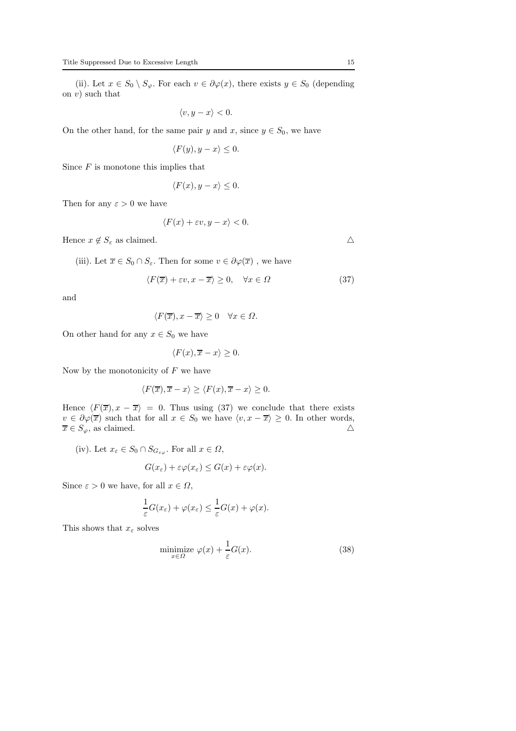(ii). Let $x \in S_0 \setminus S_\varphi$. For each $v \in \partial\varphi(x)$, there exists $y \in S_0$ (depending on $v$) such that

$$\langle v, y - x \rangle < 0.$$

On the other hand, for the same pair $y$ and $x$, since $y \in S_0$, we have

$$\langle F(y), y - x \rangle \leq 0.$$

Since $F$ is monotone this implies that

$$\langle F(x), y - x \rangle \leq 0.$$

Then for any $\varepsilon > 0$ we have

$$\langle F(x) + \varepsilon v, y - x \rangle < 0.$$

Hence $x \notin S_\varepsilon$ as claimed. $\triangle$

(iii). Let $\overline{x} \in S_0 \cap S_\varepsilon$. Then for some $v \in \partial\varphi(\overline{x})$ , we have

$$\langle F(\overline{x}) + \varepsilon v, x - \overline{x} \rangle \geq 0, \quad \forall x \in \Omega \tag{37}$$

and

$$\langle F(\overline{x}), x - \overline{x} \rangle \geq 0 \quad \forall x \in \Omega.$$

On other hand for any $x \in S_0$ we have

$$\langle F(x), \overline{x} - x \rangle \geq 0.$$

Now by the monotonicity of $F$ we have

$$\langle F(\overline{x}), \overline{x} - x \rangle \geq \langle F(x), \overline{x} - x \rangle \geq 0.$$

Hence $\langle F(\overline{x}), x - \overline{x} \rangle = 0$. Thus using (37) we conclude that there exists $v \in \partial\varphi(\overline{x})$ such that for all $x \in S_0$ we have $\langle v, x - \overline{x} \rangle \geq 0$. In other words, $\overline{x} \in S_\varphi$, as claimed. $\triangle$

(iv). Let $x_\varepsilon \in S_0 \cap S_{G_{\varepsilon\varphi}}$. For all $x \in \Omega$,

$$G(x_\varepsilon) + \varepsilon\varphi(x_\varepsilon) \leq G(x) + \varepsilon\varphi(x).$$

Since $\varepsilon > 0$ we have, for all $x \in \Omega$,

$$\frac{1}{\varepsilon}G(x_\varepsilon) + \varphi(x_\varepsilon) \leq \frac{1}{\varepsilon}G(x) + \varphi(x).$$

This shows that $x_\varepsilon$ solves

$$\underset{x \in \Omega}{\text{minimize}} \; \varphi(x) + \frac{1}{\varepsilon}G(x). \tag{38}$$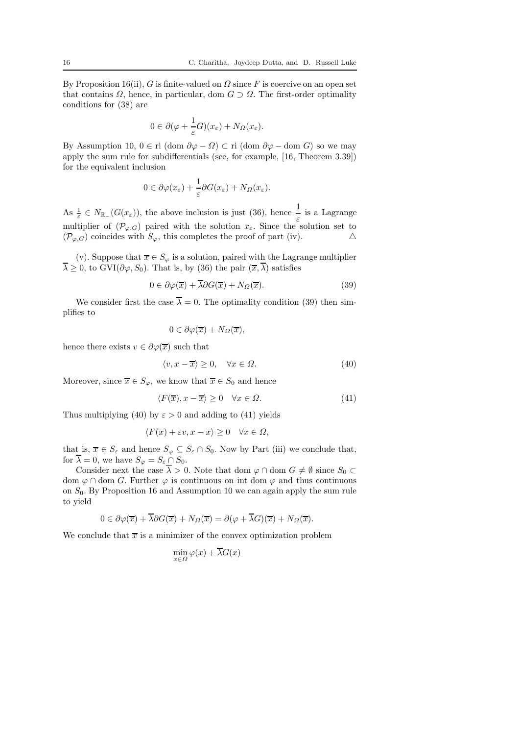By Proposition 16(ii), $G$ is finite-valued on $\Omega$ since $F$ is coercive on an open set that contains $\Omega$, hence, in particular, dom $G \supset \Omega$. The first-order optimality conditions for (38) are

$$0 \in \partial(\varphi + \frac{1}{\varepsilon}G)(x_\varepsilon) + N_\Omega(x_\varepsilon).$$

By Assumption 10, $0 \in \text{ri}\,(\text{dom}\,\partial\varphi - \Omega) \subset \text{ri}\,(\text{dom}\,\partial\varphi - \text{dom}\,G)$ so we may apply the sum rule for subdifferentials (see, for example, [16, Theorem 3.39]) for the equivalent inclusion

$$0 \in \partial\varphi(x_\varepsilon) + \frac{1}{\varepsilon}\partial G(x_\varepsilon) + N_\Omega(x_\varepsilon).$$

As $\frac{1}{\varepsilon} \in N_{\mathbb{R}_-}(G(x_\varepsilon))$, the above inclusion is just (36), hence $\dfrac{1}{\varepsilon}$ is a Lagrange multiplier of $(\mathcal{P}_{\varphi,G})$ paired with the solution $x_\varepsilon$. Since the solution set to $(\mathcal{P}_{\varphi,G})$ coincides with $S_\varphi$, this completes the proof of part (iv). $\triangle$

(v). Suppose that $\overline{x} \in S_\varphi$ is a solution, paired with the Lagrange multiplier $\overline{\lambda} \geq 0$, to GVI$(\partial\varphi, S_0)$. That is, by (36) the pair $(\overline{x}, \overline{\lambda})$ satisfies

$$0 \in \partial\varphi(\overline{x}) + \overline{\lambda}\partial G(\overline{x}) + N_\Omega(\overline{x}). \tag{39}$$

We consider first the case $\overline{\lambda} = 0$. The optimality condition (39) then simplifies to

$$0 \in \partial\varphi(\overline{x}) + N_\Omega(\overline{x}),$$

hence there exists $v \in \partial\varphi(\overline{x})$ such that

$$\langle v, x - \overline{x}\rangle \geq 0, \quad \forall x \in \Omega. \tag{40}$$

Moreover, since $\overline{x} \in S_\varphi$, we know that $\overline{x} \in S_0$ and hence

$$\langle F(\overline{x}), x - \overline{x}\rangle \geq 0 \quad \forall x \in \Omega. \tag{41}$$

Thus multiplying (40) by $\varepsilon > 0$ and adding to (41) yields

$$\langle F(\overline{x}) + \varepsilon v, x - \overline{x}\rangle \geq 0 \quad \forall x \in \Omega,$$

that is, $\overline{x} \in S_\varepsilon$ and hence $S_\varphi \subseteq S_\varepsilon \cap S_0$. Now by Part (iii) we conclude that, for $\overline{\lambda} = 0$, we have $S_\varphi = S_\varepsilon \cap S_0$.

Consider next the case $\overline{\lambda} > 0$. Note that dom $\varphi \cap$ dom $G \neq \emptyset$ since $S_0 \subset$ dom $\varphi \cap$ dom $G$. Further $\varphi$ is continuous on int dom $\varphi$ and thus continuous on $S_0$. By Proposition 16 and Assumption 10 we can again apply the sum rule to yield

$$0 \in \partial\varphi(\overline{x}) + \overline{\lambda}\partial G(\overline{x}) + N_\Omega(\overline{x}) = \partial(\varphi + \overline{\lambda}G)(\overline{x}) + N_\Omega(\overline{x}).$$

We conclude that $\overline{x}$ is a minimizer of the convex optimization problem

$$\min_{x\in\Omega} \varphi(x) + \overline{\lambda}G(x)$$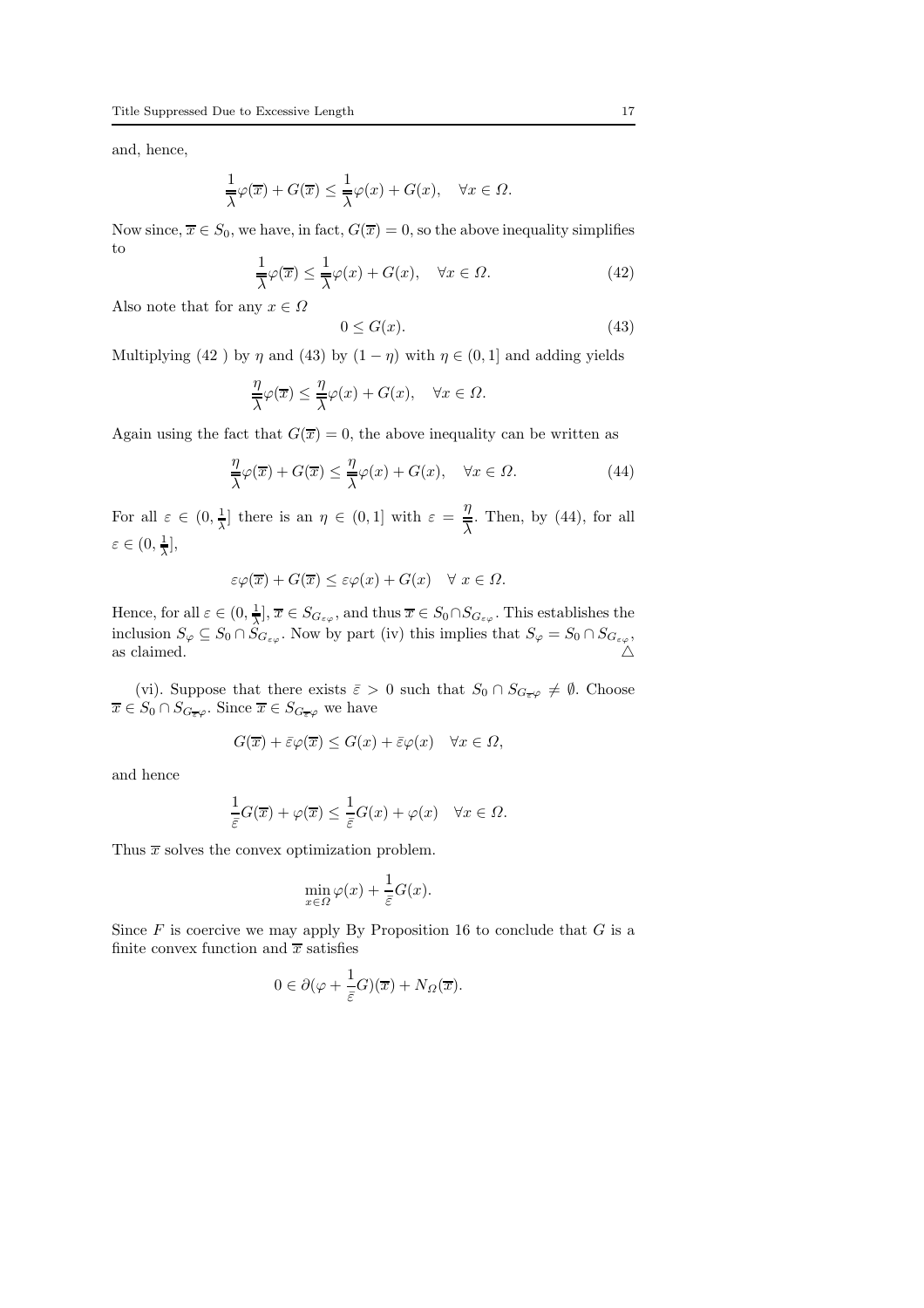and, hence,

$$\frac{1}{\overline{\lambda}}\varphi(\overline{x}) + G(\overline{x}) \leq \frac{1}{\overline{\lambda}}\varphi(x) + G(x), \quad \forall x \in \Omega.$$

Now since, $\overline{x} \in S_0$, we have, in fact, $G(\overline{x}) = 0$, so the above inequality simplifies to

$$\frac{1}{\overline{\lambda}}\varphi(\overline{x}) \leq \frac{1}{\overline{\lambda}}\varphi(x) + G(x), \quad \forall x \in \Omega. \tag{42}$$

Also note that for any $x \in \Omega$

$$0 \leq G(x). \tag{43}$$

Multiplying (42 ) by $\eta$ and (43) by $(1 - \eta)$ with $\eta \in (0, 1]$ and adding yields

$$\frac{\eta}{\overline{\lambda}}\varphi(\overline{x}) \leq \frac{\eta}{\overline{\lambda}}\varphi(x) + G(x), \quad \forall x \in \Omega.$$

Again using the fact that $G(\overline{x}) = 0$, the above inequality can be written as

$$\frac{\eta}{\overline{\lambda}}\varphi(\overline{x}) + G(\overline{x}) \leq \frac{\eta}{\overline{\lambda}}\varphi(x) + G(x), \quad \forall x \in \Omega. \tag{44}$$

For all $\varepsilon \in (0, \frac{1}{\overline{\lambda}}]$ there is an $\eta \in (0, 1]$ with $\varepsilon = \frac{\eta}{\overline{\lambda}}$. Then, by (44), for all $\varepsilon \in (0, \frac{1}{\overline{\lambda}}]$,

$$\varepsilon\varphi(\overline{x}) + G(\overline{x}) \leq \varepsilon\varphi(x) + G(x) \quad \forall\ x \in \Omega.$$

Hence, for all $\varepsilon \in (0, \frac{1}{\overline{\lambda}}]$, $\overline{x} \in S_{G_{\varepsilon\varphi}}$, and thus $\overline{x} \in S_0 \cap S_{G_{\varepsilon\varphi}}$. This establishes the inclusion $S_\varphi \subseteq S_0 \cap S_{G_{\varepsilon\varphi}}$. Now by part (iv) this implies that $S_\varphi = S_0 \cap S_{G_{\varepsilon\varphi}}$, as claimed. △

(vi). Suppose that there exists $\bar{\varepsilon} > 0$ such that $S_0 \cap S_{G_{\overline{\varepsilon}\varphi}} \neq \emptyset$. Choose $\overline{x} \in S_0 \cap S_{G_{\overline{\varepsilon}\varphi}}$. Since $\overline{x} \in S_{G_{\overline{\varepsilon}\varphi}}$ we have

$$G(\overline{x}) + \bar{\varepsilon}\varphi(\overline{x}) \leq G(x) + \bar{\varepsilon}\varphi(x) \quad \forall x \in \Omega,$$

and hence

$$\frac{1}{\bar{\varepsilon}}G(\overline{x}) + \varphi(\overline{x}) \leq \frac{1}{\bar{\varepsilon}}G(x) + \varphi(x) \quad \forall x \in \Omega.$$

Thus $\overline{x}$ solves the convex optimization problem.

$$\min_{x \in \Omega} \varphi(x) + \frac{1}{\bar{\varepsilon}}G(x).$$

Since $F$ is coercive we may apply By Proposition 16 to conclude that $G$ is a finite convex function and $\overline{x}$ satisfies

$$0 \in \partial(\varphi + \frac{1}{\bar{\varepsilon}}G)(\overline{x}) + N_\Omega(\overline{x}).$$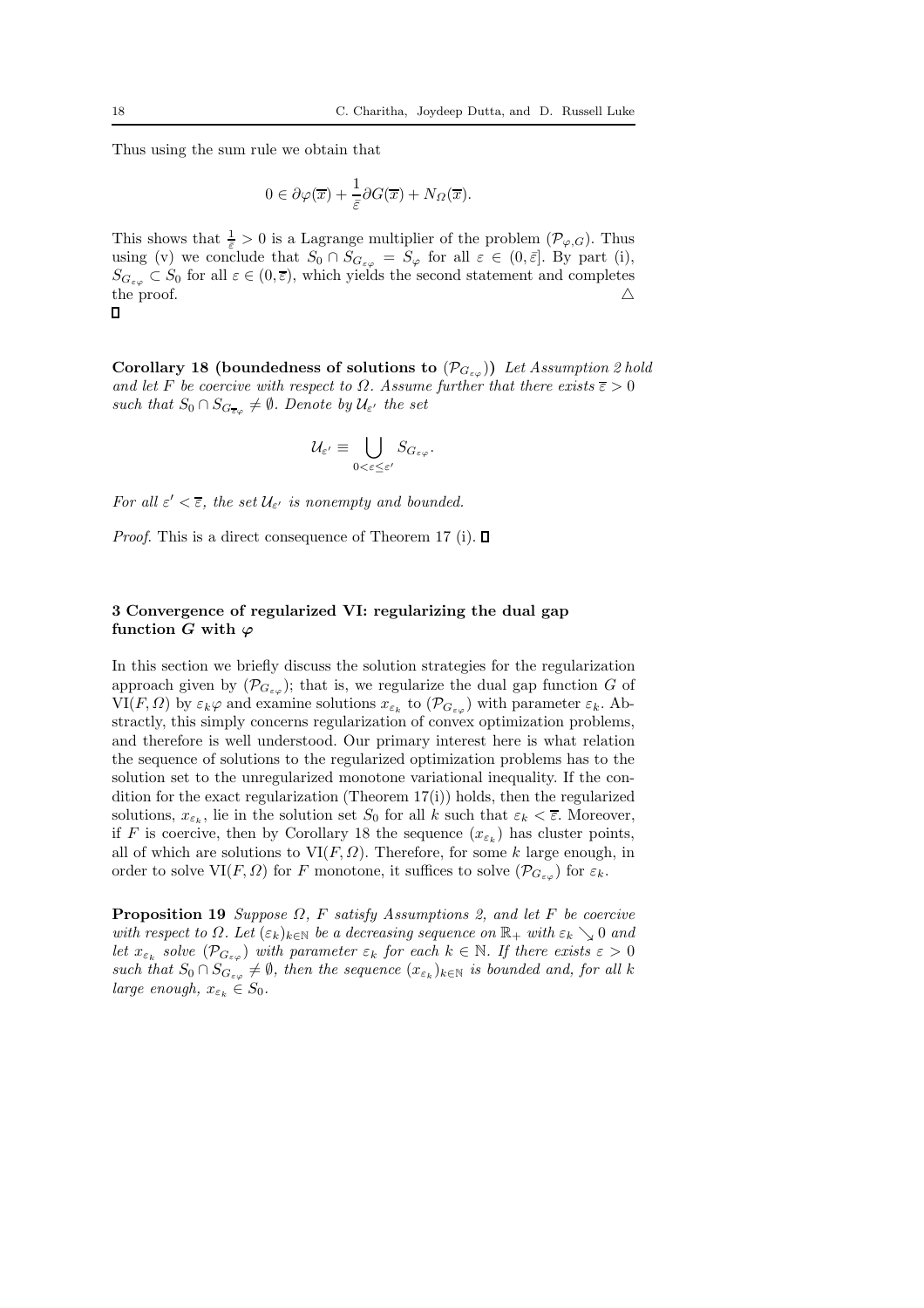Thus using the sum rule we obtain that

$$0 \in \partial\varphi(\overline{x}) + \frac{1}{\overline{\varepsilon}}\partial G(\overline{x}) + N_{\Omega}(\overline{x}).$$

This shows that $\frac{1}{\bar{\varepsilon}} > 0$ is a Lagrange multiplier of the problem $(\mathcal{P}_{\varphi,G})$. Thus using (v) we conclude that $S_0 \cap S_{G_{\varepsilon\varphi}} = S_{\varphi}$ for all $\varepsilon \in (0, \bar{\varepsilon}]$. By part (i), $S_{G_{\varepsilon\varphi}} \subset S_0$ for all $\varepsilon \in (0, \overline{\varepsilon})$, which yields the second statement and completes the proof. $\triangle$

$\square$

**Corollary 18 (boundedness of solutions to $(\mathcal{P}_{G_{\varepsilon\varphi}})$)** *Let Assumption 2 hold and let $F$ be coercive with respect to $\Omega$. Assume further that there exists $\overline{\varepsilon} > 0$ such that $S_0 \cap S_{G_{\overline{\varepsilon}\varphi}} \neq \emptyset$. Denote by $\mathcal{U}_{\varepsilon'}$ the set*

$$\mathcal{U}_{\varepsilon'} \equiv \bigcup_{0<\varepsilon\leq\varepsilon'} S_{G_{\varepsilon\varphi}}.$$

*For all $\varepsilon' < \overline{\varepsilon}$, the set $\mathcal{U}_{\varepsilon'}$ is nonempty and bounded.*

*Proof.* This is a direct consequence of Theorem 17 (i). $\square$

## 3 Convergence of regularized VI: regularizing the dual gap function $G$ with $\varphi$

In this section we briefly discuss the solution strategies for the regularization approach given by $(\mathcal{P}_{G_{\varepsilon\varphi}})$; that is, we regularize the dual gap function $G$ of $\mathrm{VI}(F, \Omega)$ by $\varepsilon_k\varphi$ and examine solutions $x_{\varepsilon_k}$ to $(\mathcal{P}_{G_{\varepsilon\varphi}})$ with parameter $\varepsilon_k$. Abstractly, this simply concerns regularization of convex optimization problems, and therefore is well understood. Our primary interest here is what relation the sequence of solutions to the regularized optimization problems has to the solution set to the unregularized monotone variational inequality. If the condition for the exact regularization (Theorem 17(i)) holds, then the regularized solutions, $x_{\varepsilon_k}$, lie in the solution set $S_0$ for all $k$ such that $\varepsilon_k < \overline{\varepsilon}$. Moreover, if $F$ is coercive, then by Corollary 18 the sequence $(x_{\varepsilon_k})$ has cluster points, all of which are solutions to $\mathrm{VI}(F, \Omega)$. Therefore, for some $k$ large enough, in order to solve $\mathrm{VI}(F, \Omega)$ for $F$ monotone, it suffices to solve $(\mathcal{P}_{G_{\varepsilon\varphi}})$ for $\varepsilon_k$.

**Proposition 19** *Suppose $\Omega$, $F$ satisfy Assumptions 2, and let $F$ be coercive with respect to $\Omega$. Let $(\varepsilon_k)_{k\in\mathbb{N}}$ be a decreasing sequence on $\mathbb{R}_+$ with $\varepsilon_k \searrow 0$ and let $x_{\varepsilon_k}$ solve $(\mathcal{P}_{G_{\varepsilon\varphi}})$ with parameter $\varepsilon_k$ for each $k \in \mathbb{N}$. If there exists $\varepsilon > 0$ such that $S_0 \cap S_{G_{\varepsilon\varphi}} \neq \emptyset$, then the sequence $(x_{\varepsilon_k})_{k\in\mathbb{N}}$ is bounded and, for all $k$ large enough, $x_{\varepsilon_k} \in S_0$.*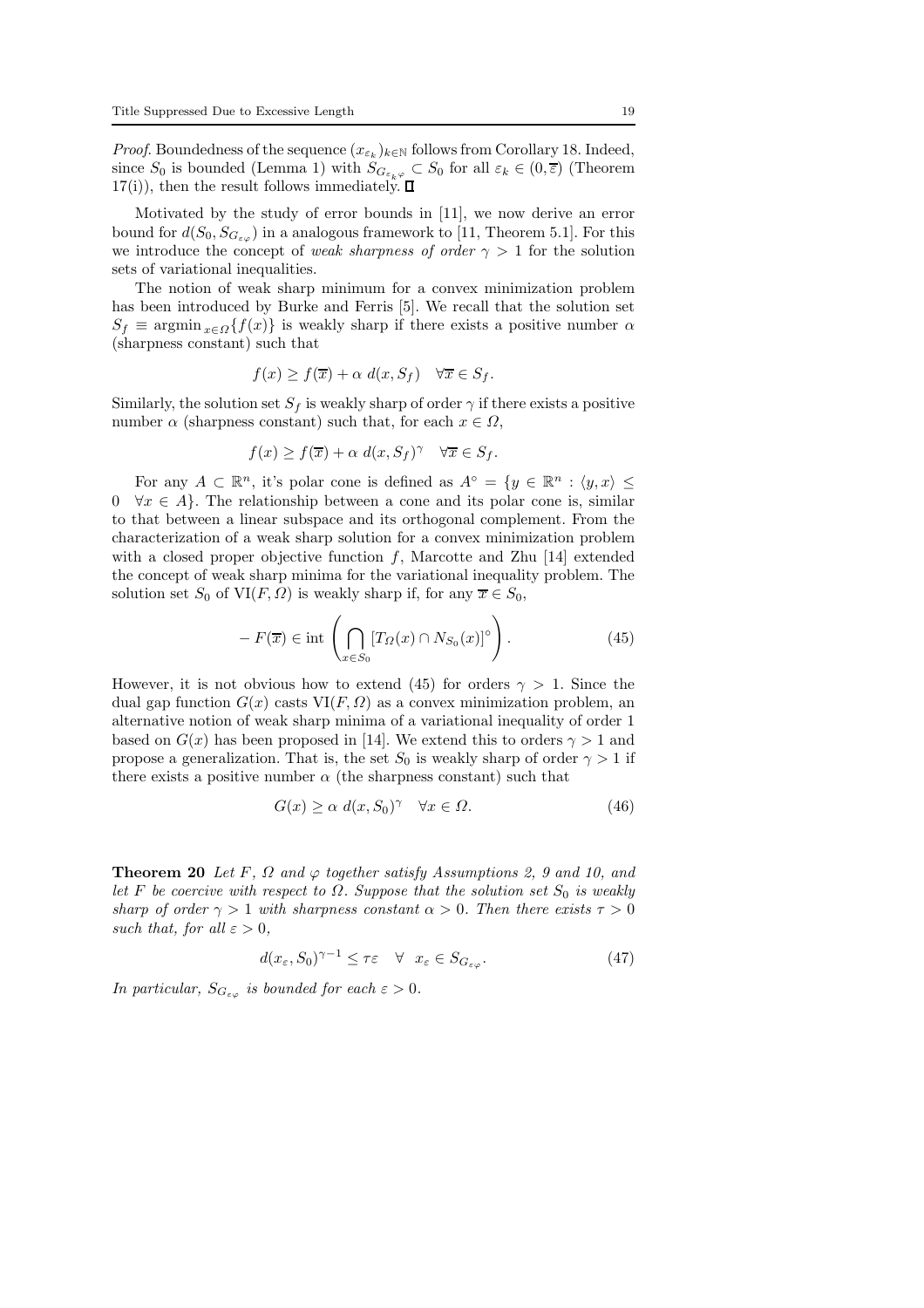*Proof.* Boundedness of the sequence $(x_{\varepsilon_k})_{k\in\mathbb{N}}$ follows from Corollary 18. Indeed, since $S_0$ is bounded (Lemma 1) with $S_{G_{\varepsilon_k\varphi}} \subset S_0$ for all $\varepsilon_k \in (0,\overline{\varepsilon})$ (Theorem 17(i)), then the result follows immediately. $\square$

Motivated by the study of error bounds in [11], we now derive an error bound for $d(S_0, S_{G_{\varepsilon\varphi}})$ in a analogous framework to [11, Theorem 5.1]. For this we introduce the concept of *weak sharpness of order* $\gamma > 1$ for the solution sets of variational inequalities.

The notion of weak sharp minimum for a convex minimization problem has been introduced by Burke and Ferris [5]. We recall that the solution set $S_f \equiv \operatorname{argmin}_{x\in\Omega}\{f(x)\}$ is weakly sharp if there exists a positive number $\alpha$ (sharpness constant) such that

$$f(x) \geq f(\overline{x}) + \alpha\ d(x, S_f) \quad \forall \overline{x} \in S_f.$$

Similarly, the solution set $S_f$ is weakly sharp of order $\gamma$ if there exists a positive number $\alpha$ (sharpness constant) such that, for each $x \in \Omega$,

$$f(x) \geq f(\overline{x}) + \alpha\ d(x, S_f)^{\gamma} \quad \forall \overline{x} \in S_f.$$

For any $A \subset \mathbb{R}^n$, it's polar cone is defined as $A^{\circ} = \{y \in \mathbb{R}^n : \langle y, x\rangle \leq 0 \quad \forall x \in A\}$. The relationship between a cone and its polar cone is, similar to that between a linear subspace and its orthogonal complement. From the characterization of a weak sharp solution for a convex minimization problem with a closed proper objective function $f$, Marcotte and Zhu [14] extended the concept of weak sharp minima for the variational inequality problem. The solution set $S_0$ of $\mathrm{VI}(F,\Omega)$ is weakly sharp if, for any $\overline{x} \in S_0$,

$$-F(\overline{x}) \in \operatorname{int}\left(\bigcap_{x\in S_0}[T_{\Omega}(x) \cap N_{S_0}(x)]^{\circ}\right). \tag{45}$$

However, it is not obvious how to extend (45) for orders $\gamma > 1$. Since the dual gap function $G(x)$ casts $\mathrm{VI}(F,\Omega)$ as a convex minimization problem, an alternative notion of weak sharp minima of a variational inequality of order 1 based on $G(x)$ has been proposed in [14]. We extend this to orders $\gamma > 1$ and propose a generalization. That is, the set $S_0$ is weakly sharp of order $\gamma > 1$ if there exists a positive number $\alpha$ (the sharpness constant) such that

$$G(x) \geq \alpha\ d(x, S_0)^{\gamma} \quad \forall x \in \Omega. \tag{46}$$

**Theorem 20** *Let $F$, $\Omega$ and $\varphi$ together satisfy Assumptions 2, 9 and 10, and let $F$ be coercive with respect to $\Omega$. Suppose that the solution set $S_0$ is weakly sharp of order $\gamma > 1$ with sharpness constant $\alpha > 0$. Then there exists $\tau > 0$ such that, for all $\varepsilon > 0$,*

$$d(x_\varepsilon, S_0)^{\gamma-1} \leq \tau\varepsilon \quad \forall \ \ x_\varepsilon \in S_{G_{\varepsilon\varphi}}. \tag{47}$$

*In particular, $S_{G_{\varepsilon\varphi}}$ is bounded for each $\varepsilon > 0$.*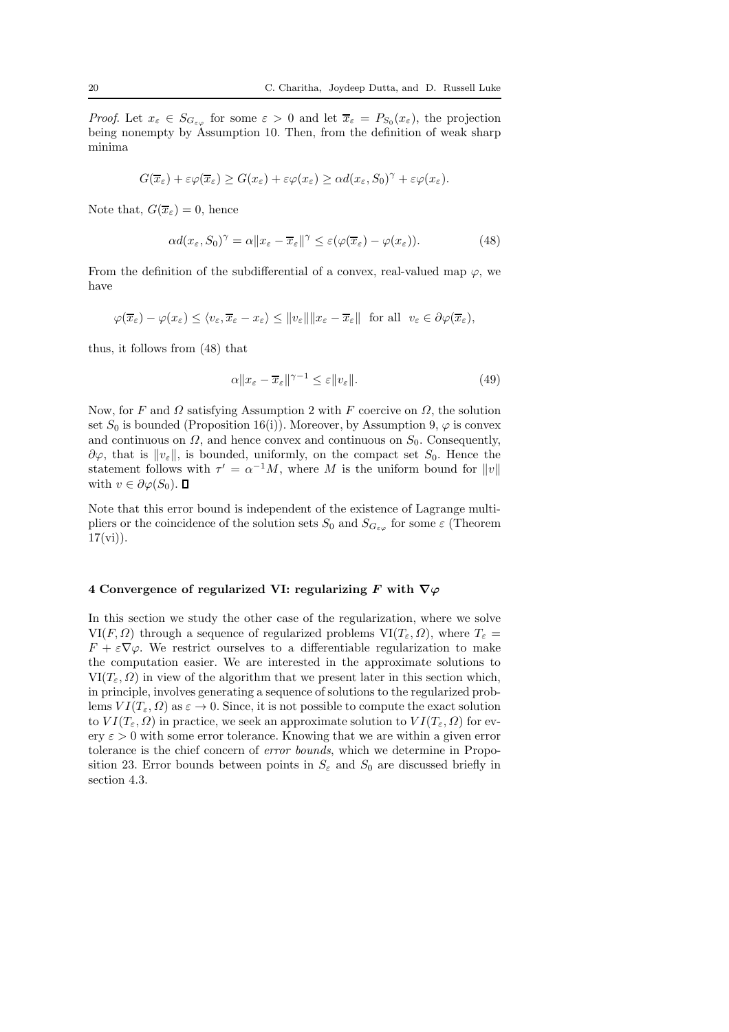*Proof.* Let $x_\varepsilon \in S_{G_{\varepsilon\varphi}}$ for some $\varepsilon > 0$ and let $\overline{x}_\varepsilon = P_{S_0}(x_\varepsilon)$, the projection being nonempty by Assumption 10. Then, from the definition of weak sharp minima

$$G(\overline{x}_\varepsilon) + \varepsilon\varphi(\overline{x}_\varepsilon) \geq G(x_\varepsilon) + \varepsilon\varphi(x_\varepsilon) \geq \alpha d(x_\varepsilon, S_0)^\gamma + \varepsilon\varphi(x_\varepsilon).$$

Note that, $G(\overline{x}_\varepsilon) = 0$, hence

$$\alpha d(x_\varepsilon, S_0)^\gamma = \alpha \|x_\varepsilon - \overline{x}_\varepsilon\|^\gamma \leq \varepsilon(\varphi(\overline{x}_\varepsilon) - \varphi(x_\varepsilon)). \tag{48}$$

From the definition of the subdifferential of a convex, real-valued map $\varphi$, we have

$$\varphi(\overline{x}_\varepsilon) - \varphi(x_\varepsilon) \leq \langle v_\varepsilon, \overline{x}_\varepsilon - x_\varepsilon \rangle \leq \|v_\varepsilon\| \|x_\varepsilon - \overline{x}_\varepsilon\| \quad \text{for all} \quad v_\varepsilon \in \partial\varphi(\overline{x}_\varepsilon),$$

thus, it follows from (48) that

$$\alpha \|x_\varepsilon - \overline{x}_\varepsilon\|^{\gamma-1} \leq \varepsilon \|v_\varepsilon\|. \tag{49}$$

Now, for $F$ and $\Omega$ satisfying Assumption 2 with $F$ coercive on $\Omega$, the solution set $S_0$ is bounded (Proposition 16(i)). Moreover, by Assumption 9, $\varphi$ is convex and continuous on $\Omega$, and hence convex and continuous on $S_0$. Consequently, $\partial\varphi$, that is $\|v_\varepsilon\|$, is bounded, uniformly, on the compact set $S_0$. Hence the statement follows with $\tau' = \alpha^{-1}M$, where $M$ is the uniform bound for $\|v\|$ with $v \in \partial\varphi(S_0)$. □

Note that this error bound is independent of the existence of Lagrange multipliers or the coincidence of the solution sets $S_0$ and $S_{G_{\varepsilon\varphi}}$ for some $\varepsilon$ (Theorem 17(vi)).

## 4 Convergence of regularized VI: regularizing $F$ with $\nabla\varphi$

In this section we study the other case of the regularization, where we solve $\mathrm{VI}(F, \Omega)$ through a sequence of regularized problems $\mathrm{VI}(T_\varepsilon, \Omega)$, where $T_\varepsilon = F + \varepsilon\nabla\varphi$. We restrict ourselves to a differentiable regularization to make the computation easier. We are interested in the approximate solutions to $\mathrm{VI}(T_\varepsilon, \Omega)$ in view of the algorithm that we present later in this section which, in principle, involves generating a sequence of solutions to the regularized problems $VI(T_\varepsilon, \Omega)$ as $\varepsilon \to 0$. Since, it is not possible to compute the exact solution to $VI(T_\varepsilon, \Omega)$ in practice, we seek an approximate solution to $VI(T_\varepsilon, \Omega)$ for every $\varepsilon > 0$ with some error tolerance. Knowing that we are within a given error tolerance is the chief concern of *error bounds*, which we determine in Proposition 23. Error bounds between points in $S_\varepsilon$ and $S_0$ are discussed briefly in section 4.3.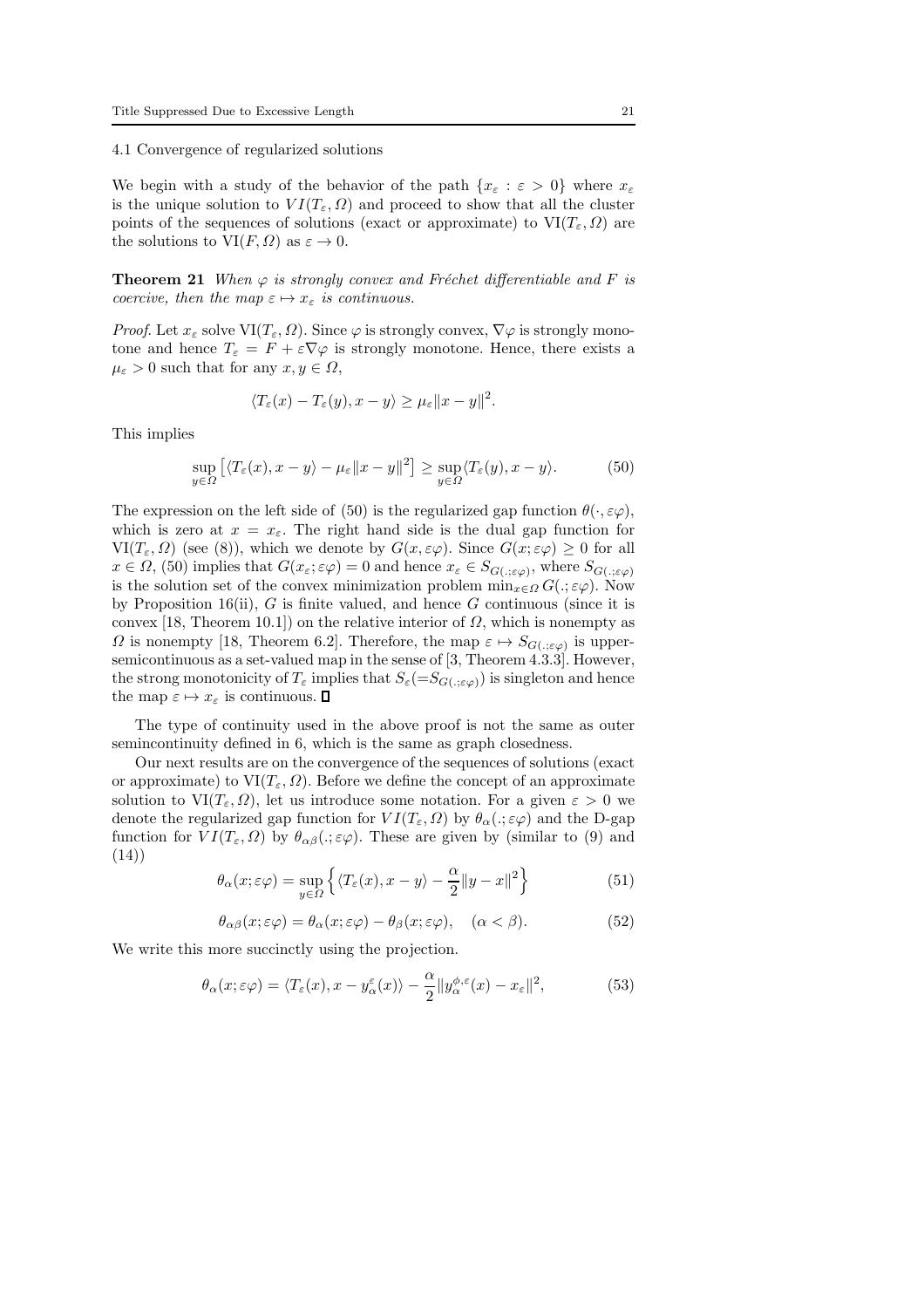### 4.1 Convergence of regularized solutions

We begin with a study of the behavior of the path $\{x_\varepsilon : \varepsilon > 0\}$ where $x_\varepsilon$ is the unique solution to $VI(T_\varepsilon, \Omega)$ and proceed to show that all the cluster points of the sequences of solutions (exact or approximate) to $\mathrm{VI}(T_\varepsilon, \Omega)$ are the solutions to $\mathrm{VI}(F, \Omega)$ as $\varepsilon \to 0$.

**Theorem 21** *When $\varphi$ is strongly convex and Fréchet differentiable and $F$ is coercive, then the map $\varepsilon \mapsto x_\varepsilon$ is continuous.*

*Proof.* Let $x_\varepsilon$ solve $\mathrm{VI}(T_\varepsilon, \Omega)$. Since $\varphi$ is strongly convex, $\nabla\varphi$ is strongly monotone and hence $T_\varepsilon = F + \varepsilon\nabla\varphi$ is strongly monotone. Hence, there exists a $\mu_\varepsilon > 0$ such that for any $x, y \in \Omega$,

$$\langle T_\varepsilon(x) - T_\varepsilon(y), x - y\rangle \geq \mu_\varepsilon \|x - y\|^2.$$

This implies

$$\sup_{y\in\Omega} \left[\langle T_\varepsilon(x), x - y\rangle - \mu_\varepsilon \|x - y\|^2\right] \geq \sup_{y\in\Omega} \langle T_\varepsilon(y), x - y\rangle. \tag{50}$$

The expression on the left side of (50) is the regularized gap function $\theta(\cdot, \varepsilon\varphi)$, which is zero at $x = x_\varepsilon$. The right hand side is the dual gap function for $\mathrm{VI}(T_\varepsilon, \Omega)$ (see (8)), which we denote by $G(x, \varepsilon\varphi)$. Since $G(x; \varepsilon\varphi) \geq 0$ for all $x \in \Omega$, (50) implies that $G(x_\varepsilon; \varepsilon\varphi) = 0$ and hence $x_\varepsilon \in S_{G(.;\varepsilon\varphi)}$, where $S_{G(.;\varepsilon\varphi)}$ is the solution set of the convex minimization problem $\min_{x\in\Omega} G(.;\varepsilon\varphi)$. Now by Proposition 16(ii), $G$ is finite valued, and hence $G$ continuous (since it is convex [18, Theorem 10.1]) on the relative interior of $\Omega$, which is nonempty as $\Omega$ is nonempty [18, Theorem 6.2]. Therefore, the map $\varepsilon \mapsto S_{G(.;\varepsilon\varphi)}$ is upper-semicontinuous as a set-valued map in the sense of [3, Theorem 4.3.3]. However, the strong monotonicity of $T_\varepsilon$ implies that $S_\varepsilon (= S_{G(.;\varepsilon\varphi)})$ is singleton and hence the map $\varepsilon \mapsto x_\varepsilon$ is continuous. ∎

The type of continuity used in the above proof is not the same as outer semincontinuity defined in 6, which is the same as graph closedness.

Our next results are on the convergence of the sequences of solutions (exact or approximate) to $\mathrm{VI}(T_\varepsilon, \Omega)$. Before we define the concept of an approximate solution to $\mathrm{VI}(T_\varepsilon, \Omega)$, let us introduce some notation. For a given $\varepsilon > 0$ we denote the regularized gap function for $VI(T_\varepsilon, \Omega)$ by $\theta_\alpha(.;\varepsilon\varphi)$ and the D-gap function for $VI(T_\varepsilon, \Omega)$ by $\theta_{\alpha\beta}(.;\varepsilon\varphi)$. These are given by (similar to (9) and (14))

$$\theta_\alpha(x;\varepsilon\varphi) = \sup_{y\in\Omega} \left\{\langle T_\varepsilon(x), x - y\rangle - \frac{\alpha}{2}\|y - x\|^2\right\} \tag{51}$$

$$\theta_{\alpha\beta}(x;\varepsilon\varphi) = \theta_\alpha(x;\varepsilon\varphi) - \theta_\beta(x;\varepsilon\varphi), \quad (\alpha < \beta). \tag{52}$$

We write this more succinctly using the projection.

$$\theta_\alpha(x;\varepsilon\varphi) = \langle T_\varepsilon(x), x - y_\alpha^\varepsilon(x)\rangle - \frac{\alpha}{2}\|y_\alpha^{\phi,\varepsilon}(x) - x_\varepsilon\|^2, \tag{53}$$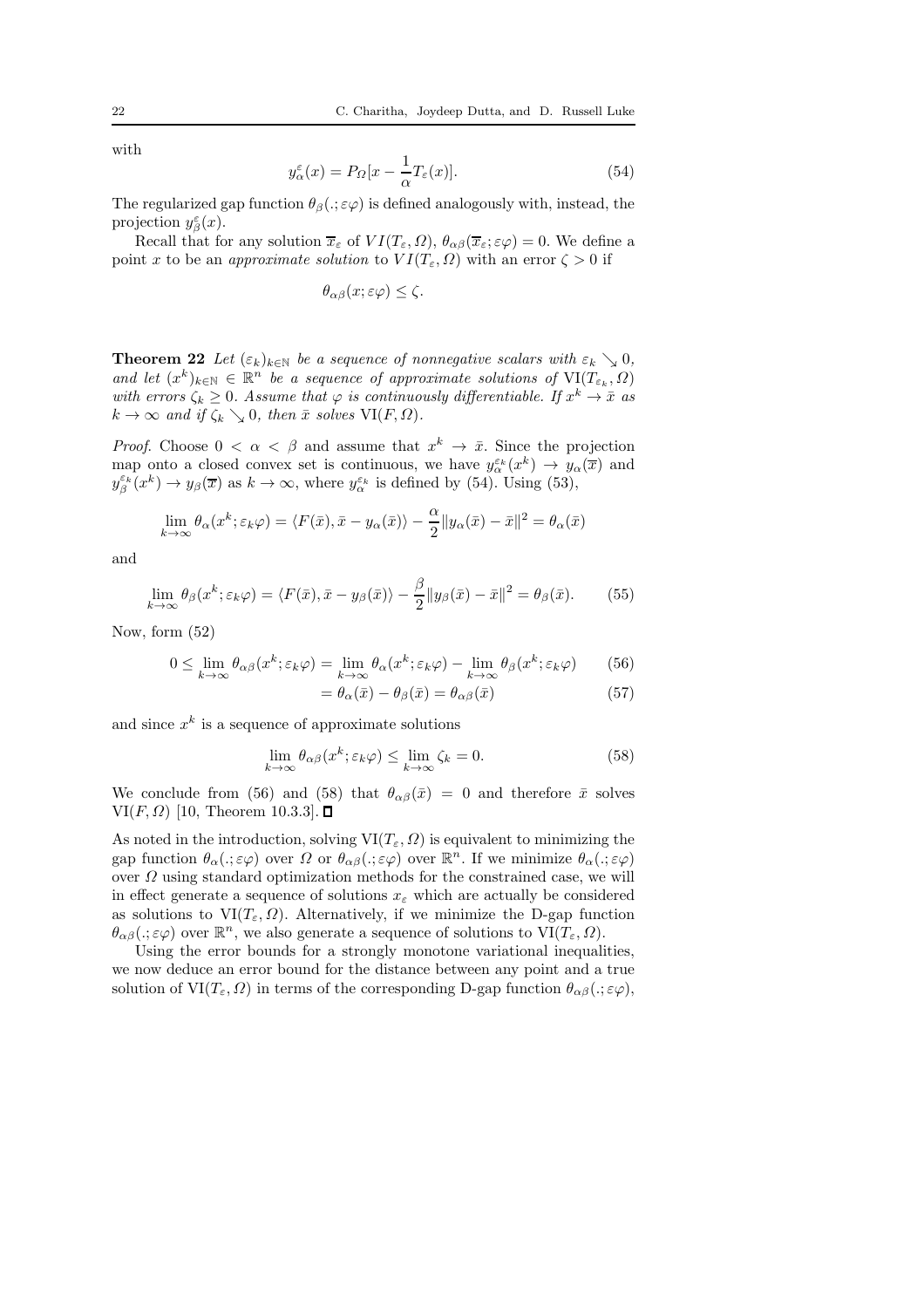with

$$y_\alpha^\varepsilon(x) = P_\Omega[x - \frac{1}{\alpha}T_\varepsilon(x)]. \tag{54}$$

The regularized gap function $\theta_\beta(.;\varepsilon\varphi)$ is defined analogously with, instead, the projection $y_\beta^\varepsilon(x)$.

Recall that for any solution $\overline{x}_\varepsilon$ of $VI(T_\varepsilon, \Omega)$, $\theta_{\alpha\beta}(\overline{x}_\varepsilon;\varepsilon\varphi) = 0$. We define a point $x$ to be an *approximate solution* to $VI(T_\varepsilon, \Omega)$ with an error $\zeta > 0$ if

$$\theta_{\alpha\beta}(x;\varepsilon\varphi) \le \zeta.$$

**Theorem 22** *Let $(\varepsilon_k)_{k\in\mathbb{N}}$ be a sequence of nonnegative scalars with $\varepsilon_k \searrow 0$, and let $(x^k)_{k\in\mathbb{N}} \in \mathbb{R}^n$ be a sequence of approximate solutions of $\mathrm{VI}(T_{\varepsilon_k}, \Omega)$ with errors $\zeta_k \ge 0$. Assume that $\varphi$ is continuously differentiable. If $x^k \to \bar{x}$ as $k \to \infty$ and if $\zeta_k \searrow 0$, then $\bar{x}$ solves $\mathrm{VI}(F, \Omega)$.*

*Proof.* Choose $0 < \alpha < \beta$ and assume that $x^k \to \bar{x}$. Since the projection map onto a closed convex set is continuous, we have $y_\alpha^{\varepsilon_k}(x^k) \to y_\alpha(\overline{x})$ and $y_\beta^{\varepsilon_k}(x^k) \to y_\beta(\overline{x})$ as $k \to \infty$, where $y_\alpha^{\varepsilon_k}$ is defined by (54). Using (53),

$$\lim_{k\to\infty} \theta_\alpha(x^k;\varepsilon_k\varphi) = \langle F(\bar{x}), \bar{x} - y_\alpha(\bar{x})\rangle - \frac{\alpha}{2}\|y_\alpha(\bar{x}) - \bar{x}\|^2 = \theta_\alpha(\bar{x})$$

and

$$\lim_{k\to\infty} \theta_\beta(x^k;\varepsilon_k\varphi) = \langle F(\bar{x}), \bar{x} - y_\beta(\bar{x})\rangle - \frac{\beta}{2}\|y_\beta(\bar{x}) - \bar{x}\|^2 = \theta_\beta(\bar{x}). \tag{55}$$

Now, form (52)

$$0 \le \lim_{k\to\infty} \theta_{\alpha\beta}(x^k;\varepsilon_k\varphi) = \lim_{k\to\infty} \theta_\alpha(x^k;\varepsilon_k\varphi) - \lim_{k\to\infty} \theta_\beta(x^k;\varepsilon_k\varphi) \tag{56}$$

$$= \theta_\alpha(\bar{x}) - \theta_\beta(\bar{x}) = \theta_{\alpha\beta}(\bar{x}) \tag{57}$$

and since $x^k$ is a sequence of approximate solutions

$$\lim_{k\to\infty} \theta_{\alpha\beta}(x^k;\varepsilon_k\varphi) \le \lim_{k\to\infty} \zeta_k = 0. \tag{58}$$

We conclude from (56) and (58) that $\theta_{\alpha\beta}(\bar{x}) = 0$ and therefore $\bar{x}$ solves $\mathrm{VI}(F, \Omega)$ [10, Theorem 10.3.3]. $\square$

As noted in the introduction, solving $\mathrm{VI}(T_\varepsilon, \Omega)$ is equivalent to minimizing the gap function $\theta_\alpha(.;\varepsilon\varphi)$ over $\Omega$ or $\theta_{\alpha\beta}(.;\varepsilon\varphi)$ over $\mathbb{R}^n$. If we minimize $\theta_\alpha(.;\varepsilon\varphi)$ over $\Omega$ using standard optimization methods for the constrained case, we will in effect generate a sequence of solutions $x_\varepsilon$ which are actually be considered as solutions to $\mathrm{VI}(T_\varepsilon, \Omega)$. Alternatively, if we minimize the D-gap function $\theta_{\alpha\beta}(.;\varepsilon\varphi)$ over $\mathbb{R}^n$, we also generate a sequence of solutions to $\mathrm{VI}(T_\varepsilon, \Omega)$.

Using the error bounds for a strongly monotone variational inequalities, we now deduce an error bound for the distance between any point and a true solution of $\mathrm{VI}(T_\varepsilon, \Omega)$ in terms of the corresponding D-gap function $\theta_{\alpha\beta}(.;\varepsilon\varphi)$,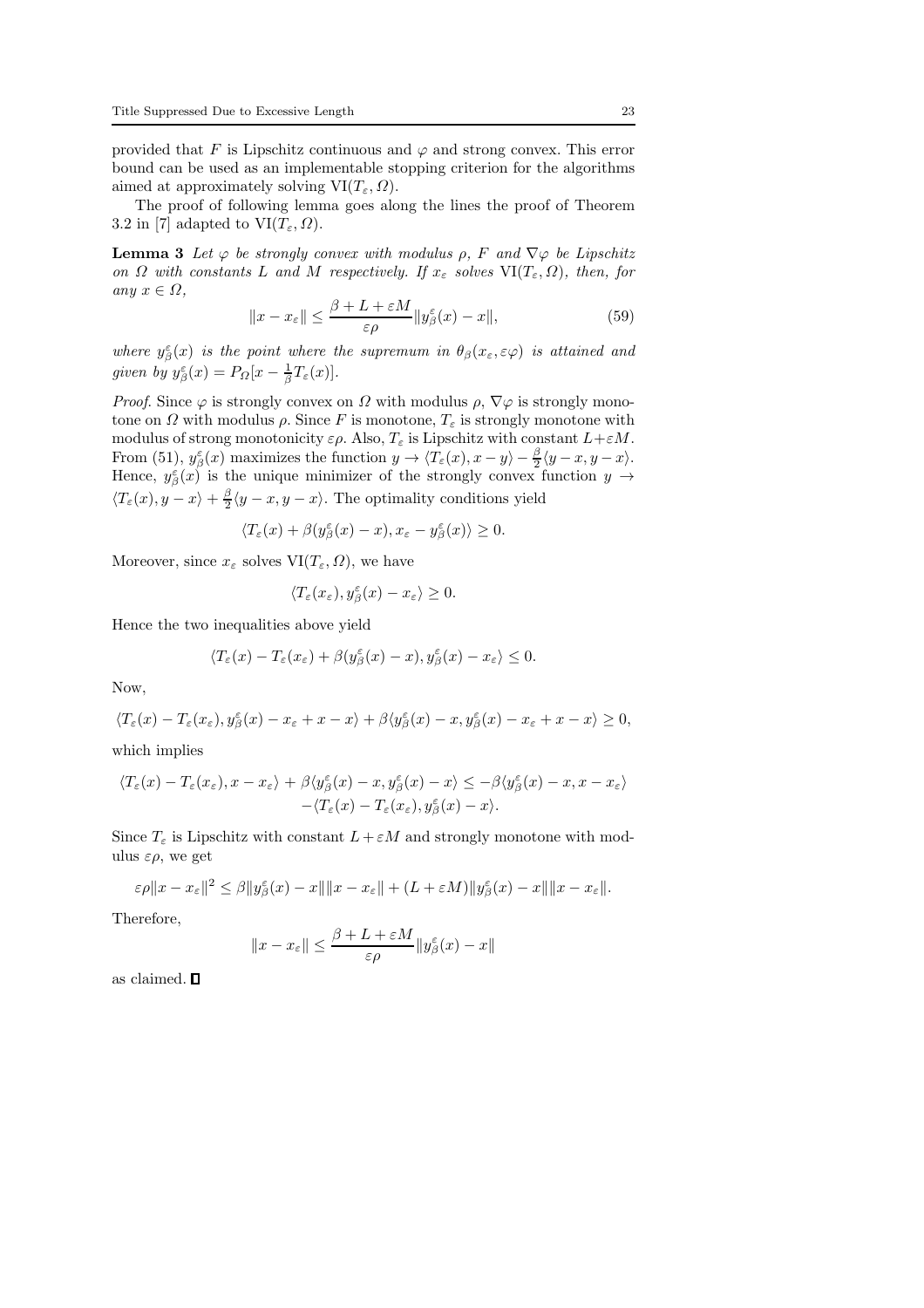provided that $F$ is Lipschitz continuous and $\varphi$ and strong convex. This error bound can be used as an implementable stopping criterion for the algorithms aimed at approximately solving $\mathrm{VI}(T_\varepsilon, \Omega)$.

The proof of following lemma goes along the lines the proof of Theorem 3.2 in [7] adapted to $\mathrm{VI}(T_\varepsilon, \Omega)$.

**Lemma 3** *Let $\varphi$ be strongly convex with modulus $\rho$, $F$ and $\nabla\varphi$ be Lipschitz on $\Omega$ with constants $L$ and $M$ respectively. If $x_\varepsilon$ solves $\mathrm{VI}(T_\varepsilon, \Omega)$, then, for any $x \in \Omega$,*

$$\|x - x_\varepsilon\| \leq \frac{\beta + L + \varepsilon M}{\varepsilon\rho}\|y_\beta^\varepsilon(x) - x\|, \tag{59}$$

*where $y_\beta^\varepsilon(x)$ is the point where the supremum in $\theta_\beta(x_\varepsilon, \varepsilon\varphi)$ is attained and given by $y_\beta^\varepsilon(x) = P_\Omega[x - \frac{1}{\beta}T_\varepsilon(x)]$.*

*Proof.* Since $\varphi$ is strongly convex on $\Omega$ with modulus $\rho$, $\nabla\varphi$ is strongly monotone on $\Omega$ with modulus $\rho$. Since $F$ is monotone, $T_\varepsilon$ is strongly monotone with modulus of strong monotonicity $\varepsilon\rho$. Also, $T_\varepsilon$ is Lipschitz with constant $L+\varepsilon M$. From (51), $y_\beta^\varepsilon(x)$ maximizes the function $y \to \langle T_\varepsilon(x), x - y\rangle - \frac{\beta}{2}\langle y - x, y - x\rangle$. Hence, $y_\beta^\varepsilon(x)$ is the unique minimizer of the strongly convex function $y \to \langle T_\varepsilon(x), y - x\rangle + \frac{\beta}{2}\langle y - x, y - x\rangle$. The optimality conditions yield

$$\langle T_\varepsilon(x) + \beta(y_\beta^\varepsilon(x) - x), x_\varepsilon - y_\beta^\varepsilon(x)\rangle \geq 0.$$

Moreover, since $x_\varepsilon$ solves $\mathrm{VI}(T_\varepsilon, \Omega)$, we have

$$\langle T_\varepsilon(x_\varepsilon), y_\beta^\varepsilon(x) - x_\varepsilon\rangle \geq 0.$$

Hence the two inequalities above yield

$$\langle T_\varepsilon(x) - T_\varepsilon(x_\varepsilon) + \beta(y_\beta^\varepsilon(x) - x), y_\beta^\varepsilon(x) - x_\varepsilon\rangle \leq 0.$$

Now,

$$\langle T_\varepsilon(x) - T_\varepsilon(x_\varepsilon), y_\beta^\varepsilon(x) - x_\varepsilon + x - x\rangle + \beta\langle y_\beta^\varepsilon(x) - x, y_\beta^\varepsilon(x) - x_\varepsilon + x - x\rangle \geq 0,$$

which implies

$$\begin{aligned}\langle T_\varepsilon(x) - T_\varepsilon(x_\varepsilon), x - x_\varepsilon\rangle + \beta\langle y_\beta^\varepsilon(x) - x, y_\beta^\varepsilon(x) - x\rangle &\leq -\beta\langle y_\beta^\varepsilon(x) - x, x - x_\varepsilon\rangle \\ &\quad -\langle T_\varepsilon(x) - T_\varepsilon(x_\varepsilon), y_\beta^\varepsilon(x) - x\rangle.\end{aligned}$$

Since $T_\varepsilon$ is Lipschitz with constant $L + \varepsilon M$ and strongly monotone with modulus $\varepsilon\rho$, we get

$$\varepsilon\rho\|x - x_\varepsilon\|^2 \leq \beta\|y_\beta^\varepsilon(x) - x\|\|x - x_\varepsilon\| + (L + \varepsilon M)\|y_\beta^\varepsilon(x) - x\|\|x - x_\varepsilon\|.$$

Therefore,

$$\|x - x_\varepsilon\| \leq \frac{\beta + L + \varepsilon M}{\varepsilon\rho}\|y_\beta^\varepsilon(x) - x\|$$

as claimed. ◻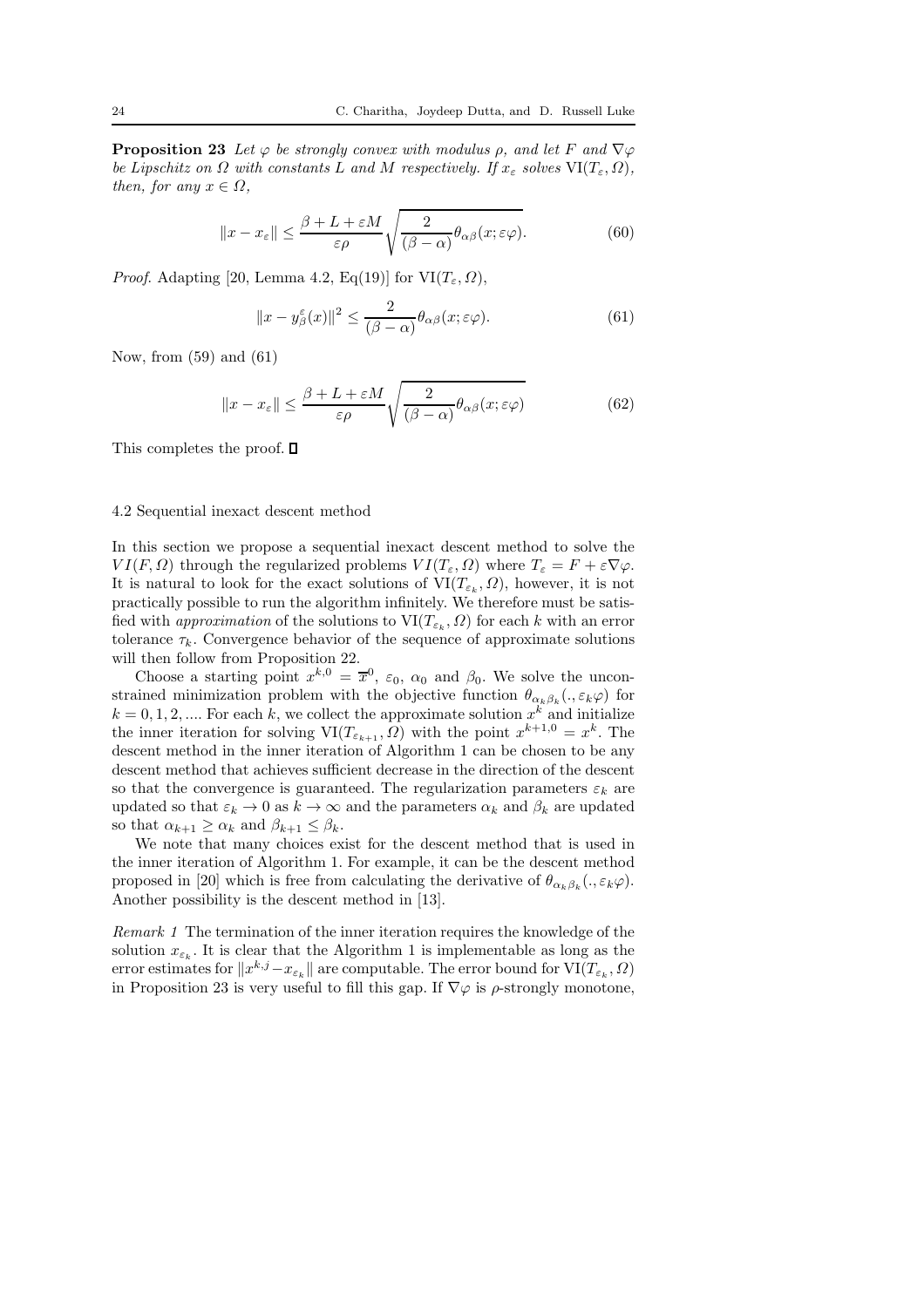**Proposition 23** *Let $\varphi$ be strongly convex with modulus $\rho$, and let $F$ and $\nabla\varphi$ be Lipschitz on $\Omega$ with constants $L$ and $M$ respectively. If $x_\varepsilon$ solves $\mathrm{VI}(T_\varepsilon, \Omega)$, then, for any $x \in \Omega$,*

$$\|x - x_\varepsilon\| \leq \frac{\beta + L + \varepsilon M}{\varepsilon \rho} \sqrt{\frac{2}{(\beta - \alpha)} \theta_{\alpha\beta}(x; \varepsilon\varphi)}. \tag{60}$$

*Proof.* Adapting [20, Lemma 4.2, Eq(19)] for $\mathrm{VI}(T_\varepsilon, \Omega)$,

$$\|x - y^\varepsilon_\beta(x)\|^2 \leq \frac{2}{(\beta - \alpha)} \theta_{\alpha\beta}(x; \varepsilon\varphi). \tag{61}$$

Now, from (59) and (61)

$$\|x - x_\varepsilon\| \leq \frac{\beta + L + \varepsilon M}{\varepsilon \rho} \sqrt{\frac{2}{(\beta - \alpha)} \theta_{\alpha\beta}(x; \varepsilon\varphi)} \tag{62}$$

This completes the proof. □

### 4.2 Sequential inexact descent method

In this section we propose a sequential inexact descent method to solve the $VI(F, \Omega)$ through the regularized problems $VI(T_\varepsilon, \Omega)$ where $T_\varepsilon = F + \varepsilon \nabla\varphi$. It is natural to look for the exact solutions of $\mathrm{VI}(T_{\varepsilon_k}, \Omega)$, however, it is not practically possible to run the algorithm infinitely. We therefore must be satisfied with *approximation* of the solutions to $\mathrm{VI}(T_{\varepsilon_k}, \Omega)$ for each $k$ with an error tolerance $\tau_k$. Convergence behavior of the sequence of approximate solutions will then follow from Proposition 22.

Choose a starting point $x^{k,0} = \overline{x}^0$, $\varepsilon_0$, $\alpha_0$ and $\beta_0$. We solve the unconstrained minimization problem with the objective function $\theta_{\alpha_k\beta_k}(., \varepsilon_k\varphi)$ for $k = 0, 1, 2, ....$ For each $k$, we collect the approximate solution $x^k$ and initialize the inner iteration for solving $\mathrm{VI}(T_{\varepsilon_{k+1}}, \Omega)$ with the point $x^{k+1,0} = x^k$. The descent method in the inner iteration of Algorithm 1 can be chosen to be any descent method that achieves sufficient decrease in the direction of the descent so that the convergence is guaranteed. The regularization parameters $\varepsilon_k$ are updated so that $\varepsilon_k \to 0$ as $k \to \infty$ and the parameters $\alpha_k$ and $\beta_k$ are updated so that $\alpha_{k+1} \geq \alpha_k$ and $\beta_{k+1} \leq \beta_k$.

We note that many choices exist for the descent method that is used in the inner iteration of Algorithm 1. For example, it can be the descent method proposed in [20] which is free from calculating the derivative of $\theta_{\alpha_k\beta_k}(., \varepsilon_k\varphi)$. Another possibility is the descent method in [13].

*Remark 1* The termination of the inner iteration requires the knowledge of the solution $x_{\varepsilon_k}$. It is clear that the Algorithm 1 is implementable as long as the error estimates for $\|x^{k,j} - x_{\varepsilon_k}\|$ are computable. The error bound for $\mathrm{VI}(T_{\varepsilon_k}, \Omega)$ in Proposition 23 is very useful to fill this gap. If $\nabla\varphi$ is $\rho$-strongly monotone,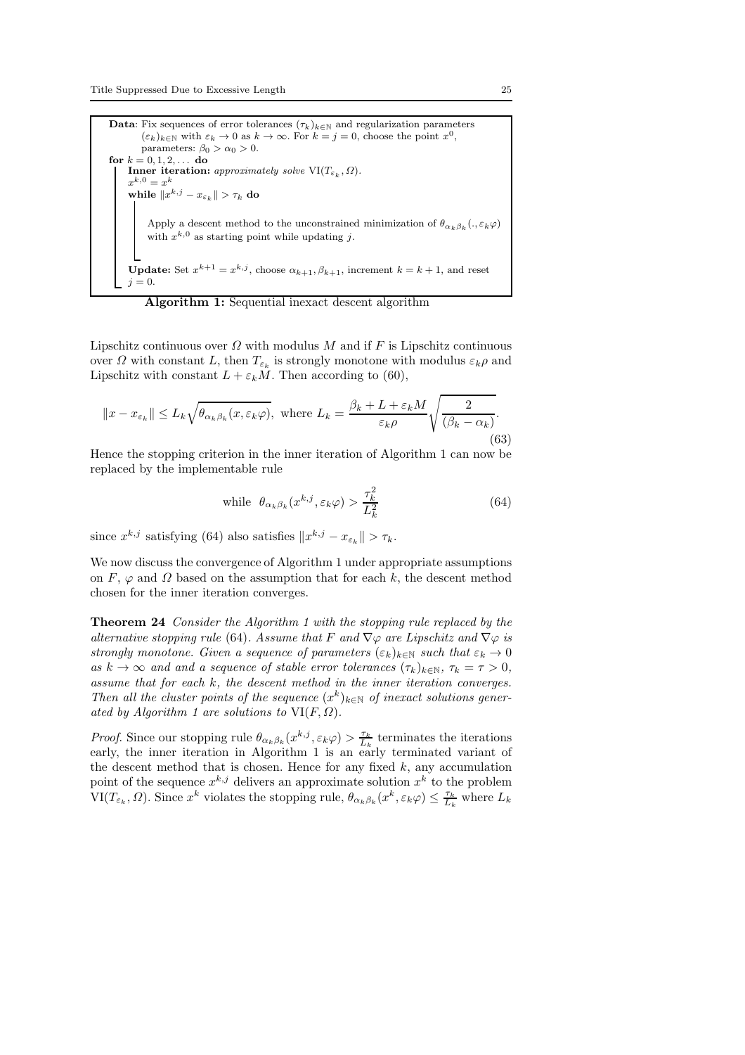**Data**: Fix sequences of error tolerances $(\tau_k)_{k\in\mathbb{N}}$ and regularization parameters $(\varepsilon_k)_{k\in\mathbb{N}}$ with $\varepsilon_k \to 0$ as $k \to \infty$. For $k = j = 0$, choose the point $x^0$, parameters: $\beta_0 > \alpha_0 > 0$.

**for** $k = 0, 1, 2, \dots$ **do**

  **Inner iteration:** *approximately solve* $\mathrm{VI}(T_{\varepsilon_k}, \Omega)$.

  $x^{k,0} = x^k$

  **while** $\|x^{k,j} - x_{\varepsilon_k}\| > \tau_k$ **do**

    Apply a descent method to the unconstrained minimization of $\theta_{\alpha_k\beta_k}(.,\varepsilon_k\varphi)$ with $x^{k,0}$ as starting point while updating $j$.

  **Update:** Set $x^{k+1} = x^{k,j}$, choose $\alpha_{k+1}, \beta_{k+1}$, increment $k = k+1$, and reset $j = 0$.

**Algorithm 1:** Sequential inexact descent algorithm

Lipschitz continuous over $\Omega$ with modulus $M$ and if $F$ is Lipschitz continuous over $\Omega$ with constant $L$, then $T_{\varepsilon_k}$ is strongly monotone with modulus $\varepsilon_k\rho$ and Lipschitz with constant $L + \varepsilon_k M$. Then according to (60),

$$\|x - x_{\varepsilon_k}\| \leq L_k\sqrt{\theta_{\alpha_k\beta_k}(x,\varepsilon_k\varphi)}, \text{ where } L_k = \frac{\beta_k + L + \varepsilon_k M}{\varepsilon_k\rho}\sqrt{\frac{2}{(\beta_k - \alpha_k)}}. \tag{63}$$

Hence the stopping criterion in the inner iteration of Algorithm 1 can now be replaced by the implementable rule

$$\text{while } \ \theta_{\alpha_k\beta_k}(x^{k,j},\varepsilon_k\varphi) > \frac{\tau_k^2}{L_k^2} \tag{64}$$

since $x^{k,j}$ satisfying (64) also satisfies $\|x^{k,j} - x_{\varepsilon_k}\| > \tau_k$.

We now discuss the convergence of Algorithm 1 under appropriate assumptions on $F$, $\varphi$ and $\Omega$ based on the assumption that for each $k$, the descent method chosen for the inner iteration converges.

**Theorem 24** *Consider the Algorithm 1 with the stopping rule replaced by the alternative stopping rule* (64). *Assume that $F$ and $\nabla\varphi$ are Lipschitz and $\nabla\varphi$ is strongly monotone. Given a sequence of parameters $(\varepsilon_k)_{k\in\mathbb{N}}$ such that $\varepsilon_k \to 0$ as $k \to \infty$ and and a sequence of stable error tolerances $(\tau_k)_{k\in\mathbb{N}}$, $\tau_k = \tau > 0$, assume that for each $k$, the descent method in the inner iteration converges. Then all the cluster points of the sequence $(x^k)_{k\in\mathbb{N}}$ of inexact solutions generated by Algorithm 1 are solutions to* $\mathrm{VI}(F, \Omega)$.

*Proof.* Since our stopping rule $\theta_{\alpha_k\beta_k}(x^{k,j},\varepsilon_k\varphi) > \frac{\tau_k}{L_k}$ terminates the iterations early, the inner iteration in Algorithm 1 is an early terminated variant of the descent method that is chosen. Hence for any fixed $k$, any accumulation point of the sequence $x^{k,j}$ delivers an approximate solution $x^k$ to the problem $\mathrm{VI}(T_{\varepsilon_k}, \Omega)$. Since $x^k$ violates the stopping rule, $\theta_{\alpha_k\beta_k}(x^k,\varepsilon_k\varphi) \leq \frac{\tau_k}{L_k}$ where $L_k$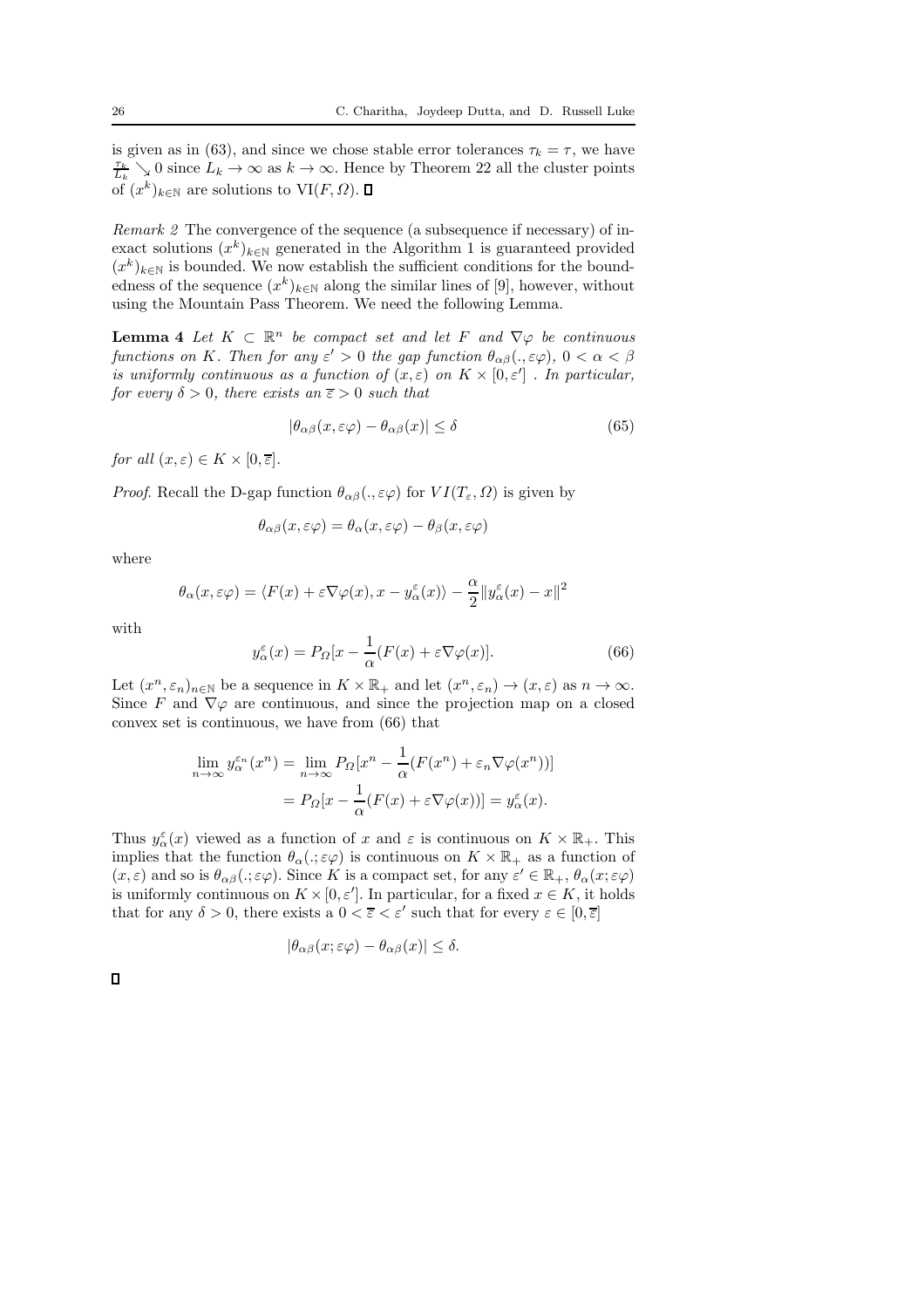is given as in (63), and since we chose stable error tolerances $\tau_k = \tau$, we have $\frac{\tau_k}{L_k} \searrow 0$ since $L_k \to \infty$ as $k \to \infty$. Hence by Theorem 22 all the cluster points of $(x^k)_{k\in\mathbb{N}}$ are solutions to $\mathrm{VI}(F, \Omega)$. $\square$

*Remark 2* The convergence of the sequence (a subsequence if necessary) of inexact solutions $(x^k)_{k\in\mathbb{N}}$ generated in the Algorithm 1 is guaranteed provided $(x^k)_{k\in\mathbb{N}}$ is bounded. We now establish the sufficient conditions for the boundedness of the sequence $(x^k)_{k\in\mathbb{N}}$ along the similar lines of [9], however, without using the Mountain Pass Theorem. We need the following Lemma.

**Lemma 4** *Let $K \subset \mathbb{R}^n$ be compact set and let $F$ and $\nabla\varphi$ be continuous functions on $K$. Then for any $\varepsilon' > 0$ the gap function $\theta_{\alpha\beta}(., \varepsilon\varphi)$, $0 < \alpha < \beta$ is uniformly continuous as a function of $(x, \varepsilon)$ on $K \times [0, \varepsilon']$ . In particular, for every $\delta > 0$, there exists an $\overline{\varepsilon} > 0$ such that*

$$|\theta_{\alpha\beta}(x, \varepsilon\varphi) - \theta_{\alpha\beta}(x)| \leq \delta \tag{65}$$

*for all $(x, \varepsilon) \in K \times [0, \overline{\varepsilon}]$.*

*Proof.* Recall the D-gap function $\theta_{\alpha\beta}(., \varepsilon\varphi)$ for $VI(T_\varepsilon, \Omega)$ is given by

$$\theta_{\alpha\beta}(x, \varepsilon\varphi) = \theta_\alpha(x, \varepsilon\varphi) - \theta_\beta(x, \varepsilon\varphi)$$

where

$$\theta_\alpha(x, \varepsilon\varphi) = \langle F(x) + \varepsilon\nabla\varphi(x), x - y^\varepsilon_\alpha(x)\rangle - \frac{\alpha}{2}\|y^\varepsilon_\alpha(x) - x\|^2$$

with

$$y^\varepsilon_\alpha(x) = P_\Omega[x - \frac{1}{\alpha}(F(x) + \varepsilon\nabla\varphi(x)]. \tag{66}$$

Let $(x^n, \varepsilon_n)_{n\in\mathbb{N}}$ be a sequence in $K \times \mathbb{R}_+$ and let $(x^n, \varepsilon_n) \to (x, \varepsilon)$ as $n \to \infty$. Since $F$ and $\nabla\varphi$ are continuous, and since the projection map on a closed convex set is continuous, we have from (66) that

$$\begin{aligned}
\lim_{n\to\infty} y^{\varepsilon_n}_\alpha(x^n) &= \lim_{n\to\infty} P_\Omega[x^n - \frac{1}{\alpha}(F(x^n) + \varepsilon_n\nabla\varphi(x^n))] \\
&= P_\Omega[x - \frac{1}{\alpha}(F(x) + \varepsilon\nabla\varphi(x))] = y^\varepsilon_\alpha(x).
\end{aligned}$$

Thus $y^\varepsilon_\alpha(x)$ viewed as a function of $x$ and $\varepsilon$ is continuous on $K \times \mathbb{R}_+$. This implies that the function $\theta_\alpha(.; \varepsilon\varphi)$ is continuous on $K \times \mathbb{R}_+$ as a function of $(x, \varepsilon)$ and so is $\theta_{\alpha\beta}(.; \varepsilon\varphi)$. Since $K$ is a compact set, for any $\varepsilon' \in \mathbb{R}_+$, $\theta_\alpha(x; \varepsilon\varphi)$ is uniformly continuous on $K \times [0, \varepsilon']$. In particular, for a fixed $x \in K$, it holds that for any $\delta > 0$, there exists a $0 < \overline{\varepsilon} < \varepsilon'$ such that for every $\varepsilon \in [0, \overline{\varepsilon}]$

$$|\theta_{\alpha\beta}(x; \varepsilon\varphi) - \theta_{\alpha\beta}(x)| \leq \delta.$$

$\square$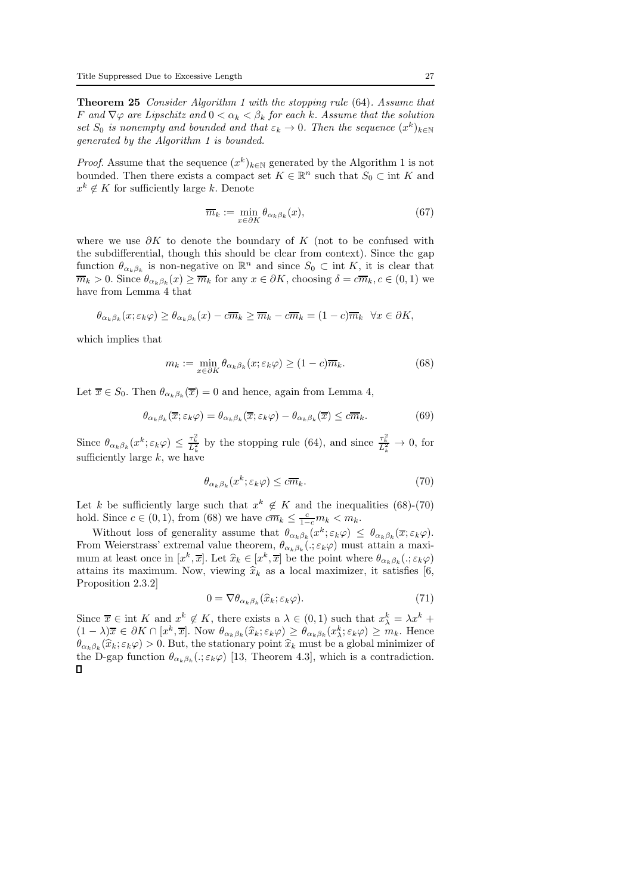**Theorem 25** *Consider Algorithm 1 with the stopping rule* (64)*. Assume that* $F$ *and* $\nabla\varphi$ *are Lipschitz and* $0 < \alpha_k < \beta_k$ *for each* $k$*. Assume that the solution set* $S_0$ *is nonempty and bounded and that* $\varepsilon_k \to 0$*. Then the sequence* $(x^k)_{k\in\mathbb{N}}$ *generated by the Algorithm 1 is bounded.*

*Proof.* Assume that the sequence $(x^k)_{k\in\mathbb{N}}$ generated by the Algorithm 1 is not bounded. Then there exists a compact set $K \in \mathbb{R}^n$ such that $S_0 \subset \text{int } K$ and $x^k \notin K$ for sufficiently large $k$. Denote

$$\overline{m}_k := \min_{x\in\partial K} \theta_{\alpha_k\beta_k}(x), \tag{67}$$

where we use $\partial K$ to denote the boundary of $K$ (not to be confused with the subdifferential, though this should be clear from context). Since the gap function $\theta_{\alpha_k\beta_k}$ is non-negative on $\mathbb{R}^n$ and since $S_0 \subset \text{int } K$, it is clear that $\overline{m}_k > 0$. Since $\theta_{\alpha_k\beta_k}(x) \geq \overline{m}_k$ for any $x \in \partial K$, choosing $\delta = c\overline{m}_k, c \in (0,1)$ we have from Lemma 4 that

$$\theta_{\alpha_k\beta_k}(x;\varepsilon_k\varphi) \geq \theta_{\alpha_k\beta_k}(x) - c\overline{m}_k \geq \overline{m}_k - c\overline{m}_k = (1-c)\overline{m}_k \quad \forall x \in \partial K,$$

which implies that

$$m_k := \min_{x\in\partial K} \theta_{\alpha_k\beta_k}(x;\varepsilon_k\varphi) \geq (1-c)\overline{m}_k. \tag{68}$$

Let $\overline{x} \in S_0$. Then $\theta_{\alpha_k\beta_k}(\overline{x}) = 0$ and hence, again from Lemma 4,

$$\theta_{\alpha_k\beta_k}(\overline{x};\varepsilon_k\varphi) = \theta_{\alpha_k\beta_k}(\overline{x};\varepsilon_k\varphi) - \theta_{\alpha_k\beta_k}(\overline{x}) \leq c\overline{m}_k. \tag{69}$$

Since $\theta_{\alpha_k\beta_k}(x^k;\varepsilon_k\varphi) \leq \frac{\tau_k^2}{L_k^2}$ by the stopping rule (64), and since $\frac{\tau_k^2}{L_k^2} \to 0$, for sufficiently large $k$, we have

$$\theta_{\alpha_k\beta_k}(x^k;\varepsilon_k\varphi) \leq c\overline{m}_k. \tag{70}$$

Let $k$ be sufficiently large such that $x^k \notin K$ and the inequalities (68)-(70) hold. Since $c \in (0,1)$, from (68) we have $c\overline{m}_k \leq \frac{c}{1-c} m_k < m_k$.

Without loss of generality assume that $\theta_{\alpha_k\beta_k}(x^k;\varepsilon_k\varphi) \leq \theta_{\alpha_k\beta_k}(\overline{x};\varepsilon_k\varphi)$. From Weierstrass' extremal value theorem, $\theta_{\alpha_k\beta_k}(.;\varepsilon_k\varphi)$ must attain a maximum at least once in $[x^k, \overline{x}]$. Let $\widehat{x}_k \in [x^k, \overline{x}]$ be the point where $\theta_{\alpha_k\beta_k}(.;\varepsilon_k\varphi)$ attains its maximum. Now, viewing $\widehat{x}_k$ as a local maximizer, it satisfies [6, Proposition 2.3.2]

$$0 = \nabla\theta_{\alpha_k\beta_k}(\widehat{x}_k;\varepsilon_k\varphi). \tag{71}$$

Since $\overline{x} \in \text{int } K$ and $x^k \notin K$, there exists a $\lambda \in (0,1)$ such that $x^k_\lambda = \lambda x^k + (1-\lambda)\overline{x} \in \partial K \cap [x^k, \overline{x}]$. Now $\theta_{\alpha_k\beta_k}(\widehat{x}_k;\varepsilon_k\varphi) \geq \theta_{\alpha_k\beta_k}(x^k_\lambda;\varepsilon_k\varphi) \geq m_k$. Hence $\theta_{\alpha_k\beta_k}(\widehat{x}_k;\varepsilon_k\varphi) > 0$. But, the stationary point $\widehat{x}_k$ must be a global minimizer of the D-gap function $\theta_{\alpha_k\beta_k}(.;\varepsilon_k\varphi)$ [13, Theorem 4.3], which is a contradiction. □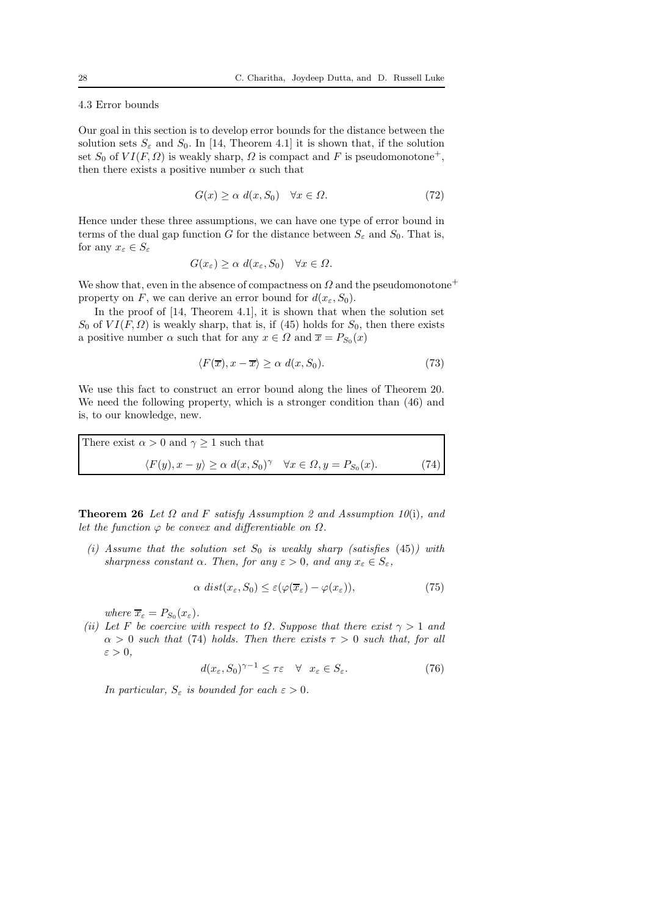### 4.3 Error bounds

Our goal in this section is to develop error bounds for the distance between the solution sets $S_\varepsilon$ and $S_0$. In [14, Theorem 4.1] it is shown that, if the solution set $S_0$ of $VI(F, \Omega)$ is weakly sharp, $\Omega$ is compact and $F$ is pseudomonotone$^+$, then there exists a positive number $\alpha$ such that

$$G(x) \geq \alpha \ d(x, S_0) \quad \forall x \in \Omega. \tag{72}$$

Hence under these three assumptions, we can have one type of error bound in terms of the dual gap function $G$ for the distance between $S_\varepsilon$ and $S_0$. That is, for any $x_\varepsilon \in S_\varepsilon$

$$G(x_\varepsilon) \geq \alpha \ d(x_\varepsilon, S_0) \quad \forall x \in \Omega.$$

We show that, even in the absence of compactness on $\Omega$ and the pseudomonotone$^+$ property on $F$, we can derive an error bound for $d(x_\varepsilon, S_0)$.

In the proof of [14, Theorem 4.1], it is shown that when the solution set $S_0$ of $VI(F, \Omega)$ is weakly sharp, that is, if (45) holds for $S_0$, then there exists a positive number $\alpha$ such that for any $x \in \Omega$ and $\overline{x} = P_{S_0}(x)$

$$\langle F(\overline{x}), x - \overline{x} \rangle \geq \alpha \ d(x, S_0). \tag{73}$$

We use this fact to construct an error bound along the lines of Theorem 20. We need the following property, which is a stronger condition than (46) and is, to our knowledge, new.

There exist $\alpha > 0$ and $\gamma \geq 1$ such that

$$\langle F(y), x - y \rangle \geq \alpha \ d(x, S_0)^\gamma \quad \forall x \in \Omega, y = P_{S_0}(x). \tag{74}$$

**Theorem 26** *Let $\Omega$ and $F$ satisfy Assumption 2 and Assumption 10*(i)*, and let the function $\varphi$ be convex and differentiable on $\Omega$.*

*(i) Assume that the solution set $S_0$ is weakly sharp (satisfies* (45)*) with sharpness constant $\alpha$. Then, for any $\varepsilon > 0$, and any $x_\varepsilon \in S_\varepsilon$,*

$$\alpha \ dist(x_\varepsilon, S_0) \leq \varepsilon(\varphi(\overline{x}_\varepsilon) - \varphi(x_\varepsilon)), \tag{75}$$

*where $\overline{x}_\varepsilon = P_{S_0}(x_\varepsilon)$.*

*(ii) Let $F$ be coercive with respect to $\Omega$. Suppose that there exist $\gamma > 1$ and $\alpha > 0$ such that* (74) *holds. Then there exists $\tau > 0$ such that, for all $\varepsilon > 0$,*

$$d(x_\varepsilon, S_0)^{\gamma - 1} \leq \tau\varepsilon \quad \forall \ \ x_\varepsilon \in S_\varepsilon. \tag{76}$$

*In particular, $S_\varepsilon$ is bounded for each $\varepsilon > 0$.*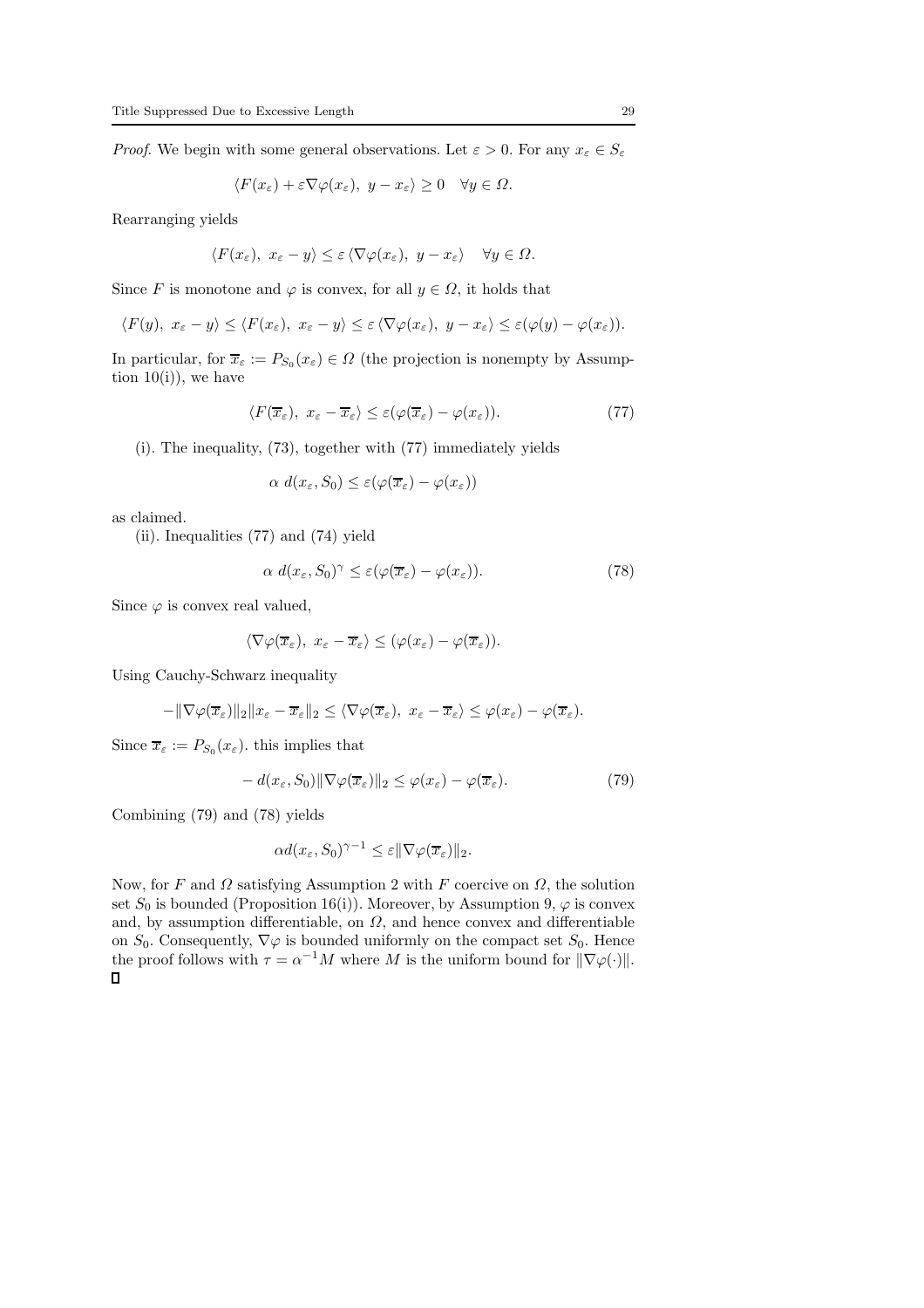*Proof.* We begin with some general observations. Let $\varepsilon > 0$. For any $x_\varepsilon \in S_\varepsilon$

$$\langle F(x_\varepsilon) + \varepsilon \nabla \varphi(x_\varepsilon),\ y - x_\varepsilon \rangle \geq 0 \quad \forall y \in \Omega.$$

Rearranging yields

$$\langle F(x_\varepsilon),\ x_\varepsilon - y \rangle \leq \varepsilon \, \langle \nabla \varphi(x_\varepsilon),\ y - x_\varepsilon \rangle \quad \forall y \in \Omega.$$

Since $F$ is monotone and $\varphi$ is convex, for all $y \in \Omega$, it holds that

$$\langle F(y),\ x_\varepsilon - y \rangle \leq \langle F(x_\varepsilon),\ x_\varepsilon - y \rangle \leq \varepsilon \, \langle \nabla \varphi(x_\varepsilon),\ y - x_\varepsilon \rangle \leq \varepsilon(\varphi(y) - \varphi(x_\varepsilon)).$$

In particular, for $\overline{x}_\varepsilon := P_{S_0}(x_\varepsilon) \in \Omega$ (the projection is nonempty by Assumption 10(i)), we have

$$\langle F(\overline{x}_\varepsilon),\ x_\varepsilon - \overline{x}_\varepsilon \rangle \leq \varepsilon(\varphi(\overline{x}_\varepsilon) - \varphi(x_\varepsilon)). \tag{77}$$

(i). The inequality, (73), together with (77) immediately yields

$$\alpha \ d(x_\varepsilon, S_0) \leq \varepsilon(\varphi(\overline{x}_\varepsilon) - \varphi(x_\varepsilon))$$

as claimed.

(ii). Inequalities (77) and (74) yield

$$\alpha \ d(x_\varepsilon, S_0)^\gamma \leq \varepsilon(\varphi(\overline{x}_\varepsilon) - \varphi(x_\varepsilon)). \tag{78}$$

Since $\varphi$ is convex real valued,

$$\langle \nabla \varphi(\overline{x}_\varepsilon),\ x_\varepsilon - \overline{x}_\varepsilon \rangle \leq (\varphi(x_\varepsilon) - \varphi(\overline{x}_\varepsilon)).$$

Using Cauchy-Schwarz inequality

$$-\|\nabla \varphi(\overline{x}_\varepsilon)\|_2 \|x_\varepsilon - \overline{x}_\varepsilon\|_2 \leq \langle \nabla \varphi(\overline{x}_\varepsilon),\ x_\varepsilon - \overline{x}_\varepsilon \rangle \leq \varphi(x_\varepsilon) - \varphi(\overline{x}_\varepsilon).$$

Since $\overline{x}_\varepsilon := P_{S_0}(x_\varepsilon)$. this implies that

$$-\, d(x_\varepsilon, S_0) \|\nabla \varphi(\overline{x}_\varepsilon)\|_2 \leq \varphi(x_\varepsilon) - \varphi(\overline{x}_\varepsilon). \tag{79}$$

Combining (79) and (78) yields

$$\alpha d(x_\varepsilon, S_0)^{\gamma - 1} \leq \varepsilon \|\nabla \varphi(\overline{x}_\varepsilon)\|_2.$$

Now, for $F$ and $\Omega$ satisfying Assumption 2 with $F$ coercive on $\Omega$, the solution set $S_0$ is bounded (Proposition 16(i)). Moreover, by Assumption 9, $\varphi$ is convex and, by assumption differentiable, on $\Omega$, and hence convex and differentiable on $S_0$. Consequently, $\nabla \varphi$ is bounded uniformly on the compact set $S_0$. Hence the proof follows with $\tau = \alpha^{-1} M$ where $M$ is the uniform bound for $\|\nabla \varphi(\cdot)\|$. $\square$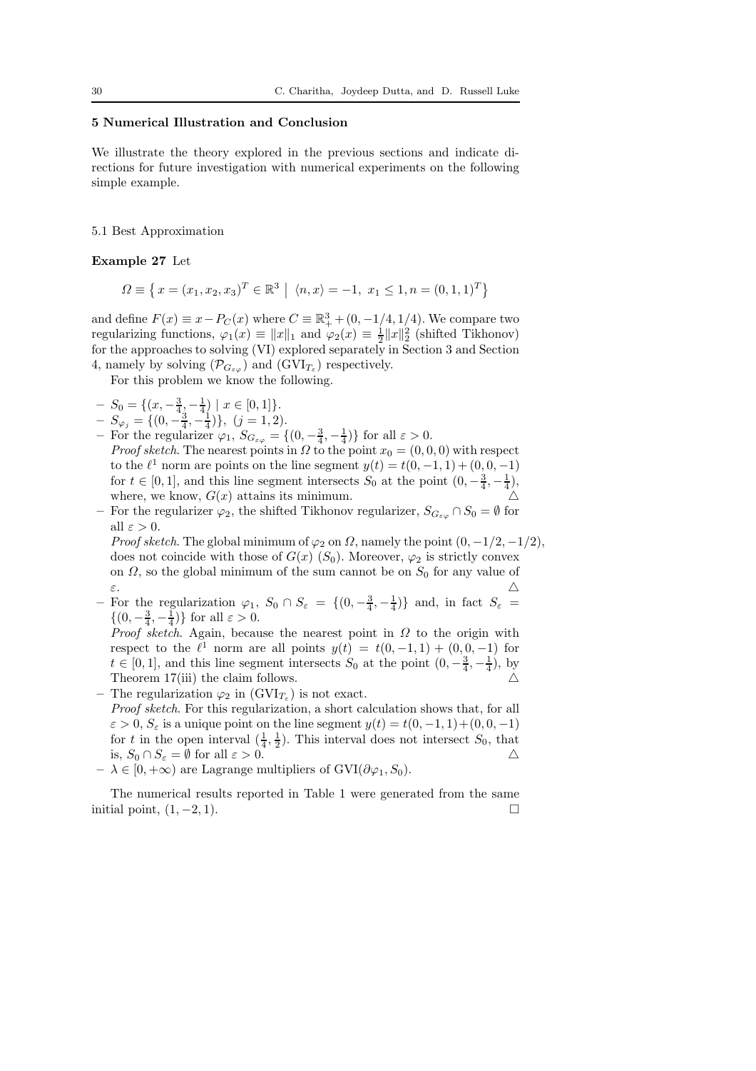## 5 Numerical Illustration and Conclusion

We illustrate the theory explored in the previous sections and indicate directions for future investigation with numerical experiments on the following simple example.

### 5.1 Best Approximation

**Example 27** Let

$$\Omega \equiv \left\{ x = (x_1, x_2, x_3)^T \in \mathbb{R}^3 \;\middle|\; \langle n, x \rangle = -1,\ x_1 \le 1, n = (0, 1, 1)^T \right\}$$

and define $F(x) \equiv x - P_C(x)$ where $C \equiv \mathbb{R}^3_+ + (0, -1/4, 1/4)$. We compare two regularizing functions, $\varphi_1(x) \equiv \|x\|_1$ and $\varphi_2(x) \equiv \frac{1}{2}\|x\|_2^2$ (shifted Tikhonov) for the approaches to solving (VI) explored separately in Section 3 and Section 4, namely by solving $(\mathcal{P}_{G_{\varepsilon\varphi}})$ and $(\mathrm{GVI}_{T_\varepsilon})$ respectively.

For this problem we know the following.

- $S_0 = \{(x, -\frac{3}{4}, -\frac{1}{4}) \mid x \in [0, 1]\}$.
- $S_{\varphi_j} = \{(0, -\frac{3}{4}, -\frac{1}{4})\},\ (j = 1, 2)$.
- For the regularizer $\varphi_1$, $S_{G_{\varepsilon\varphi}} = \{(0, -\frac{3}{4}, -\frac{1}{4})\}$ for all $\varepsilon > 0$.
  *Proof sketch.* The nearest points in $\Omega$ to the point $x_0 = (0, 0, 0)$ with respect to the $\ell^1$ norm are points on the line segment $y(t) = t(0, -1, 1) + (0, 0, -1)$ for $t \in [0, 1]$, and this line segment intersects $S_0$ at the point $(0, -\frac{3}{4}, -\frac{1}{4})$, where, we know, $G(x)$ attains its minimum. $\triangle$
- For the regularizer $\varphi_2$, the shifted Tikhonov regularizer, $S_{G_{\varepsilon\varphi}} \cap S_0 = \emptyset$ for all $\varepsilon > 0$.
  *Proof sketch.* The global minimum of $\varphi_2$ on $\Omega$, namely the point $(0, -1/2, -1/2)$, does not coincide with those of $G(x)$ $(S_0)$. Moreover, $\varphi_2$ is strictly convex on $\Omega$, so the global minimum of the sum cannot be on $S_0$ for any value of $\varepsilon$. $\triangle$
- For the regularization $\varphi_1$, $S_0 \cap S_\varepsilon = \{(0, -\frac{3}{4}, -\frac{1}{4})\}$ and, in fact $S_\varepsilon = \{(0, -\frac{3}{4}, -\frac{1}{4})\}$ for all $\varepsilon > 0$.
  *Proof sketch.* Again, because the nearest point in $\Omega$ to the origin with respect to the $\ell^1$ norm are all points $y(t) = t(0, -1, 1) + (0, 0, -1)$ for $t \in [0, 1]$, and this line segment intersects $S_0$ at the point $(0, -\frac{3}{4}, -\frac{1}{4})$, by Theorem 17(iii) the claim follows. $\triangle$
- The regularization $\varphi_2$ in $(\mathrm{GVI}_{T_\varepsilon})$ is not exact.
  *Proof sketch.* For this regularization, a short calculation shows that, for all $\varepsilon > 0$, $S_\varepsilon$ is a unique point on the line segment $y(t) = t(0, -1, 1) + (0, 0, -1)$ for $t$ in the open interval $(\frac{1}{4}, \frac{1}{2})$. This interval does not intersect $S_0$, that is, $S_0 \cap S_\varepsilon = \emptyset$ for all $\varepsilon > 0$. $\triangle$
- $\lambda \in [0, +\infty)$ are Lagrange multipliers of $\mathrm{GVI}(\partial\varphi_1, S_0)$.

The numerical results reported in Table 1 were generated from the same initial point, $(1, -2, 1)$. $\square$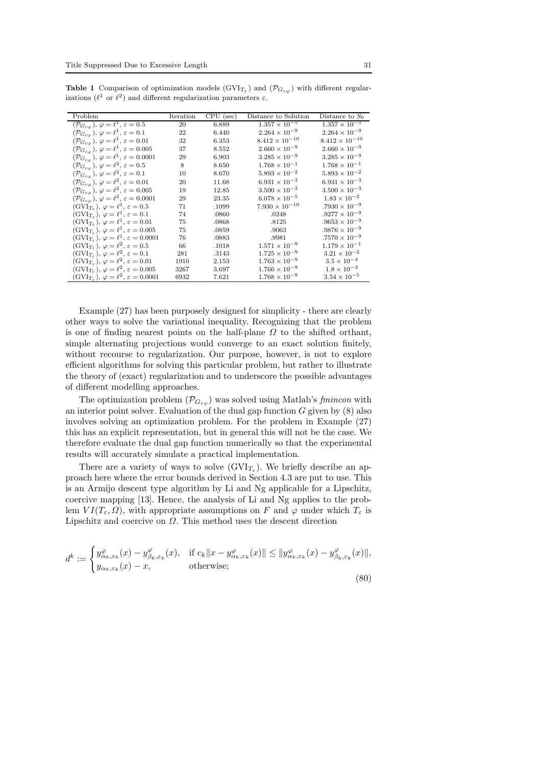**Table 1** Comparison of optimization models ($\mathrm{GVI}_{T_\varepsilon}$) and ($\mathcal{P}_{G_{\varepsilon\varphi}}$) with different regularizations ($\ell^1$ or $\ell^2$) and different regularization parameters $\varepsilon$.

| Problem | Iteration | CPU (sec) | Distance to Solution | Distance to $S_0$ |
|---|---|---|---|---|
| ($\mathcal{P}_{G_{\varepsilon\varphi}}$), $\varphi = \ell^1$, $\varepsilon = 0.5$ | 20 | 6.889 | $1.357 \times 10^{-5}$ | $1.357 \times 10^{-5}$ |
| ($\mathcal{P}_{G_{\varepsilon\varphi}}$), $\varphi = \ell^1$, $\varepsilon = 0.1$ | 22 | 6.440 | $2.264 \times 10^{-9}$ | $2.264 \times 10^{-9}$ |
| ($\mathcal{P}_{G_{\varepsilon\varphi}}$), $\varphi = \ell^1$, $\varepsilon = 0.01$ | 32 | 6.353 | $8.412 \times 10^{-10}$ | $8.412 \times 10^{-10}$ |
| ($\mathcal{P}_{G_{\varepsilon\varphi}}$), $\varphi = \ell^1$, $\varepsilon = 0.005$ | 37 | 8.552 | $2.660 \times 10^{-9}$ | $2.660 \times 10^{-9}$ |
| ($\mathcal{P}_{G_{\varepsilon\varphi}}$), $\varphi = \ell^1$, $\varepsilon = 0.0001$ | 29 | 6.903 | $3.285 \times 10^{-9}$ | $3.285 \times 10^{-9}$ |
| ($\mathcal{P}_{G_{\varepsilon\varphi}}$), $\varphi = \ell^2$, $\varepsilon = 0.5$ | 8 | 8.650 | $1.768 \times 10^{-1}$ | $1.768 \times 10^{-1}$ |
| ($\mathcal{P}_{G_{\varepsilon\varphi}}$), $\varphi = \ell^2$, $\varepsilon = 0.1$ | 10 | 8.670 | $5.893 \times 10^{-2}$ | $5.893 \times 10^{-2}$ |
| ($\mathcal{P}_{G_{\varepsilon\varphi}}$), $\varphi = \ell^2$, $\varepsilon = 0.01$ | 20 | 11.68 | $6.931 \times 10^{-3}$ | $6.931 \times 10^{-3}$ |
| ($\mathcal{P}_{G_{\varepsilon\varphi}}$), $\varphi = \ell^2$, $\varepsilon = 0.005$ | 19 | 12.85 | $3.500 \times 10^{-3}$ | $3.500 \times 10^{-3}$ |
| ($\mathcal{P}_{G_{\varepsilon\varphi}}$), $\varphi = \ell^2$, $\varepsilon = 0.0001$ | 29 | 23.35 | $6.078 \times 10^{-5}$ | $1.83 \times 10^{-2}$ |
| ($\mathrm{GVI}_{T_\varepsilon}$), $\varphi = \ell^1$, $\varepsilon = 0.5$ | 71 | .1099 | $7.930 \times 10^{-10}$ | $.7930 \times 10^{-9}$ |
| ($\mathrm{GVI}_{T_\varepsilon}$), $\varphi = \ell^1$, $\varepsilon = 0.1$ | 74 | .0860 | .0248 | $.9277 \times 10^{-9}$ |
| ($\mathrm{GVI}_{T_\varepsilon}$), $\varphi = \ell^1$, $\varepsilon = 0.01$ | 75 | .0868 | .8125 | $.9653 \times 10^{-9}$ |
| ($\mathrm{GVI}_{T_\varepsilon}$), $\varphi = \ell^1$, $\varepsilon = 0.005$ | 75 | .0859 | .9063 | $.9876 \times 10^{-9}$ |
| ($\mathrm{GVI}_{T_\varepsilon}$), $\varphi = \ell^1$, $\varepsilon = 0.0001$ | 76 | .0883 | .9981 | $.7570 \times 10^{-9}$ |
| ($\mathrm{GVI}_{T_\varepsilon}$), $\varphi = \ell^2$, $\varepsilon = 0.5$ | 66 | .1018 | $1.571 \times 10^{-9}$ | $1.179 \times 10^{-1}$ |
| ($\mathrm{GVI}_{T_\varepsilon}$), $\varphi = \ell^2$, $\varepsilon = 0.1$ | 281 | .3143 | $1.725 \times 10^{-9}$ | $3.21 \times 10^{-2}$ |
| ($\mathrm{GVI}_{T_\varepsilon}$), $\varphi = \ell^2$, $\varepsilon = 0.01$ | 1910 | 2.153 | $1.763 \times 10^{-9}$ | $3.5 \times 10^{-3}$ |
| ($\mathrm{GVI}_{T_\varepsilon}$), $\varphi = \ell^2$, $\varepsilon = 0.005$ | 3267 | 3.697 | $1.766 \times 10^{-9}$ | $1.8 \times 10^{-3}$ |
| ($\mathrm{GVI}_{T_\varepsilon}$), $\varphi = \ell^2$, $\varepsilon = 0.0001$ | 6932 | 7.621 | $1.768 \times 10^{-9}$ | $3.54 \times 10^{-5}$ |

Example (27) has been purposely designed for simplicity - there are clearly other ways to solve the variational inequality. Recognizing that the problem is one of finding nearest points on the half-plane $\Omega$ to the shifted orthant, simple alternating projections would converge to an exact solution finitely, without recourse to regularization. Our purpose, however, is not to explore efficient algorithms for solving this particular problem, but rather to illustrate the theory of (exact) regularization and to underscore the possible advantages of different modelling approaches.

The optimization problem ($\mathcal{P}_{G_{\varepsilon\varphi}}$) was solved using Matlab's *fmincon* with an interior point solver. Evaluation of the dual gap function $G$ given by (8) also involves solving an optimization problem. For the problem in Example (27) this has an explicit representation, but in general this will not be the case. We therefore evaluate the dual gap function numerically so that the experimental results will accurately simulate a practical implementation.

There are a variety of ways to solve ($\mathrm{GVI}_{T_\varepsilon}$). We briefly describe an approach here where the error bounds derived in Section 4.3 are put to use. This is an Armijo descent type algorithm by Li and Ng applicable for a Lipschitz, coercive mapping [13]. Hence, the analysis of Li and Ng applies to the problem $VI(T_\varepsilon, \Omega)$, with appropriate assumptions on $F$ and $\varphi$ under which $T_\varepsilon$ is Lipschitz and coercive on $\Omega$. This method uses the descent direction

$$d^k := \begin{cases} y^{\varphi}_{\alpha_k,\varepsilon_k}(x) - y^{\varphi}_{\beta_k,\varepsilon_k}(x), & \text{if } c_k\|x - y^{\varphi}_{\alpha_k,\varepsilon_k}(x)\| \le \|y^{\varphi}_{\alpha_k,\varepsilon_k}(x) - y^{\varphi}_{\beta_k,\varepsilon_k}(x)\|, \\ y_{\alpha_k,\varepsilon_k}(x) - x, & \text{otherwise;} \end{cases} \tag{80}$$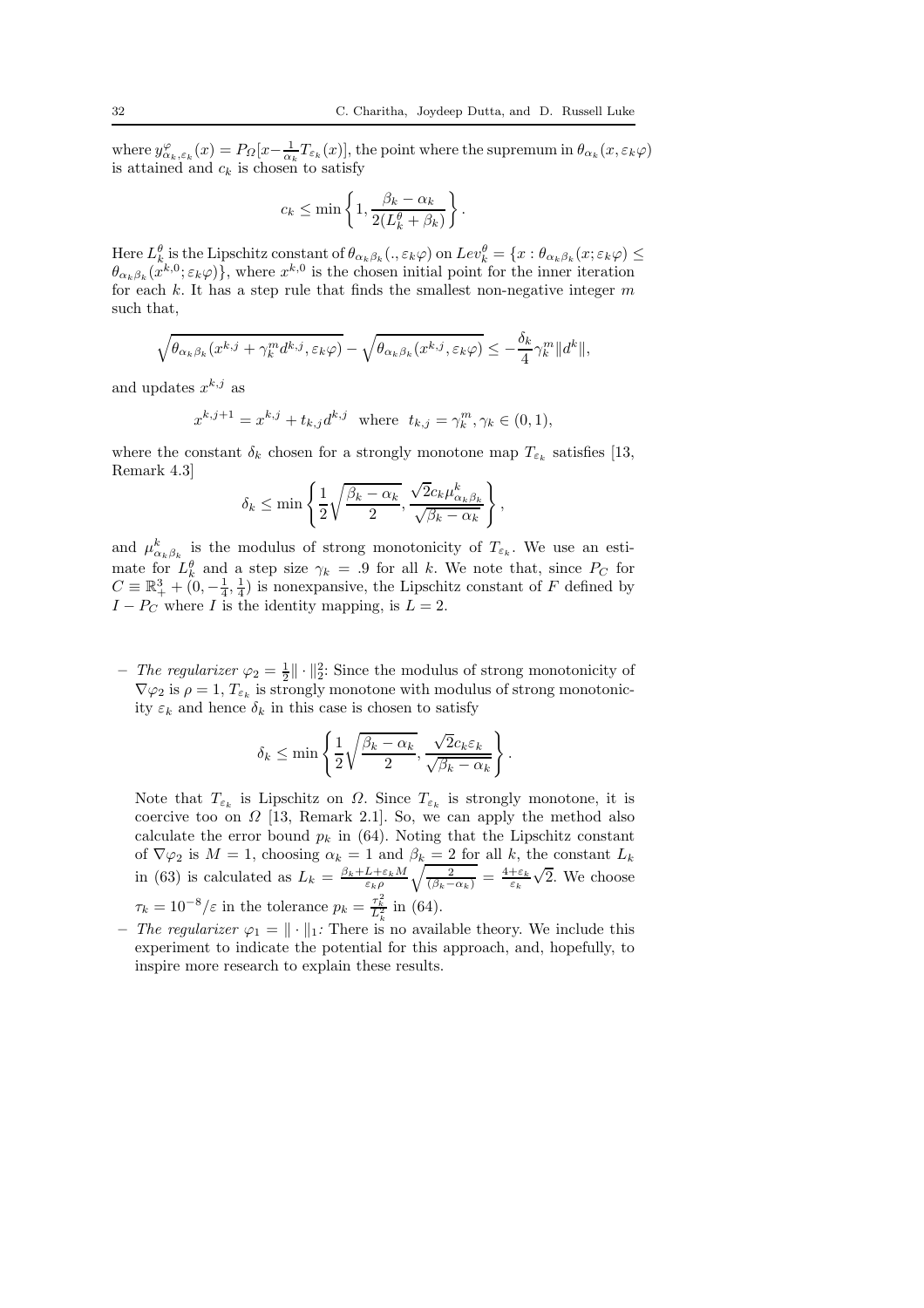where $y^{\varphi}_{\alpha_k,\varepsilon_k}(x) = P_{\Omega}[x - \frac{1}{\alpha_k} T_{\varepsilon_k}(x)]$, the point where the supremum in $\theta_{\alpha_k}(x, \varepsilon_k \varphi)$ is attained and $c_k$ is chosen to satisfy

$$c_k \leq \min\left\{1, \frac{\beta_k - \alpha_k}{2(L^{\theta}_k + \beta_k)}\right\}.$$

Here $L^{\theta}_k$ is the Lipschitz constant of $\theta_{\alpha_k\beta_k}(., \varepsilon_k\varphi)$ on $Lev^{\theta}_k = \{x : \theta_{\alpha_k\beta_k}(x; \varepsilon_k\varphi) \leq \theta_{\alpha_k\beta_k}(x^{k,0}; \varepsilon_k\varphi)\}$, where $x^{k,0}$ is the chosen initial point for the inner iteration for each $k$. It has a step rule that finds the smallest non-negative integer $m$ such that,

$$\sqrt{\theta_{\alpha_k\beta_k}(x^{k,j} + \gamma^m_k d^{k,j}, \varepsilon_k\varphi)} - \sqrt{\theta_{\alpha_k\beta_k}(x^{k,j}, \varepsilon_k\varphi)} \leq -\frac{\delta_k}{4}\gamma^m_k \|d^k\|,$$

and updates $x^{k,j}$ as

$$x^{k,j+1} = x^{k,j} + t_{k,j} d^{k,j} \quad \text{where} \quad t_{k,j} = \gamma^m_k, \gamma_k \in (0, 1),$$

where the constant $\delta_k$ chosen for a strongly monotone map $T_{\varepsilon_k}$ satisfies [13, Remark 4.3]

$$\delta_k \leq \min\left\{\frac{1}{2}\sqrt{\frac{\beta_k - \alpha_k}{2}}, \frac{\sqrt{2}c_k\mu^k_{\alpha_k\beta_k}}{\sqrt{\beta_k - \alpha_k}}\right\},$$

and $\mu^k_{\alpha_k\beta_k}$ is the modulus of strong monotonicity of $T_{\varepsilon_k}$. We use an estimate for $L^{\theta}_k$ and a step size $\gamma_k = .9$ for all $k$. We note that, since $P_C$ for $C \equiv \mathbb{R}^3_+ + (0, -\frac{1}{4}, \frac{1}{4})$ is nonexpansive, the Lipschitz constant of $F$ defined by $I - P_C$ where $I$ is the identity mapping, is $L = 2$.

- *The regularizer* $\varphi_2 = \frac{1}{2}\|\cdot\|^2_2$: Since the modulus of strong monotonicity of $\nabla\varphi_2$ is $\rho = 1$, $T_{\varepsilon_k}$ is strongly monotone with modulus of strong monotonicity $\varepsilon_k$ and hence $\delta_k$ in this case is chosen to satisfy

$$\delta_k \leq \min\left\{\frac{1}{2}\sqrt{\frac{\beta_k - \alpha_k}{2}}, \frac{\sqrt{2}c_k\varepsilon_k}{\sqrt{\beta_k - \alpha_k}}\right\}.$$

  Note that $T_{\varepsilon_k}$ is Lipschitz on $\Omega$. Since $T_{\varepsilon_k}$ is strongly monotone, it is coercive too on $\Omega$ [13, Remark 2.1]. So, we can apply the method also calculate the error bound $p_k$ in (64). Noting that the Lipschitz constant of $\nabla\varphi_2$ is $M = 1$, choosing $\alpha_k = 1$ and $\beta_k = 2$ for all $k$, the constant $L_k$ in (63) is calculated as $L_k = \frac{\beta_k + L + \varepsilon_k M}{\varepsilon_k \rho}\sqrt{\frac{2}{(\beta_k - \alpha_k)}} = \frac{4+\varepsilon_k}{\varepsilon_k}\sqrt{2}$. We choose $\tau_k = 10^{-8}/\varepsilon$ in the tolerance $p_k = \frac{\tau^2_k}{L^2_k}$ in (64).
- *The regularizer* $\varphi_1 = \|\cdot\|_1$*:* There is no available theory. We include this experiment to indicate the potential for this approach, and, hopefully, to inspire more research to explain these results.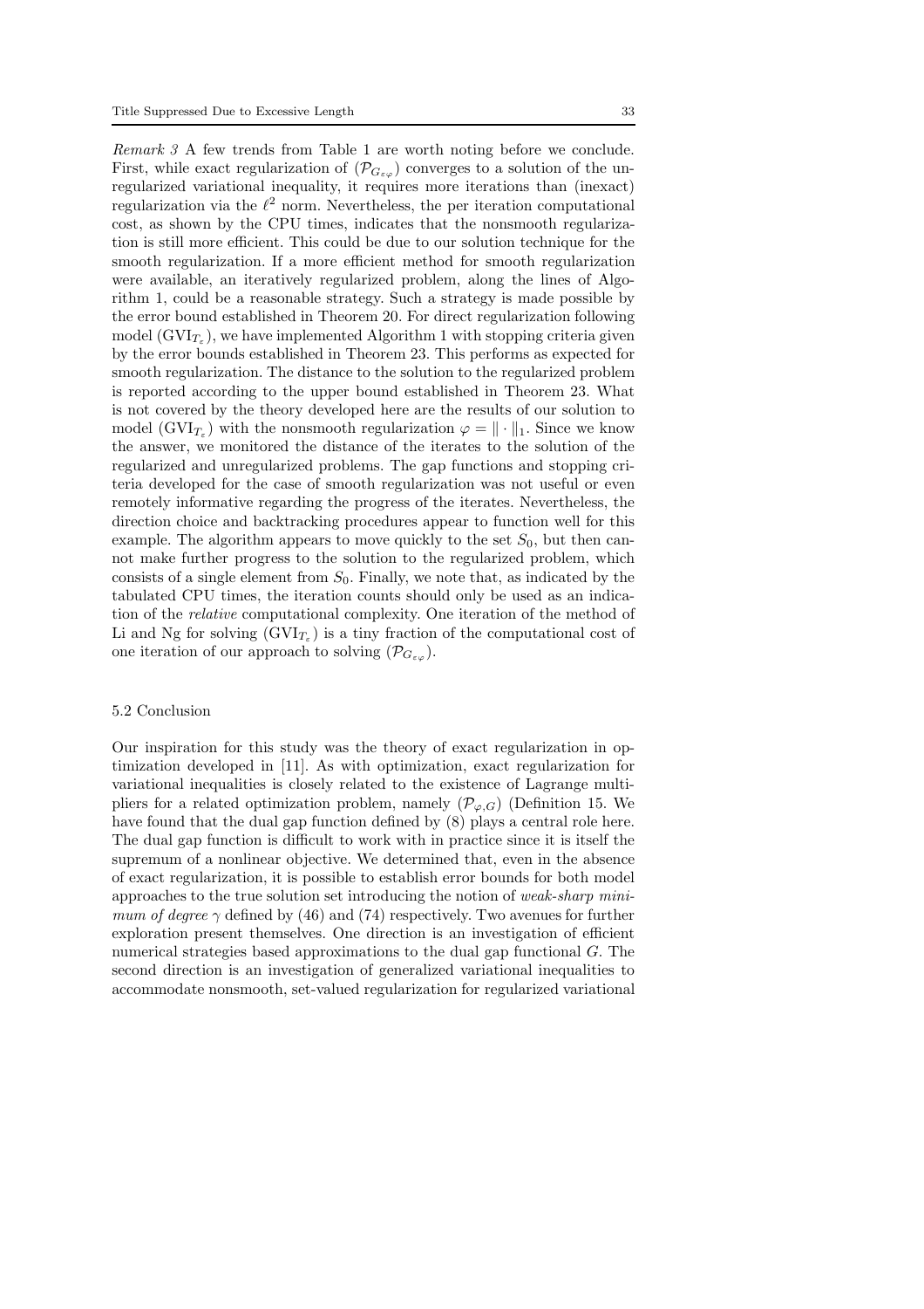*Remark 3* A few trends from Table 1 are worth noting before we conclude. First, while exact regularization of $(\mathcal{P}_{G_{\varepsilon\varphi}})$ converges to a solution of the unregularized variational inequality, it requires more iterations than (inexact) regularization via the $\ell^2$ norm. Nevertheless, the per iteration computational cost, as shown by the CPU times, indicates that the nonsmooth regularization is still more efficient. This could be due to our solution technique for the smooth regularization. If a more efficient method for smooth regularization were available, an iteratively regularized problem, along the lines of Algorithm 1, could be a reasonable strategy. Such a strategy is made possible by the error bound established in Theorem 20. For direct regularization following model $(\mathrm{GVI}_{T_\varepsilon})$, we have implemented Algorithm 1 with stopping criteria given by the error bounds established in Theorem 23. This performs as expected for smooth regularization. The distance to the solution to the regularized problem is reported according to the upper bound established in Theorem 23. What is not covered by the theory developed here are the results of our solution to model $(\mathrm{GVI}_{T_\varepsilon})$ with the nonsmooth regularization $\varphi = \|\cdot\|_1$. Since we know the answer, we monitored the distance of the iterates to the solution of the regularized and unregularized problems. The gap functions and stopping criteria developed for the case of smooth regularization was not useful or even remotely informative regarding the progress of the iterates. Nevertheless, the direction choice and backtracking procedures appear to function well for this example. The algorithm appears to move quickly to the set $S_0$, but then cannot make further progress to the solution to the regularized problem, which consists of a single element from $S_0$. Finally, we note that, as indicated by the tabulated CPU times, the iteration counts should only be used as an indication of the *relative* computational complexity. One iteration of the method of Li and Ng for solving $(\mathrm{GVI}_{T_\varepsilon})$ is a tiny fraction of the computational cost of one iteration of our approach to solving $(\mathcal{P}_{G_{\varepsilon\varphi}})$.

### 5.2 Conclusion

Our inspiration for this study was the theory of exact regularization in optimization developed in [11]. As with optimization, exact regularization for variational inequalities is closely related to the existence of Lagrange multipliers for a related optimization problem, namely $(\mathcal{P}_{\varphi,G})$ (Definition 15. We have found that the dual gap function defined by (8) plays a central role here. The dual gap function is difficult to work with in practice since it is itself the supremum of a nonlinear objective. We determined that, even in the absence of exact regularization, it is possible to establish error bounds for both model approaches to the true solution set introducing the notion of *weak-sharp minimum of degree* $\gamma$ defined by (46) and (74) respectively. Two avenues for further exploration present themselves. One direction is an investigation of efficient numerical strategies based approximations to the dual gap functional $G$. The second direction is an investigation of generalized variational inequalities to accommodate nonsmooth, set-valued regularization for regularized variational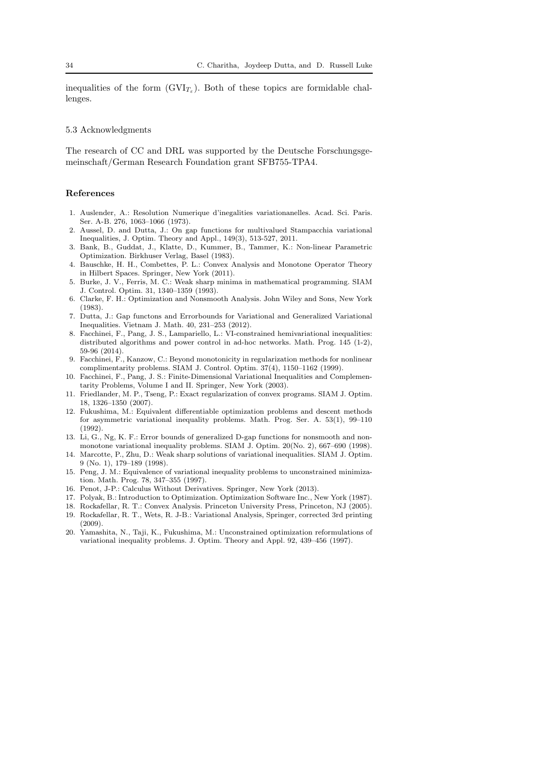inequalities of the form ($\mathrm{GVI}_{T_\varepsilon}$). Both of these topics are formidable challenges.

### 5.3 Acknowledgments

The research of CC and DRL was supported by the Deutsche Forschungsgemeinschaft/German Research Foundation grant SFB755-TPA4.

## References

1. Auslender, A.: Resolution Numerique d'inegalities variationanelles. Acad. Sci. Paris. Ser. A-B. 276, 1063–1066 (1973).
2. Aussel, D. and Dutta, J.: On gap functions for multivalued Stampacchia variational Inequalities, J. Optim. Theory and Appl., 149(3), 513-527, 2011.
3. Bank, B., Guddat, J., Klatte, D., Kummer, B., Tammer, K.: Non-linear Parametric Optimization. Birkhuser Verlag, Basel (1983).
4. Bauschke, H. H., Combettes, P. L.: Convex Analysis and Monotone Operator Theory in Hilbert Spaces. Springer, New York (2011).
5. Burke, J. V., Ferris, M. C.: Weak sharp minima in mathematical programming. SIAM J. Control. Optim. 31, 1340–1359 (1993).
6. Clarke, F. H.: Optimization and Nonsmooth Analysis. John Wiley and Sons, New York (1983).
7. Dutta, J.: Gap functons and Errorbounds for Variational and Generalized Variational Inequalities. Vietnam J. Math. 40, 231–253 (2012).
8. Facchinei, F., Pang, J. S., Lampariello, L.: VI-constrained hemivariational inequalities: distributed algorithms and power control in ad-hoc networks. Math. Prog. 145 (1-2), 59-96 (2014).
9. Facchinei, F., Kanzow, C.: Beyond monotonicity in regularization methods for nonlinear complimentarity problems. SIAM J. Control. Optim. 37(4), 1150–1162 (1999).
10. Facchinei, F., Pang, J. S.: Finite-Dimensional Variational Inequalities and Complementarity Problems, Volume I and II. Springer, New York (2003).
11. Friedlander, M. P., Tseng, P.: Exact regularization of convex programs. SIAM J. Optim. 18, 1326–1350 (2007).
12. Fukushima, M.: Equivalent differentiable optimization problems and descent methods for asymmetric variational inequality problems. Math. Prog. Ser. A. 53(1), 99–110 (1992).
13. Li, G., Ng, K. F.: Error bounds of generalized D-gap functions for nonsmooth and nonmonotone variational inequality problems. SIAM J. Optim. 20(No. 2), 667–690 (1998).
14. Marcotte, P., Zhu, D.: Weak sharp solutions of variational inequalities. SIAM J. Optim. 9 (No. 1), 179–189 (1998).
15. Peng, J. M.: Equivalence of variational inequality problems to unconstrained minimization. Math. Prog. 78, 347–355 (1997).
16. Penot, J-P.: Calculus Without Derivatives. Springer, New York (2013).
17. Polyak, B.: Introduction to Optimization. Optimization Software Inc., New York (1987).
18. Rockafellar, R. T.: Convex Analysis. Princeton University Press, Princeton, NJ (2005).
19. Rockafellar, R. T., Wets, R. J-B.: Variational Analysis, Springer, corrected 3rd printing (2009).
20. Yamashita, N., Taji, K., Fukushima, M.: Unconstrained optimization reformulations of variational inequality problems. J. Optim. Theory and Appl. 92, 439–456 (1997).